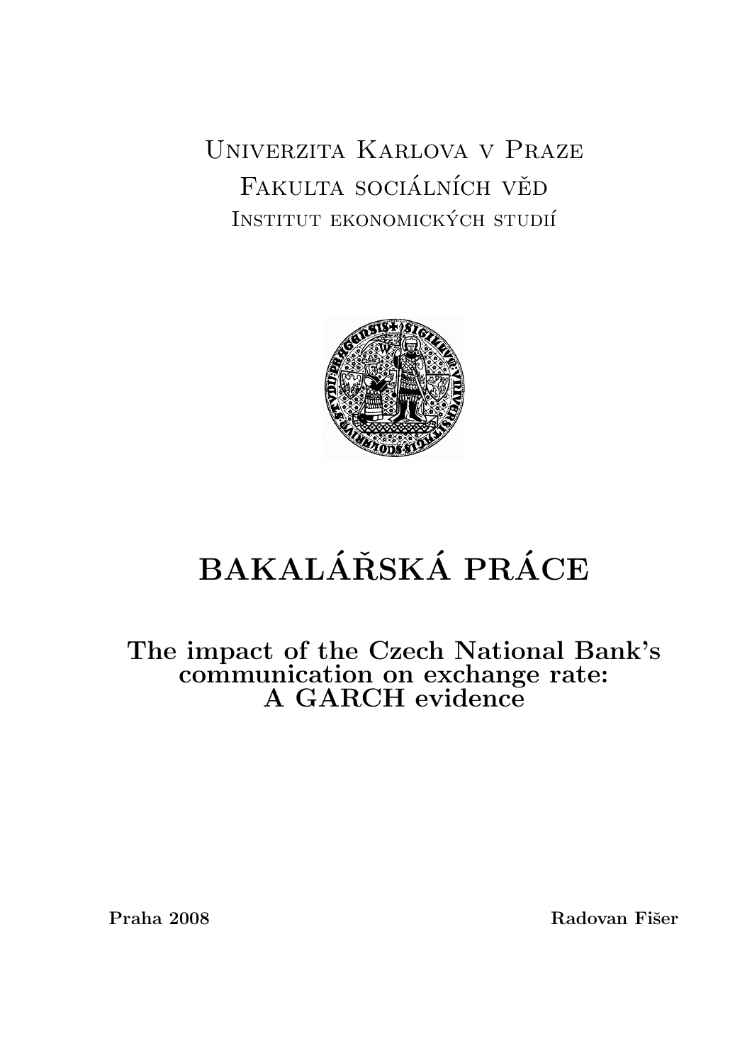Univerzita Karlova v Praze

Fakulta sociálních věd

Institut ekonomických studií

# BAKALÁŘSKÁ PRÁCE

## The impact of the Czech National Bank's communication on exchange rate: A GARCH evidence

**Praha 2008** **Radovan Fišer**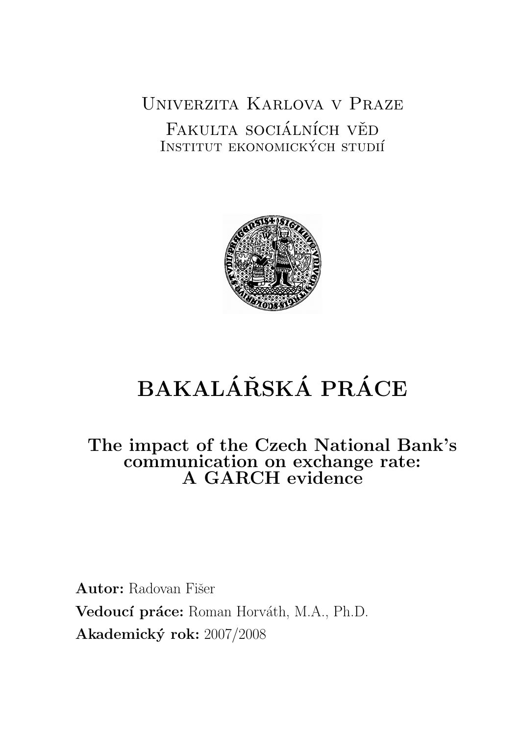Univerzita Karlova v Praze

Fakulta sociálních věd

Institut ekonomických studií

# BAKALÁŘSKÁ PRÁCE

## The impact of the Czech National Bank's communication on exchange rate: A GARCH evidence

**Autor:** Radovan Fišer

**Vedoucí práce:** Roman Horváth, M.A., Ph.D.

**Akademický rok:** 2007/2008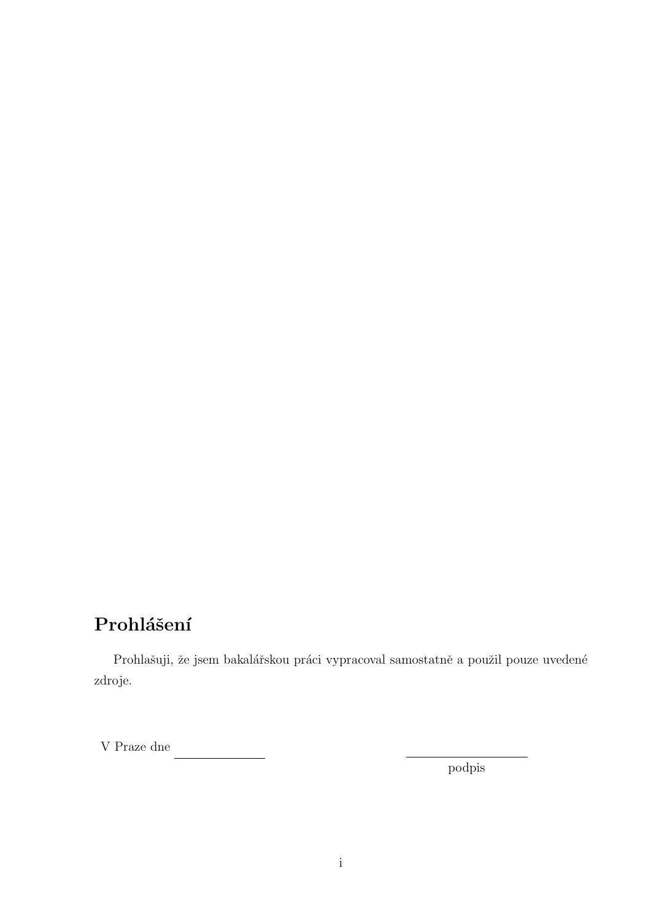## Prohlášení

Prohlašuji, že jsem bakalářskou práci vypracoval samostatně a použil pouze uvedené zdroje.

V Praze dne ______________ ____________________

podpis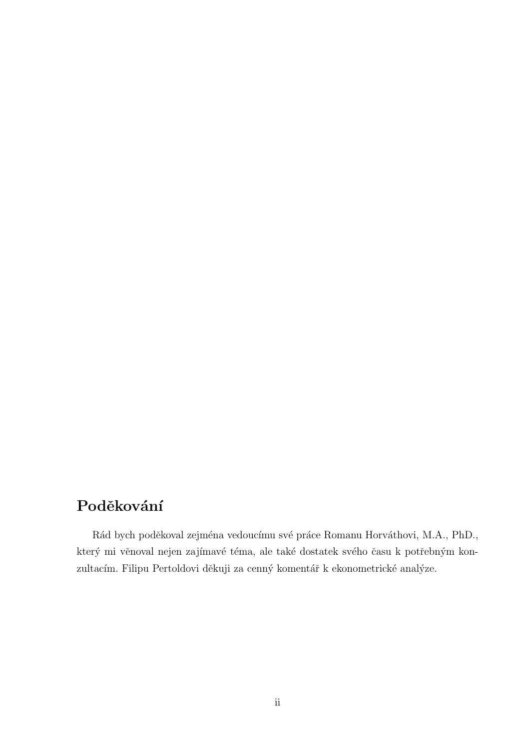## Poděkování

Rád bych poděkoval zejména vedoucímu své práce Romanu Horváthovi, M.A., PhD., který mi věnoval nejen zajímavé téma, ale také dostatek svého času k potřebným konzultacím. Filipu Pertoldovi děkuji za cenný komentář k ekonometrické analýze.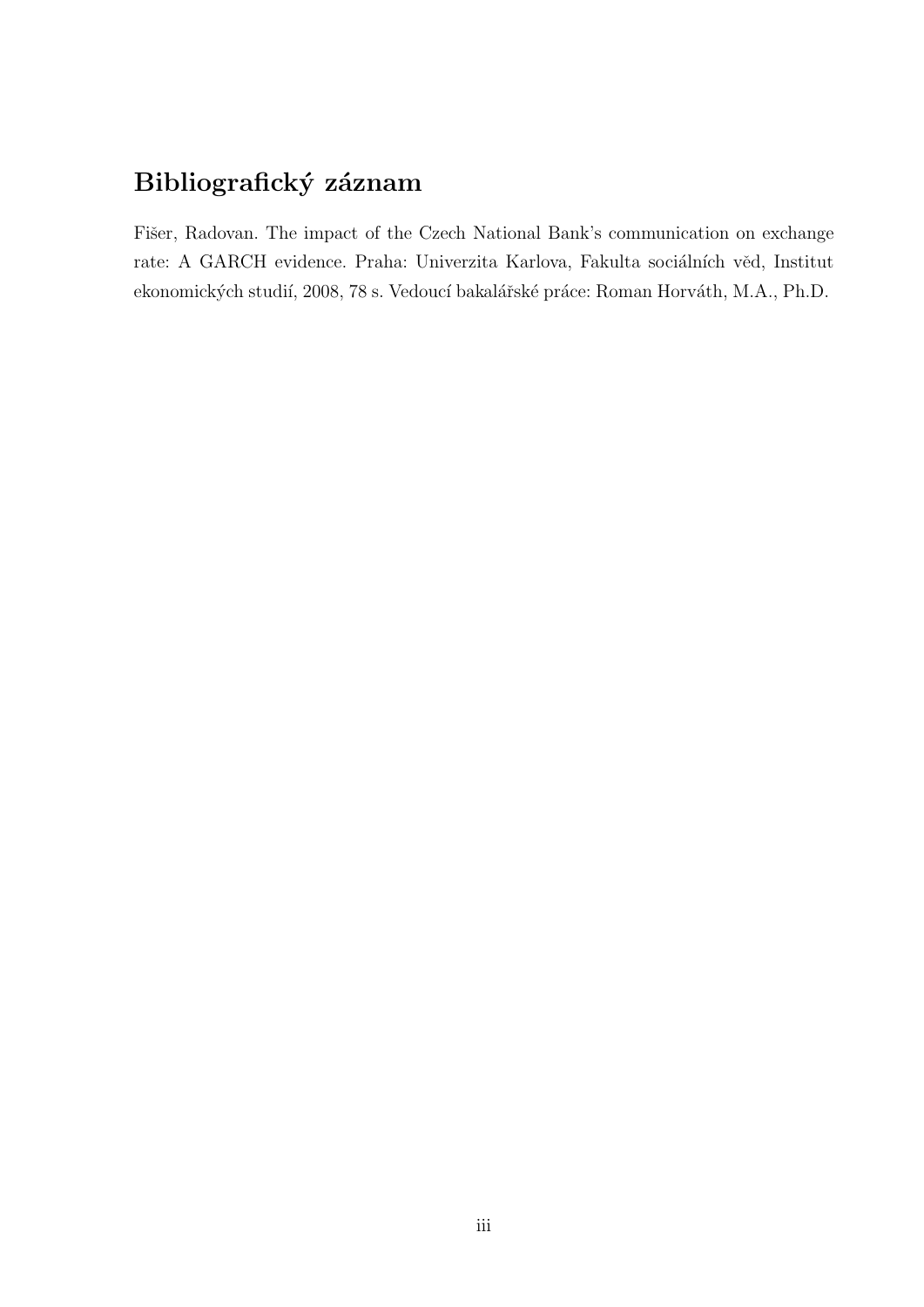## Bibliografický záznam

Fišer, Radovan. The impact of the Czech National Bank's communication on exchange rate: A GARCH evidence. Praha: Univerzita Karlova, Fakulta sociálních věd, Institut ekonomických studií, 2008, 78 s. Vedoucí bakalářské práce: Roman Horváth, M.A., Ph.D.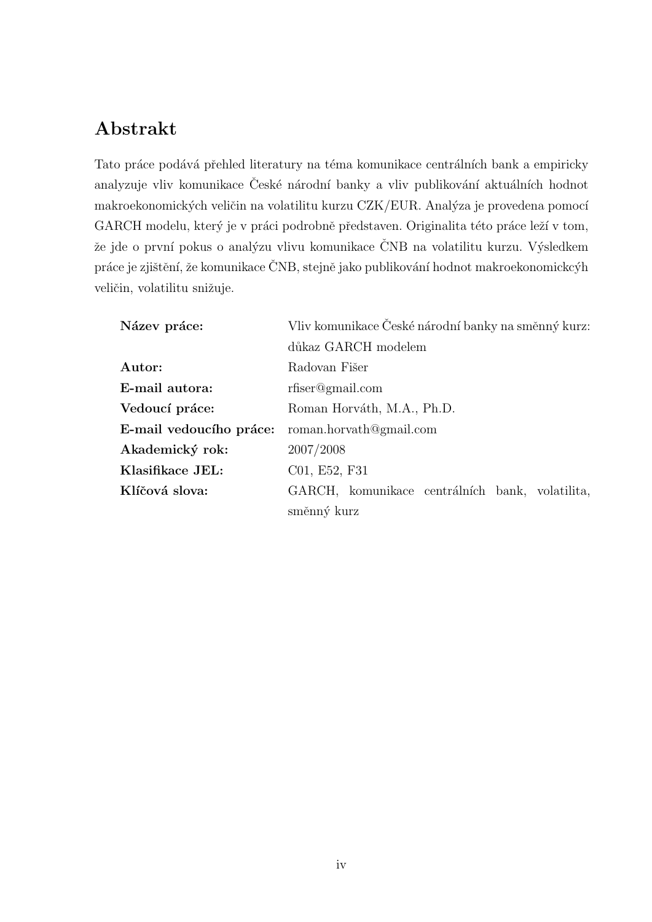## Abstrakt

Tato práce podává přehled literatury na téma komunikace centrálních bank a empiricky analyzuje vliv komunikace České národní banky a vliv publikování aktuálních hodnot makroekonomických veličin na volatilitu kurzu CZK/EUR. Analýza je provedena pomocí GARCH modelu, který je v práci podrobně představen. Originalita této práce leží v tom, že jde o první pokus o analýzu vlivu komunikace ČNB na volatilitu kurzu. Výsledkem práce je zjištění, že komunikace ČNB, stejně jako publikování hodnot makroekonomickcýh veličin, volatilitu snižuje.

| | |
|---|---|
| **Název práce:** | Vliv komunikace České národní banky na směnný kurz: důkaz GARCH modelem |
| **Autor:** | Radovan Fišer |
| **E-mail autora:** | rfiser@gmail.com |
| **Vedoucí práce:** | Roman Horváth, M.A., Ph.D. |
| **E-mail vedoucího práce:** | roman.horvath@gmail.com |
| **Akademický rok:** | 2007/2008 |
| **Klasifikace JEL:** | C01, E52, F31 |
| **Klíčová slova:** | GARCH, komunikace centrálních bank, volatilita, směnný kurz |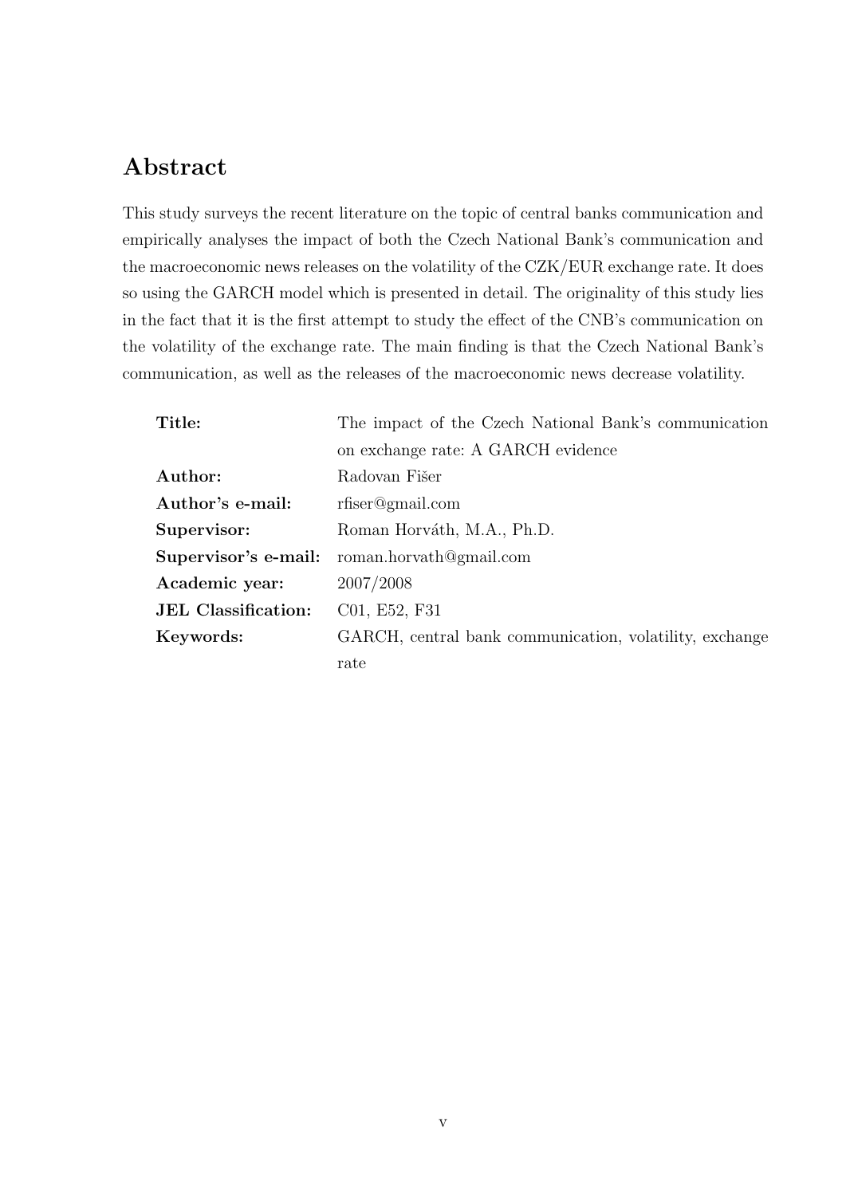## Abstract

This study surveys the recent literature on the topic of central banks communication and empirically analyses the impact of both the Czech National Bank's communication and the macroeconomic news releases on the volatility of the CZK/EUR exchange rate. It does so using the GARCH model which is presented in detail. The originality of this study lies in the fact that it is the first attempt to study the effect of the CNB's communication on the volatility of the exchange rate. The main finding is that the Czech National Bank's communication, as well as the releases of the macroeconomic news decrease volatility.

| | |
|---|---|
| **Title:** | The impact of the Czech National Bank's communication on exchange rate: A GARCH evidence |
| **Author:** | Radovan Fišer |
| **Author's e-mail:** | rfiser@gmail.com |
| **Supervisor:** | Roman Horváth, M.A., Ph.D. |
| **Supervisor's e-mail:** | roman.horvath@gmail.com |
| **Academic year:** | 2007/2008 |
| **JEL Classification:** | C01, E52, F31 |
| **Keywords:** | GARCH, central bank communication, volatility, exchange rate |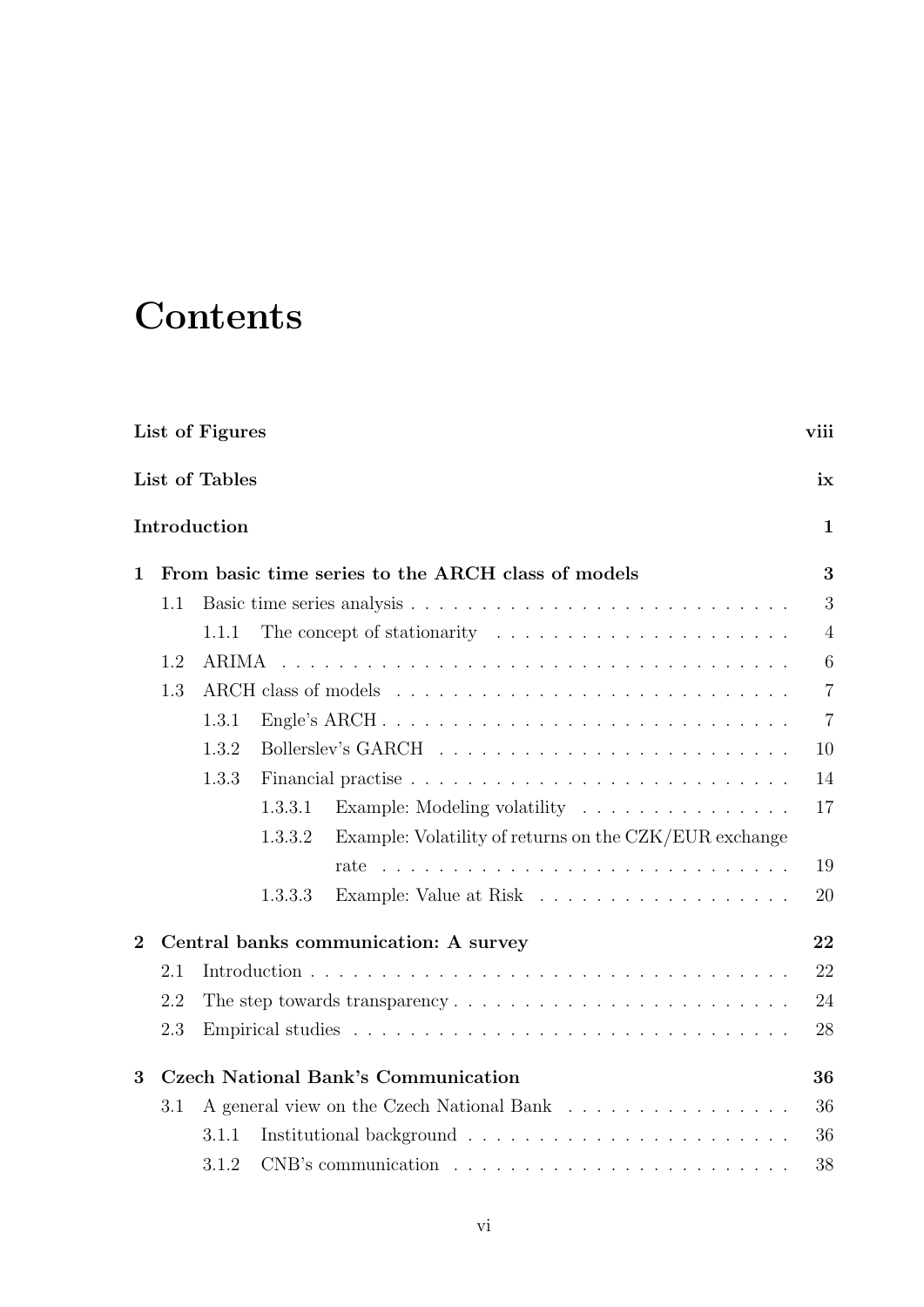# Contents

**List of Figures** **viii**

**List of Tables** **ix**

**Introduction** **1**

**1 From basic time series to the ARCH class of models** **3**

- 1.1 Basic time series analysis . . . . . 3
  - 1.1.1 The concept of stationarity . . . . . 4
- 1.2 ARIMA . . . . . 6
- 1.3 ARCH class of models . . . . . 7
  - 1.3.1 Engle's ARCH . . . . . 7
  - 1.3.2 Bollerslev's GARCH . . . . . 10
  - 1.3.3 Financial practise . . . . . 14
    - 1.3.3.1 Example: Modeling volatility . . . . . 17
    - 1.3.3.2 Example: Volatility of returns on the CZK/EUR exchange rate . . . . . 19
    - 1.3.3.3 Example: Value at Risk . . . . . 20

**2 Central banks communication: A survey** **22**

- 2.1 Introduction . . . . . 22
- 2.2 The step towards transparency . . . . . 24
- 2.3 Empirical studies . . . . . 28

**3 Czech National Bank's Communication** **36**

- 3.1 A general view on the Czech National Bank . . . . . 36
  - 3.1.1 Institutional background . . . . . 36
  - 3.1.2 CNB's communication . . . . . 38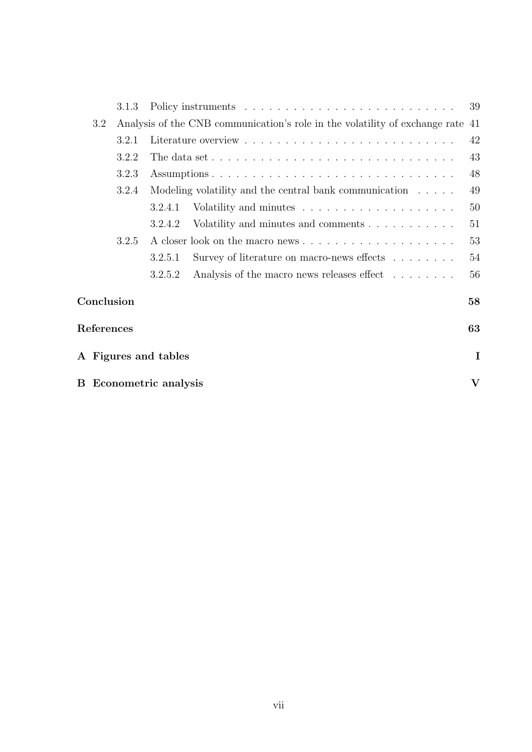3.1.3 Policy instruments . . . . . . . . . . . . . . . . . . . . . . . . . . 39

3.2 Analysis of the CNB communication's role in the volatility of exchange rate 41

3.2.1 Literature overview . . . . . . . . . . . . . . . . . . . . . . . . . . 42

3.2.2 The data set . . . . . . . . . . . . . . . . . . . . . . . . . . . . . . 43

3.2.3 Assumptions . . . . . . . . . . . . . . . . . . . . . . . . . . . . . . 48

3.2.4 Modeling volatility and the central bank communication . . . . . 49

3.2.4.1 Volatility and minutes . . . . . . . . . . . . . . . . . . . . 50

3.2.4.2 Volatility and minutes and comments . . . . . . . . . . . 51

3.2.5 A closer look on the macro news . . . . . . . . . . . . . . . . . . . 53

3.2.5.1 Survey of literature on macro-news effects . . . . . . . . 54

3.2.5.2 Analysis of the macro news releases effect . . . . . . . . 56

**Conclusion** **58**

**References** **63**

**A Figures and tables** **I**

**B Econometric analysis** **V**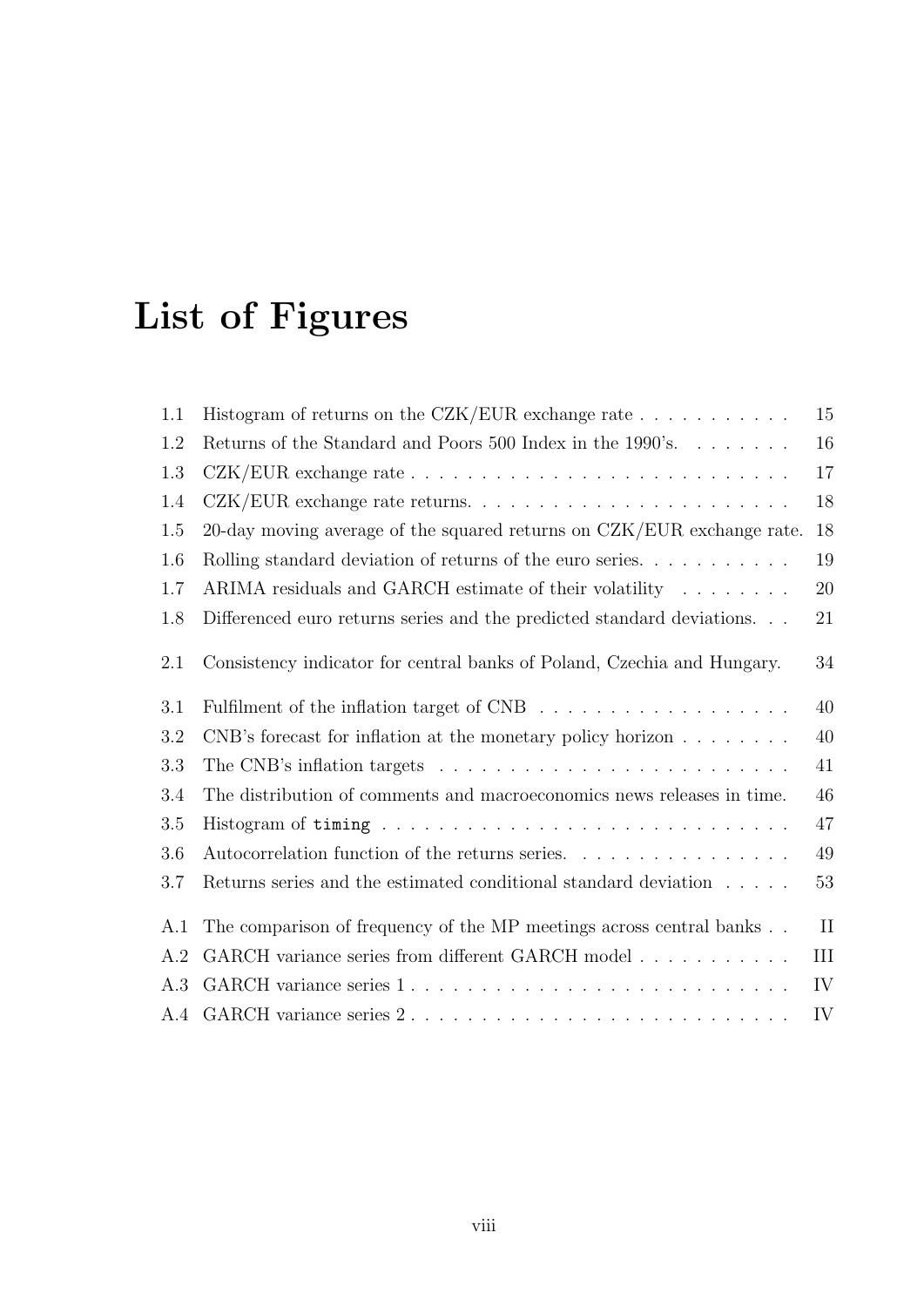# List of Figures

| | | |
|---|---|---|
| 1.1 | Histogram of returns on the CZK/EUR exchange rate | 15 |
| 1.2 | Returns of the Standard and Poors 500 Index in the 1990's. | 16 |
| 1.3 | CZK/EUR exchange rate | 17 |
| 1.4 | CZK/EUR exchange rate returns. | 18 |
| 1.5 | 20-day moving average of the squared returns on CZK/EUR exchange rate. | 18 |
| 1.6 | Rolling standard deviation of returns of the euro series. | 19 |
| 1.7 | ARIMA residuals and GARCH estimate of their volatility | 20 |
| 1.8 | Differenced euro returns series and the predicted standard deviations. | 21 |
| 2.1 | Consistency indicator for central banks of Poland, Czechia and Hungary. | 34 |
| 3.1 | Fulfilment of the inflation target of CNB | 40 |
| 3.2 | CNB's forecast for inflation at the monetary policy horizon | 40 |
| 3.3 | The CNB's inflation targets | 41 |
| 3.4 | The distribution of comments and macroeconomics news releases in time. | 46 |
| 3.5 | Histogram of `timing` | 47 |
| 3.6 | Autocorrelation function of the returns series. | 49 |
| 3.7 | Returns series and the estimated conditional standard deviation | 53 |
| A.1 | The comparison of frequency of the MP meetings across central banks | II |
| A.2 | GARCH variance series from different GARCH model | III |
| A.3 | GARCH variance series 1 | IV |
| A.4 | GARCH variance series 2 | IV |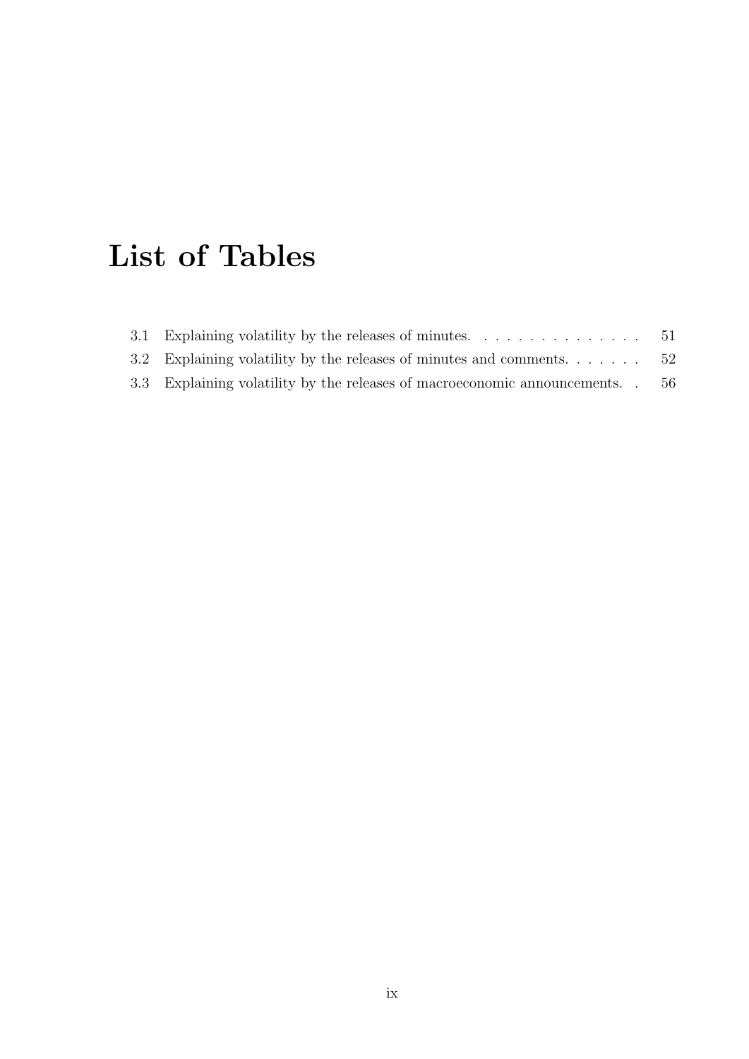# List of Tables

3.1 Explaining volatility by the releases of minutes. . . . . . . . . . . . . . . 51

3.2 Explaining volatility by the releases of minutes and comments. . . . . . . 52

3.3 Explaining volatility by the releases of macroeconomic announcements. . 56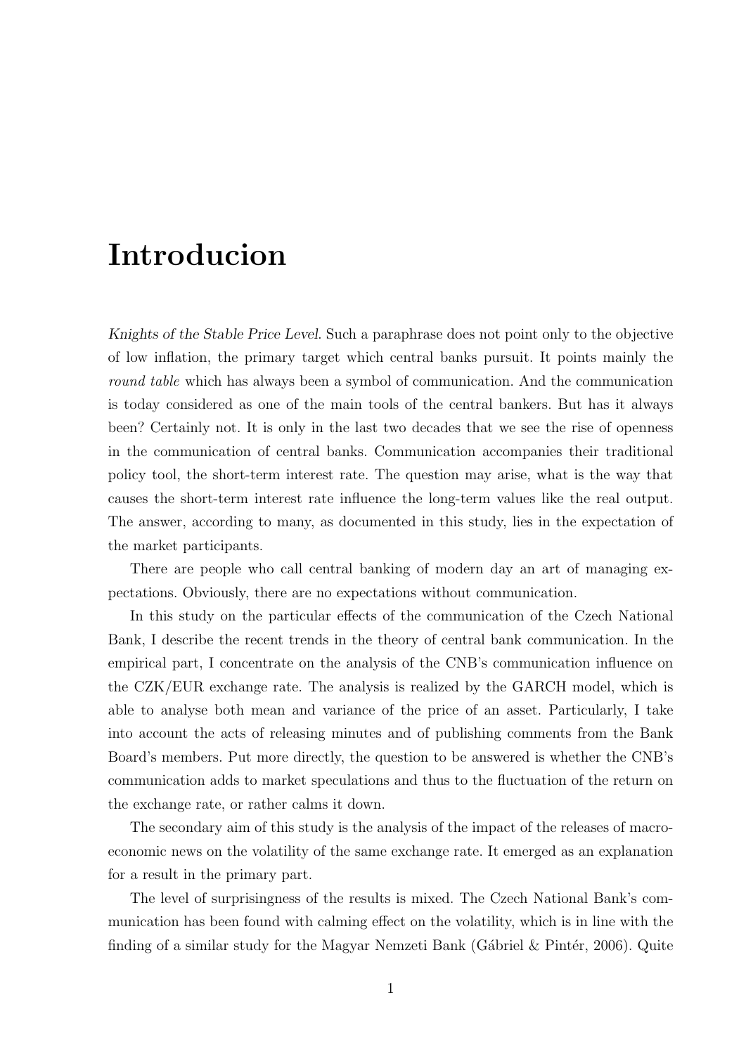# Introducion

*Knights of the Stable Price Level*. Such a paraphrase does not point only to the objective of low inflation, the primary target which central banks pursuit. It points mainly the *round table* which has always been a symbol of communication. And the communication is today considered as one of the main tools of the central bankers. But has it always been? Certainly not. It is only in the last two decades that we see the rise of openness in the communication of central banks. Communication accompanies their traditional policy tool, the short-term interest rate. The question may arise, what is the way that causes the short-term interest rate influence the long-term values like the real output. The answer, according to many, as documented in this study, lies in the expectation of the market participants.

There are people who call central banking of modern day an art of managing expectations. Obviously, there are no expectations without communication.

In this study on the particular effects of the communication of the Czech National Bank, I describe the recent trends in the theory of central bank communication. In the empirical part, I concentrate on the analysis of the CNB's communication influence on the CZK/EUR exchange rate. The analysis is realized by the GARCH model, which is able to analyse both mean and variance of the price of an asset. Particularly, I take into account the acts of releasing minutes and of publishing comments from the Bank Board's members. Put more directly, the question to be answered is whether the CNB's communication adds to market speculations and thus to the fluctuation of the return on the exchange rate, or rather calms it down.

The secondary aim of this study is the analysis of the impact of the releases of macroeconomic news on the volatility of the same exchange rate. It emerged as an explanation for a result in the primary part.

The level of surprisingness of the results is mixed. The Czech National Bank's communication has been found with calming effect on the volatility, which is in line with the finding of a similar study for the Magyar Nemzeti Bank (Gábriel & Pintér, 2006). Quite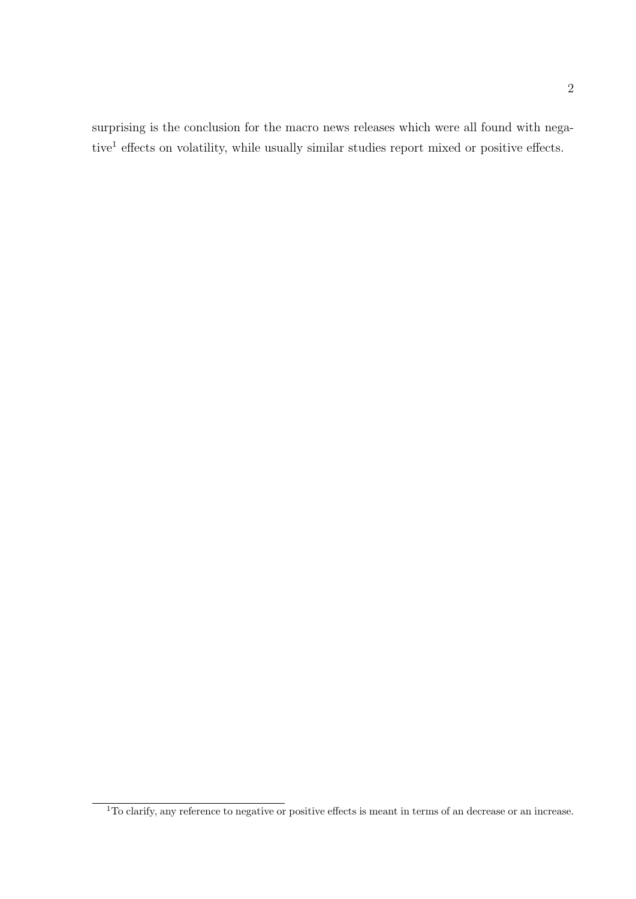surprising is the conclusion for the macro news releases which were all found with negative[1] effects on volatility, while usually similar studies report mixed or positive effects.

[1] To clarify, any reference to negative or positive effects is meant in terms of an decrease or an increase.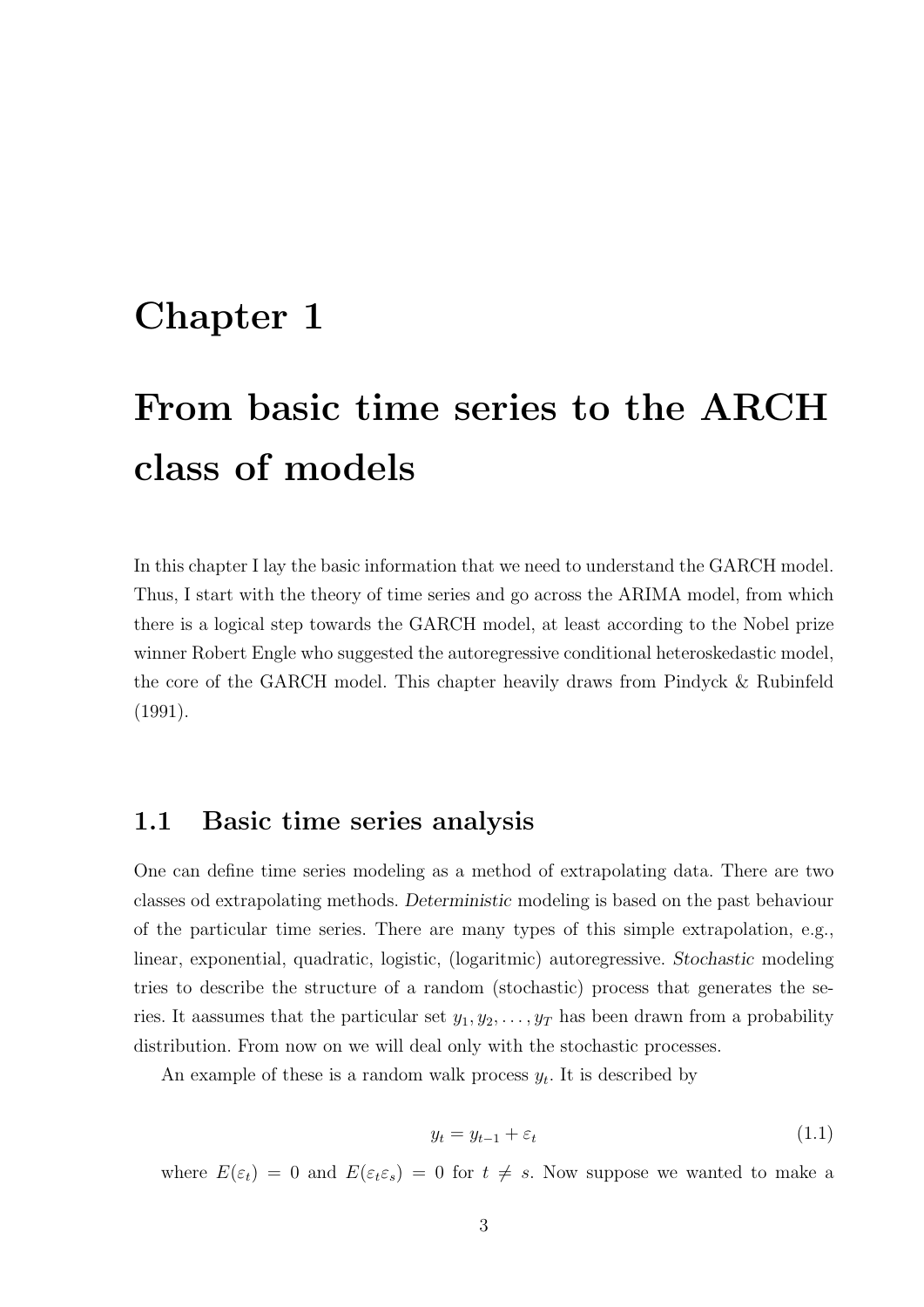# Chapter 1

# From basic time series to the ARCH class of models

In this chapter I lay the basic information that we need to understand the GARCH model. Thus, I start with the theory of time series and go across the ARIMA model, from which there is a logical step towards the GARCH model, at least according to the Nobel prize winner Robert Engle who suggested the autoregressive conditional heteroskedastic model, the core of the GARCH model. This chapter heavily draws from Pindyck & Rubinfeld (1991).

## 1.1 Basic time series analysis

One can define time series modeling as a method of extrapolating data. There are two classes od extrapolating methods. *Deterministic* modeling is based on the past behaviour of the particular time series. There are many types of this simple extrapolation, e.g., linear, exponential, quadratic, logistic, (logaritmic) autoregressive. *Stochastic* modeling tries to describe the structure of a random (stochastic) process that generates the series. It aassumes that the particular set $y_1, y_2, \ldots, y_T$ has been drawn from a probability distribution. From now on we will deal only with the stochastic processes.

An example of these is a random walk process $y_t$. It is described by

$$y_t = y_{t-1} + \varepsilon_t \tag{1.1}$$

where $E(\varepsilon_t) = 0$ and $E(\varepsilon_t \varepsilon_s) = 0$ for $t \neq s$. Now suppose we wanted to make a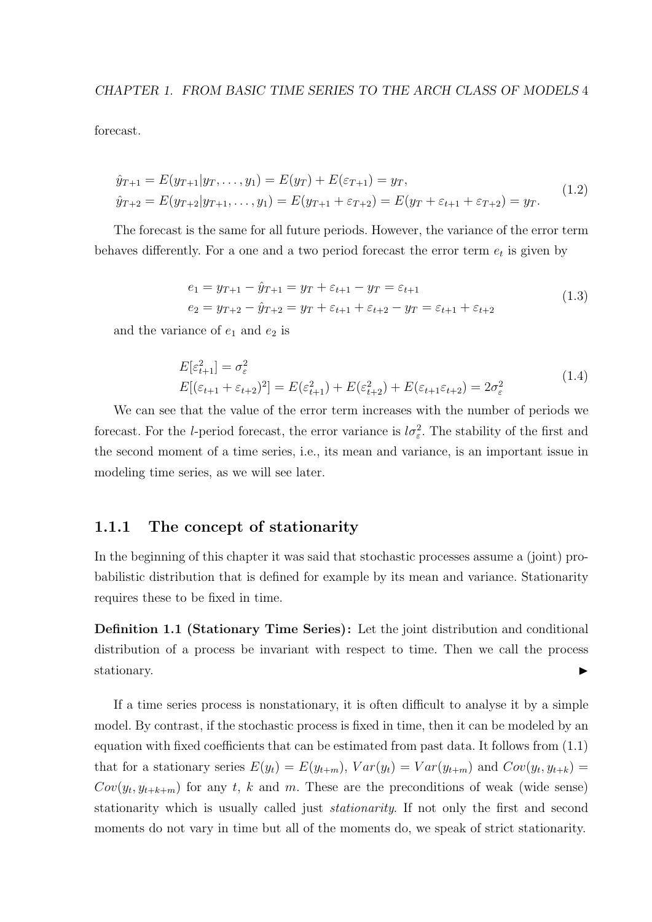forecast.

$$
\begin{aligned}
\hat{y}_{T+1} &= E(y_{T+1}|y_T, \dots, y_1) = E(y_T) + E(\varepsilon_{T+1}) = y_T, \\
\hat{y}_{T+2} &= E(y_{T+2}|y_{T+1}, \dots, y_1) = E(y_{T+1} + \varepsilon_{T+2}) = E(y_T + \varepsilon_{t+1} + \varepsilon_{T+2}) = y_T.
\end{aligned}
\tag{1.2}
$$

The forecast is the same for all future periods. However, the variance of the error term behaves differently. For a one and a two period forecast the error term $e_t$ is given by

$$
\begin{aligned}
e_1 &= y_{T+1} - \hat{y}_{T+1} = y_T + \varepsilon_{t+1} - y_T = \varepsilon_{t+1} \\
e_2 &= y_{T+2} - \hat{y}_{T+2} = y_T + \varepsilon_{t+1} + \varepsilon_{t+2} - y_T = \varepsilon_{t+1} + \varepsilon_{t+2}
\end{aligned}
\tag{1.3}
$$

and the variance of $e_1$ and $e_2$ is

$$
\begin{aligned}
&E[\varepsilon_{t+1}^2] = \sigma_\varepsilon^2 \\
&E[(\varepsilon_{t+1} + \varepsilon_{t+2})^2] = E(\varepsilon_{t+1}^2) + E(\varepsilon_{t+2}^2) + E(\varepsilon_{t+1}\varepsilon_{t+2}) = 2\sigma_\varepsilon^2
\end{aligned}
\tag{1.4}
$$

We can see that the value of the error term increases with the number of periods we forecast. For the $l$-period forecast, the error variance is $l\sigma_\varepsilon^2$. The stability of the first and the second moment of a time series, i.e., its mean and variance, is an important issue in modeling time series, as we will see later.

### 1.1.1 The concept of stationarity

In the beginning of this chapter it was said that stochastic processes assume a (joint) probabilistic distribution that is defined for example by its mean and variance. Stationarity requires these to be fixed in time.

**Definition 1.1 (Stationary Time Series):** Let the joint distribution and conditional distribution of a process be invariant with respect to time. Then we call the process stationary. ▶

If a time series process is nonstationary, it is often difficult to analyse it by a simple model. By contrast, if the stochastic process is fixed in time, then it can be modeled by an equation with fixed coefficients that can be estimated from past data. It follows from (1.1) that for a stationary series $E(y_t) = E(y_{t+m})$, $Var(y_t) = Var(y_{t+m})$ and $Cov(y_t, y_{t+k}) = Cov(y_t, y_{t+k+m})$ for any $t$, $k$ and $m$. These are the preconditions of weak (wide sense) stationarity which is usually called just *stationarity*. If not only the first and second moments do not vary in time but all of the moments do, we speak of strict stationarity.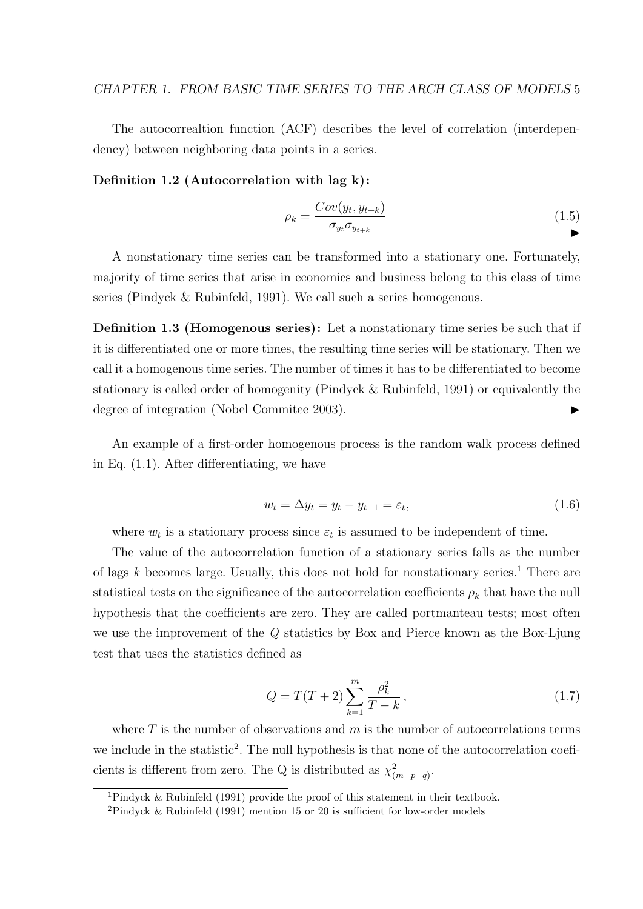The autocorrealtion function (ACF) describes the level of correlation (interdependency) between neighboring data points in a series.

**Definition 1.2 (Autocorrelation with lag k):**

$$\rho_k = \frac{Cov(y_t, y_{t+k})}{\sigma_{y_t}\sigma_{y_{t+k}}} \tag{1.5}$$

▶

A nonstationary time series can be transformed into a stationary one. Fortunately, majority of time series that arise in economics and business belong to this class of time series (Pindyck & Rubinfeld, 1991). We call such a series homogenous.

**Definition 1.3 (Homogenous series):** Let a nonstationary time series be such that if it is differentiated one or more times, the resulting time series will be stationary. Then we call it a homogenous time series. The number of times it has to be differentiated to become stationary is called order of homogenity (Pindyck & Rubinfeld, 1991) or equivalently the degree of integration (Nobel Commitee 2003). ▶

An example of a first-order homogenous process is the random walk process defined in Eq. (1.1). After differentiating, we have

$$w_t = \Delta y_t = y_t - y_{t-1} = \varepsilon_t, \tag{1.6}$$

where $w_t$ is a stationary process since $\varepsilon_t$ is assumed to be independent of time.

The value of the autocorrelation function of a stationary series falls as the number of lags $k$ becomes large. Usually, this does not hold for nonstationary series.[1] There are statistical tests on the significance of the autocorrelation coefficients $\rho_k$ that have the null hypothesis that the coefficients are zero. They are called portmanteau tests; most often we use the improvement of the $Q$ statistics by Box and Pierce known as the Box-Ljung test that uses the statistics defined as

$$Q = T(T+2)\sum_{k=1}^{m} \frac{\rho_k^2}{T-k}\,, \tag{1.7}$$

where $T$ is the number of observations and $m$ is the number of autocorrelations terms we include in the statistic[2]. The null hypothesis is that none of the autocorrelation coeficients is different from zero. The Q is distributed as $\chi^2_{(m-p-q)}$.

[1] Pindyck & Rubinfeld (1991) provide the proof of this statement in their textbook.

[2] Pindyck & Rubinfeld (1991) mention 15 or 20 is sufficient for low-order models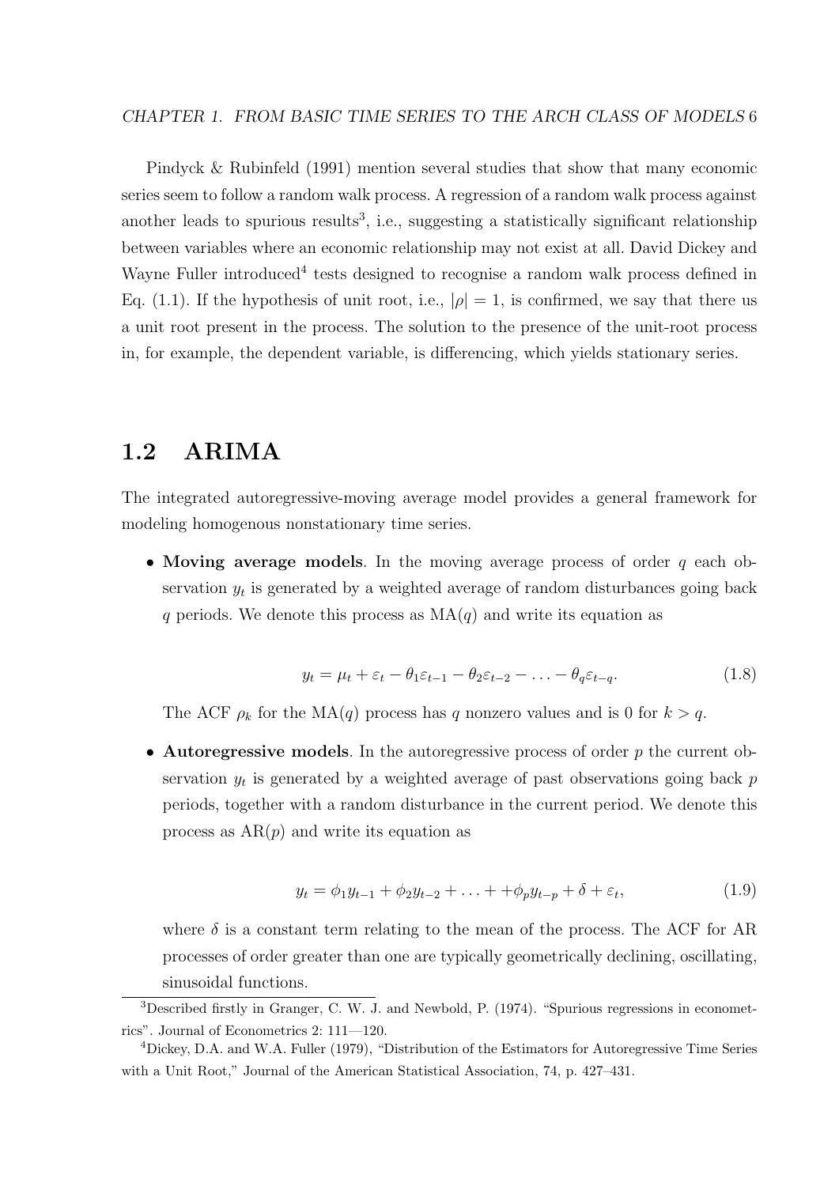Pindyck & Rubinfeld (1991) mention several studies that show that many economic series seem to follow a random walk process. A regression of a random walk process against another leads to spurious results[3], i.e., suggesting a statistically significant relationship between variables where an economic relationship may not exist at all. David Dickey and Wayne Fuller introduced[4] tests designed to recognise a random walk process defined in Eq. (1.1). If the hypothesis of unit root, i.e., $|\rho| = 1$, is confirmed, we say that there us a unit root present in the process. The solution to the presence of the unit-root process in, for example, the dependent variable, is differencing, which yields stationary series.

## 1.2 ARIMA

The integrated autoregressive-moving average model provides a general framework for modeling homogenous nonstationary time series.

- **Moving average models**. In the moving average process of order $q$ each observation $y_t$ is generated by a weighted average of random disturbances going back $q$ periods. We denote this process as MA($q$) and write its equation as

$$y_t = \mu_t + \varepsilon_t - \theta_1 \varepsilon_{t-1} - \theta_2 \varepsilon_{t-2} - \ldots - \theta_q \varepsilon_{t-q}. \tag{1.8}$$

  The ACF $\rho_k$ for the MA($q$) process has $q$ nonzero values and is 0 for $k > q$.

- **Autoregressive models**. In the autoregressive process of order $p$ the current observation $y_t$ is generated by a weighted average of past observations going back $p$ periods, together with a random disturbance in the current period. We denote this process as AR($p$) and write its equation as

$$y_t = \phi_1 y_{t-1} + \phi_2 y_{t-2} + \ldots + +\phi_p y_{t-p} + \delta + \varepsilon_t, \tag{1.9}$$

  where $\delta$ is a constant term relating to the mean of the process. The ACF for AR processes of order greater than one are typically geometrically declining, oscillating, sinusoidal functions.

[3] Described firstly in Granger, C. W. J. and Newbold, P. (1974). "Spurious regressions in econometrics". Journal of Econometrics 2: 111—120.

[4] Dickey, D.A. and W.A. Fuller (1979), "Distribution of the Estimators for Autoregressive Time Series with a Unit Root," Journal of the American Statistical Association, 74, p. 427–431.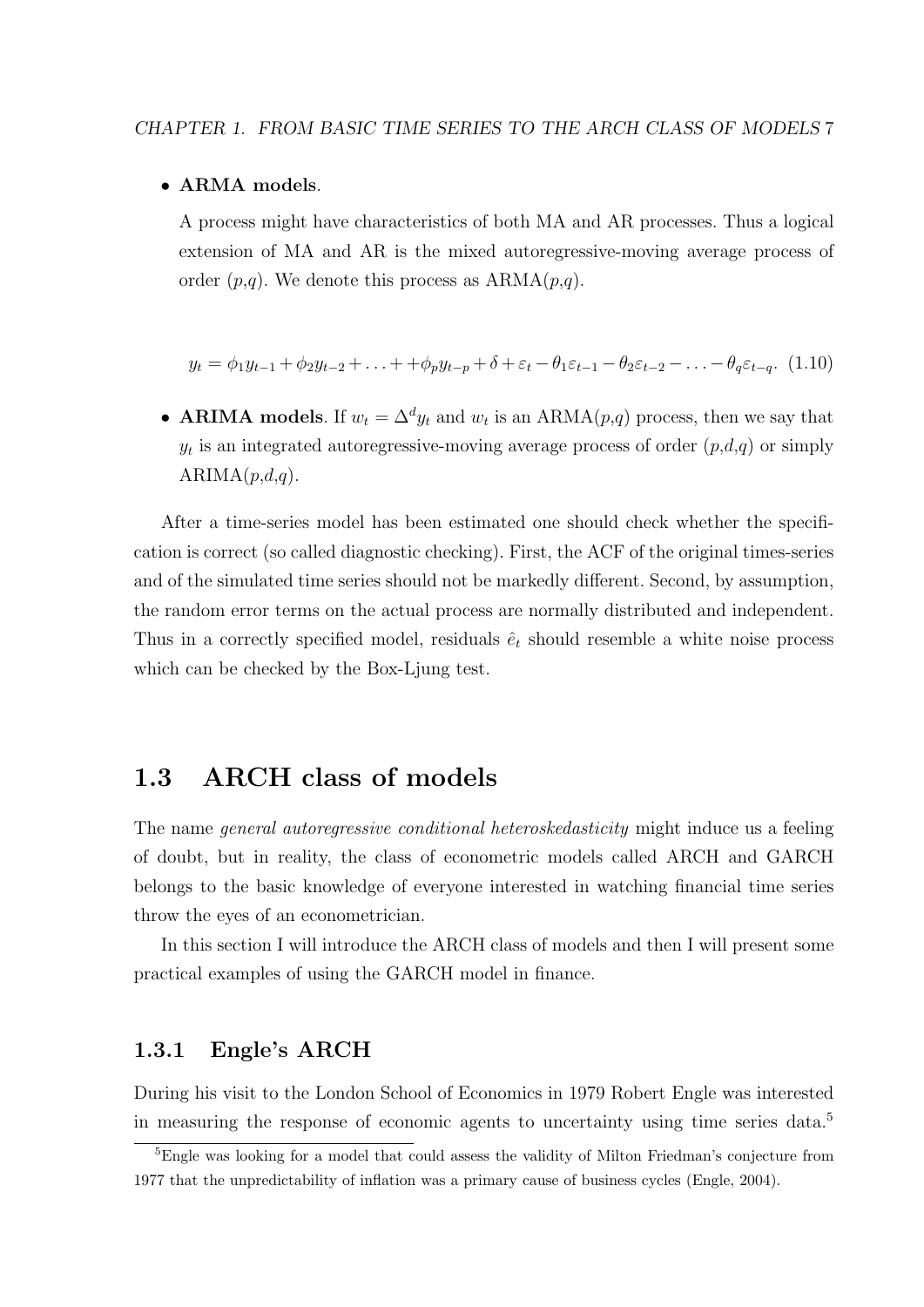- **ARMA models**.

  A process might have characteristics of both MA and AR processes. Thus a logical extension of MA and AR is the mixed autoregressive-moving average process of order ($p$,$q$). We denote this process as ARMA($p$,$q$).

$$y_t = \phi_1 y_{t-1} + \phi_2 y_{t-2} + \ldots + +\phi_p y_{t-p} + \delta + \varepsilon_t - \theta_1 \varepsilon_{t-1} - \theta_2 \varepsilon_{t-2} - \ldots - \theta_q \varepsilon_{t-q}. \quad (1.10)$$

- **ARIMA models**. If $w_t = \Delta^d y_t$ and $w_t$ is an ARMA($p$,$q$) process, then we say that $y_t$ is an integrated autoregressive-moving average process of order ($p$,$d$,$q$) or simply ARIMA($p$,$d$,$q$).

After a time-series model has been estimated one should check whether the specification is correct (so called diagnostic checking). First, the ACF of the original times-series and of the simulated time series should not be markedly different. Second, by assumption, the random error terms on the actual process are normally distributed and independent. Thus in a correctly specified model, residuals $\hat{e}_t$ should resemble a white noise process which can be checked by the Box-Ljung test.

## 1.3 ARCH class of models

The name *general autoregressive conditional heteroskedasticity* might induce us a feeling of doubt, but in reality, the class of econometric models called ARCH and GARCH belongs to the basic knowledge of everyone interested in watching financial time series throw the eyes of an econometrician.

In this section I will introduce the ARCH class of models and then I will present some practical examples of using the GARCH model in finance.

### 1.3.1 Engle's ARCH

During his visit to the London School of Economics in 1979 Robert Engle was interested in measuring the response of economic agents to uncertainty using time series data.[5]

[5] Engle was looking for a model that could assess the validity of Milton Friedman's conjecture from 1977 that the unpredictability of inflation was a primary cause of business cycles (Engle, 2004).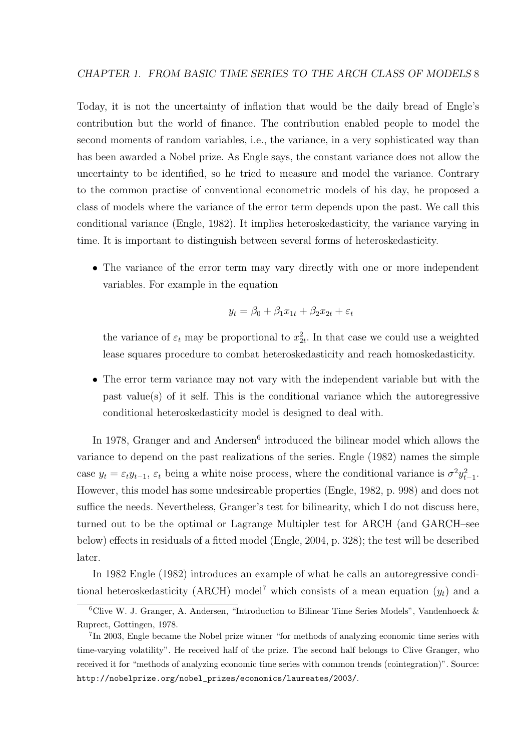Today, it is not the uncertainty of inflation that would be the daily bread of Engle's contribution but the world of finance. The contribution enabled people to model the second moments of random variables, i.e., the variance, in a very sophisticated way than has been awarded a Nobel prize. As Engle says, the constant variance does not allow the uncertainty to be identified, so he tried to measure and model the variance. Contrary to the common practise of conventional econometric models of his day, he proposed a class of models where the variance of the error term depends upon the past. We call this conditional variance (Engle, 1982). It implies heteroskedasticity, the variance varying in time. It is important to distinguish between several forms of heteroskedasticity.

- The variance of the error term may vary directly with one or more independent variables. For example in the equation

$$y_t = \beta_0 + \beta_1 x_{1t} + \beta_2 x_{2t} + \varepsilon_t$$

  the variance of $\varepsilon_t$ may be proportional to $x_{2t}^2$. In that case we could use a weighted lease squares procedure to combat heteroskedasticity and reach homoskedasticity.

- The error term variance may not vary with the independent variable but with the past value(s) of it self. This is the conditional variance which the autoregressive conditional heteroskedasticity model is designed to deal with.

In 1978, Granger and and Andersen[6] introduced the bilinear model which allows the variance to depend on the past realizations of the series. Engle (1982) names the simple case $y_t = \varepsilon_t y_{t-1}$, $\varepsilon_t$ being a white noise process, where the conditional variance is $\sigma^2 y_{t-1}^2$. However, this model has some undesireable properties (Engle, 1982, p. 998) and does not suffice the needs. Nevertheless, Granger's test for bilinearity, which I do not discuss here, turned out to be the optimal or Lagrange Multipler test for ARCH (and GARCH–see below) effects in residuals of a fitted model (Engle, 2004, p. 328); the test will be described later.

In 1982 Engle (1982) introduces an example of what he calls an autoregressive conditional heteroskedasticity (ARCH) model[7] which consists of a mean equation ($y_t$) and a

---

[6] Clive W. J. Granger, A. Andersen, "Introduction to Bilinear Time Series Models", Vandenhoeck & Ruprect, Gottingen, 1978.

[7] In 2003, Engle became the Nobel prize winner "for methods of analyzing economic time series with time-varying volatility". He received half of the prize. The second half belongs to Clive Granger, who received it for "methods of analyzing economic time series with common trends (cointegration)". Source: `http://nobelprize.org/nobel_prizes/economics/laureates/2003/`.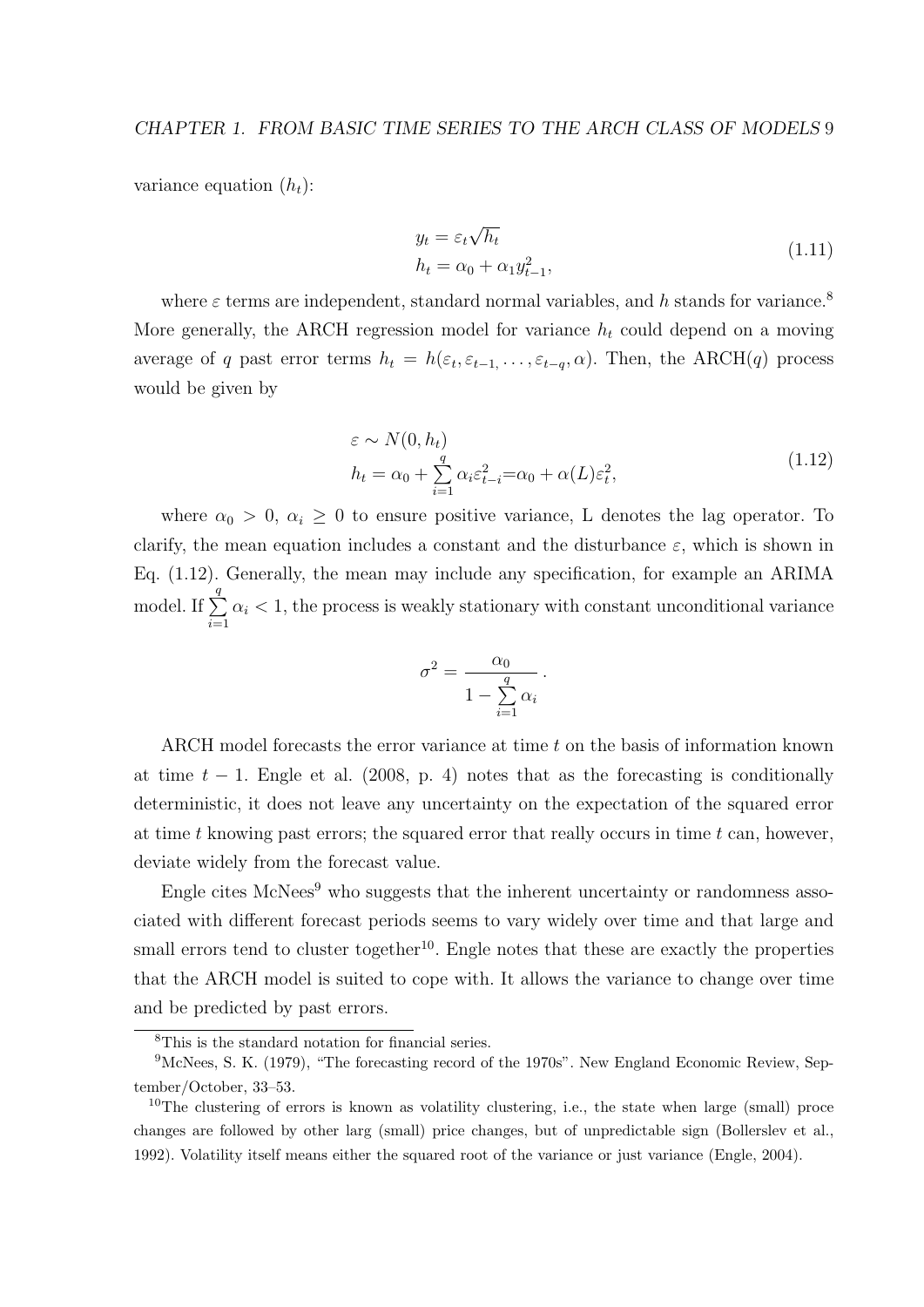variance equation ($h_t$):

$$
\begin{aligned}
y_t &= \varepsilon_t \sqrt{h_t} \\
h_t &= \alpha_0 + \alpha_1 y_{t-1}^2,
\end{aligned}
\tag{1.11}
$$

where $\varepsilon$ terms are independent, standard normal variables, and $h$ stands for variance.[8] More generally, the ARCH regression model for variance $h_t$ could depend on a moving average of $q$ past error terms $h_t = h(\varepsilon_t, \varepsilon_{t-1,}, \ldots, \varepsilon_{t-q}, \alpha)$. Then, the ARCH($q$) process would be given by

$$
\begin{aligned}
&\varepsilon \sim N(0, h_t) \\
&h_t = \alpha_0 + \sum_{i=1}^{q} \alpha_i \varepsilon_{t-i}^2 = \alpha_0 + \alpha(L)\varepsilon_t^2,
\end{aligned}
\tag{1.12}
$$

where $\alpha_0 > 0$, $\alpha_i \geq 0$ to ensure positive variance, L denotes the lag operator. To clarify, the mean equation includes a constant and the disturbance $\varepsilon$, which is shown in Eq. (1.12). Generally, the mean may include any specification, for example an ARIMA model. If $\sum_{i=1}^{q} \alpha_i < 1$, the process is weakly stationary with constant unconditional variance

$$
\sigma^2 = \frac{\alpha_0}{1 - \sum_{i=1}^{q} \alpha_i}.
$$

ARCH model forecasts the error variance at time $t$ on the basis of information known at time $t-1$. Engle et al. (2008, p. 4) notes that as the forecasting is conditionally deterministic, it does not leave any uncertainty on the expectation of the squared error at time $t$ knowing past errors; the squared error that really occurs in time $t$ can, however, deviate widely from the forecast value.

Engle cites McNees[9] who suggests that the inherent uncertainty or randomness associated with different forecast periods seems to vary widely over time and that large and small errors tend to cluster together[10]. Engle notes that these are exactly the properties that the ARCH model is suited to cope with. It allows the variance to change over time and be predicted by past errors.

---

[8] This is the standard notation for financial series.

[9] McNees, S. K. (1979), "The forecasting record of the 1970s". New England Economic Review, September/October, 33–53.

[10] The clustering of errors is known as volatility clustering, i.e., the state when large (small) proce changes are followed by other larg (small) price changes, but of unpredictable sign (Bollerslev et al., 1992). Volatility itself means either the squared root of the variance or just variance (Engle, 2004).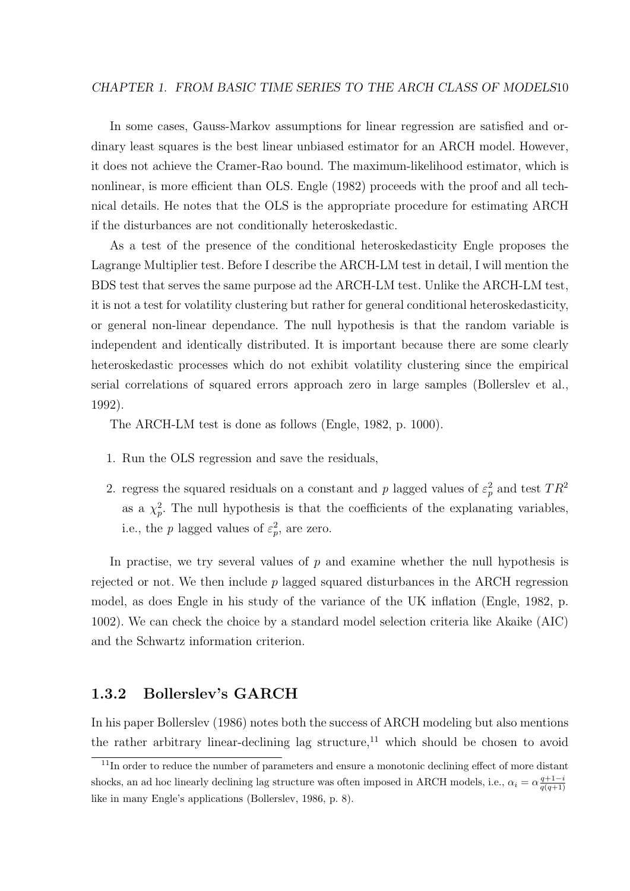In some cases, Gauss-Markov assumptions for linear regression are satisfied and ordinary least squares is the best linear unbiased estimator for an ARCH model. However, it does not achieve the Cramer-Rao bound. The maximum-likelihood estimator, which is nonlinear, is more efficient than OLS. Engle (1982) proceeds with the proof and all technical details. He notes that the OLS is the appropriate procedure for estimating ARCH if the disturbances are not conditionally heteroskedastic.

As a test of the presence of the conditional heteroskedasticity Engle proposes the Lagrange Multiplier test. Before I describe the ARCH-LM test in detail, I will mention the BDS test that serves the same purpose ad the ARCH-LM test. Unlike the ARCH-LM test, it is not a test for volatility clustering but rather for general conditional heteroskedasticity, or general non-linear dependance. The null hypothesis is that the random variable is independent and identically distributed. It is important because there are some clearly heteroskedastic processes which do not exhibit volatility clustering since the empirical serial correlations of squared errors approach zero in large samples (Bollerslev et al., 1992).

The ARCH-LM test is done as follows (Engle, 1982, p. 1000).

1. Run the OLS regression and save the residuals,
2. regress the squared residuals on a constant and $p$ lagged values of $\varepsilon_p^2$ and test $TR^2$ as a $\chi_p^2$. The null hypothesis is that the coefficients of the explanating variables, i.e., the $p$ lagged values of $\varepsilon_p^2$, are zero.

In practise, we try several values of $p$ and examine whether the null hypothesis is rejected or not. We then include $p$ lagged squared disturbances in the ARCH regression model, as does Engle in his study of the variance of the UK inflation (Engle, 1982, p. 1002). We can check the choice by a standard model selection criteria like Akaike (AIC) and the Schwartz information criterion.

### 1.3.2 Bollerslev's GARCH

In his paper Bollerslev (1986) notes both the success of ARCH modeling but also mentions the rather arbitrary linear-declining lag structure,[11] which should be chosen to avoid

[11] In order to reduce the number of parameters and ensure a monotonic declining effect of more distant shocks, an ad hoc linearly declining lag structure was often imposed in ARCH models, i.e., $\alpha_i = \alpha \frac{q+1-i}{q(q+1)}$ like in many Engle's applications (Bollerslev, 1986, p. 8).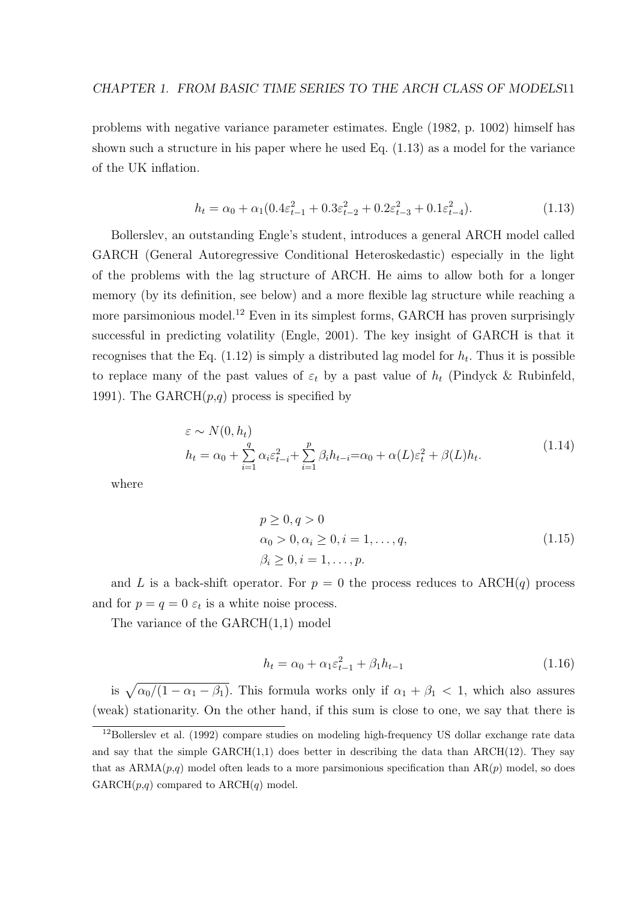problems with negative variance parameter estimates. Engle (1982, p. 1002) himself has shown such a structure in his paper where he used Eq. (1.13) as a model for the variance of the UK inflation.

$$h_t = \alpha_0 + \alpha_1(0.4\varepsilon_{t-1}^2 + 0.3\varepsilon_{t-2}^2 + 0.2\varepsilon_{t-3}^2 + 0.1\varepsilon_{t-4}^2). \tag{1.13}$$

Bollerslev, an outstanding Engle's student, introduces a general ARCH model called GARCH (General Autoregressive Conditional Heteroskedastic) especially in the light of the problems with the lag structure of ARCH. He aims to allow both for a longer memory (by its definition, see below) and a more flexible lag structure while reaching a more parsimonious model.[12] Even in its simplest forms, GARCH has proven surprisingly successful in predicting volatility (Engle, 2001). The key insight of GARCH is that it recognises that the Eq. (1.12) is simply a distributed lag model for $h_t$. Thus it is possible to replace many of the past values of $\varepsilon_t$ by a past value of $h_t$ (Pindyck & Rubinfeld, 1991). The GARCH($p$,$q$) process is specified by

$$\begin{aligned} &\varepsilon \sim N(0, h_t) \\ &h_t = \alpha_0 + \sum_{i=1}^{q} \alpha_i \varepsilon_{t-i}^2 + \sum_{i=1}^{p} \beta_i h_{t-i} = \alpha_0 + \alpha(L)\varepsilon_t^2 + \beta(L)h_t. \end{aligned} \tag{1.14}$$

where

$$\begin{aligned} &p \geq 0, q > 0 \\ &\alpha_0 > 0, \alpha_i \geq 0, i = 1, \ldots, q, \\ &\beta_i \geq 0, i = 1, \ldots, p. \end{aligned} \tag{1.15}$$

and $L$ is a back-shift operator. For $p = 0$ the process reduces to ARCH($q$) process and for $p = q = 0$ $\varepsilon_t$ is a white noise process.

The variance of the GARCH(1,1) model

$$h_t = \alpha_0 + \alpha_1 \varepsilon_{t-1}^2 + \beta_1 h_{t-1} \tag{1.16}$$

is $\sqrt{\alpha_0/(1 - \alpha_1 - \beta_1)}$. This formula works only if $\alpha_1 + \beta_1 < 1$, which also assures (weak) stationarity. On the other hand, if this sum is close to one, we say that there is

[12] Bollerslev et al. (1992) compare studies on modeling high-frequency US dollar exchange rate data and say that the simple GARCH(1,1) does better in describing the data than ARCH(12). They say that as ARMA($p$,$q$) model often leads to a more parsimonious specification than AR($p$) model, so does GARCH($p$,$q$) compared to ARCH($q$) model.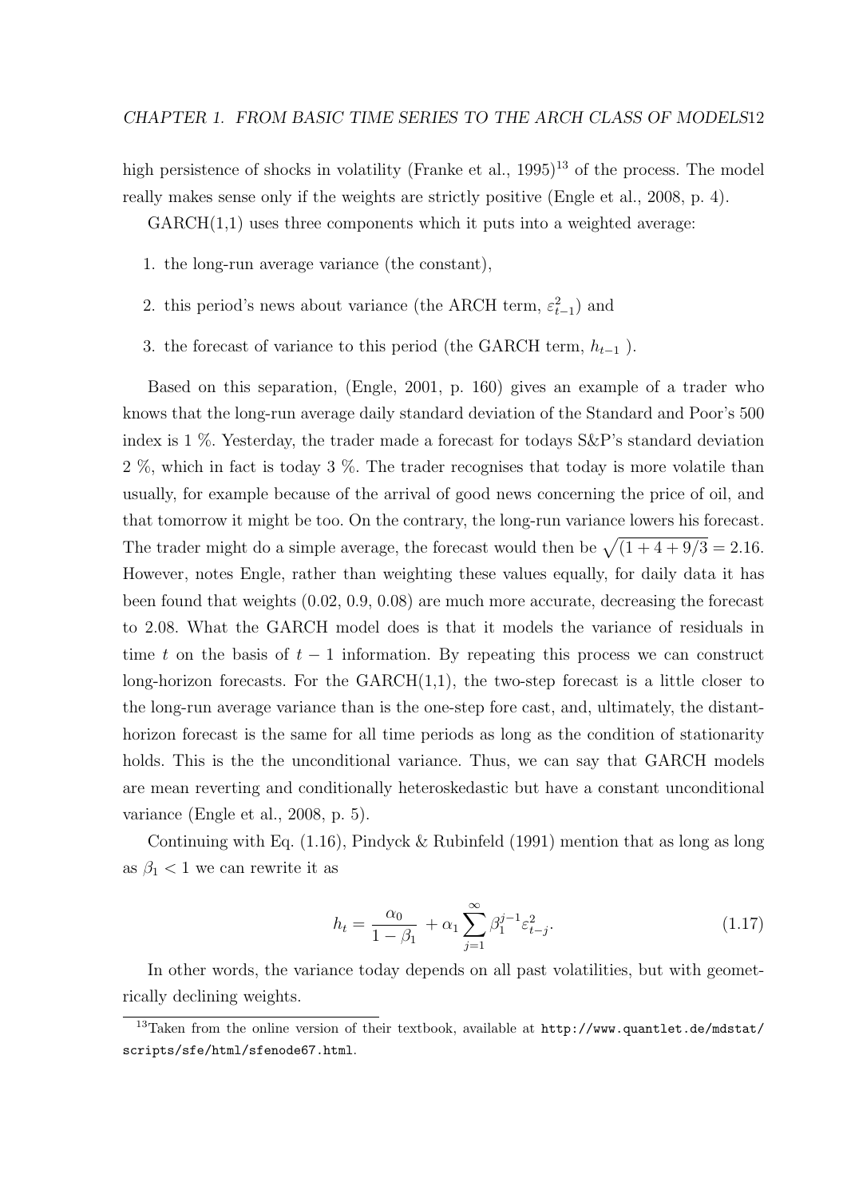high persistence of shocks in volatility (Franke et al., 1995)[13] of the process. The model really makes sense only if the weights are strictly positive (Engle et al., 2008, p. 4).

GARCH(1,1) uses three components which it puts into a weighted average:

1. the long-run average variance (the constant),
2. this period's news about variance (the ARCH term, $\varepsilon_{t-1}^2$) and
3. the forecast of variance to this period (the GARCH term, $h_{t-1}$ ).

Based on this separation, (Engle, 2001, p. 160) gives an example of a trader who knows that the long-run average daily standard deviation of the Standard and Poor's 500 index is 1 %. Yesterday, the trader made a forecast for todays S&P's standard deviation 2 %, which in fact is today 3 %. The trader recognises that today is more volatile than usually, for example because of the arrival of good news concerning the price of oil, and that tomorrow it might be too. On the contrary, the long-run variance lowers his forecast. The trader might do a simple average, the forecast would then be $\sqrt{(1 + 4 + 9/3} = 2.16$. However, notes Engle, rather than weighting these values equally, for daily data it has been found that weights (0.02, 0.9, 0.08) are much more accurate, decreasing the forecast to 2.08. What the GARCH model does is that it models the variance of residuals in time $t$ on the basis of $t-1$ information. By repeating this process we can construct long-horizon forecasts. For the GARCH(1,1), the two-step forecast is a little closer to the long-run average variance than is the one-step fore cast, and, ultimately, the distant-horizon forecast is the same for all time periods as long as the condition of stationarity holds. This is the the unconditional variance. Thus, we can say that GARCH models are mean reverting and conditionally heteroskedastic but have a constant unconditional variance (Engle et al., 2008, p. 5).

Continuing with Eq. (1.16), Pindyck & Rubinfeld (1991) mention that as long as long as $\beta_1 < 1$ we can rewrite it as

$$h_t = \frac{\alpha_0}{1 - \beta_1} + \alpha_1 \sum_{j=1}^{\infty} \beta_1^{j-1} \varepsilon_{t-j}^2. \tag{1.17}$$

In other words, the variance today depends on all past volatilities, but with geometrically declining weights.

[13] Taken from the online version of their textbook, available at `http://www.quantlet.de/mdstat/scripts/sfe/html/sfenode67.html`.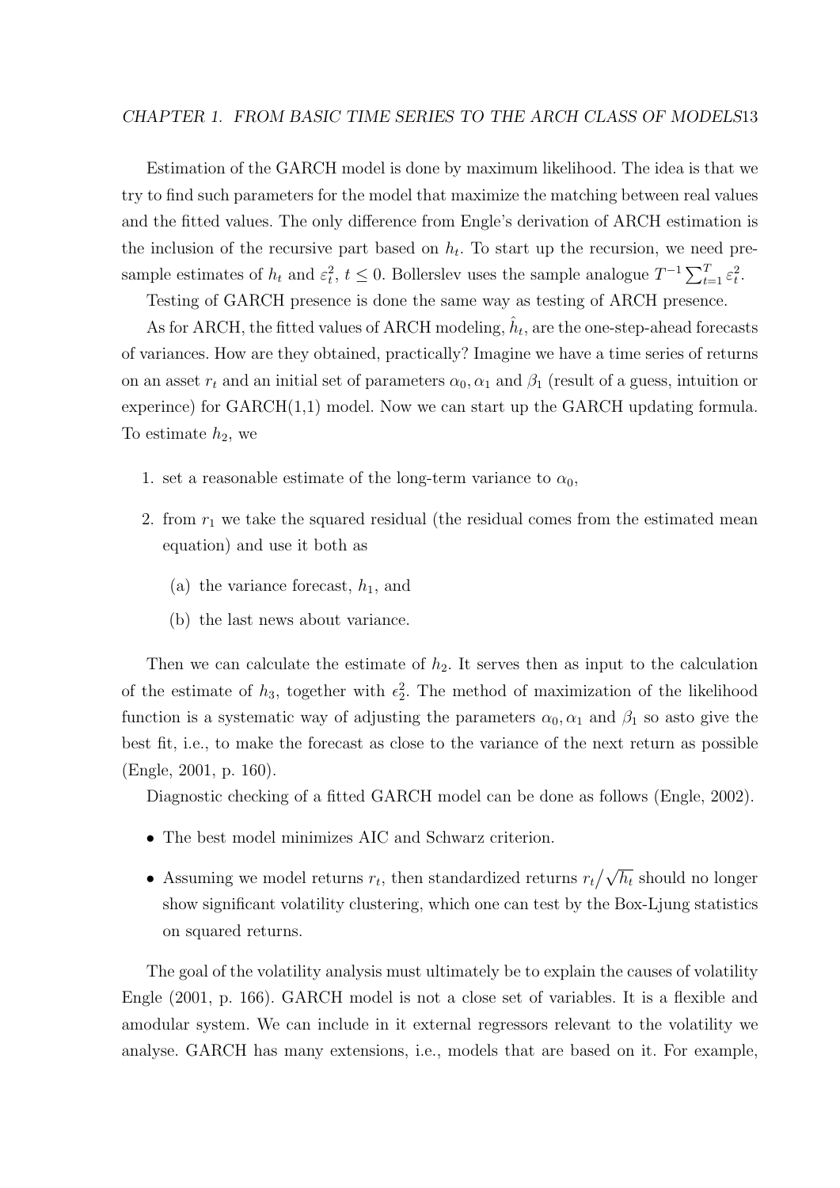Estimation of the GARCH model is done by maximum likelihood. The idea is that we try to find such parameters for the model that maximize the matching between real values and the fitted values. The only difference from Engle's derivation of ARCH estimation is the inclusion of the recursive part based on $h_t$. To start up the recursion, we need pre-sample estimates of $h_t$ and $\varepsilon_t^2$, $t \leq 0$. Bollerslev uses the sample analogue $T^{-1} \sum_{t=1}^{T} \varepsilon_t^2$.

Testing of GARCH presence is done the same way as testing of ARCH presence.

As for ARCH, the fitted values of ARCH modeling, $\hat{h}_t$, are the one-step-ahead forecasts of variances. How are they obtained, practically? Imagine we have a time series of returns on an asset $r_t$ and an initial set of parameters $\alpha_0, \alpha_1$ and $\beta_1$ (result of a guess, intuition or experince) for GARCH(1,1) model. Now we can start up the GARCH updating formula. To estimate $h_2$, we

1. set a reasonable estimate of the long-term variance to $\alpha_0$,
2. from $r_1$ we take the squared residual (the residual comes from the estimated mean equation) and use it both as
   (a) the variance forecast, $h_1$, and
   (b) the last news about variance.

Then we can calculate the estimate of $h_2$. It serves then as input to the calculation of the estimate of $h_3$, together with $\epsilon_2^2$. The method of maximization of the likelihood function is a systematic way of adjusting the parameters $\alpha_0, \alpha_1$ and $\beta_1$ so asto give the best fit, i.e., to make the forecast as close to the variance of the next return as possible (Engle, 2001, p. 160).

Diagnostic checking of a fitted GARCH model can be done as follows (Engle, 2002).

- The best model minimizes AIC and Schwarz criterion.
- Assuming we model returns $r_t$, then standardized returns $r_t/\sqrt{h_t}$ should no longer show significant volatility clustering, which one can test by the Box-Ljung statistics on squared returns.

The goal of the volatility analysis must ultimately be to explain the causes of volatility Engle (2001, p. 166). GARCH model is not a close set of variables. It is a flexible and amodular system. We can include in it external regressors relevant to the volatility we analyse. GARCH has many extensions, i.e., models that are based on it. For example,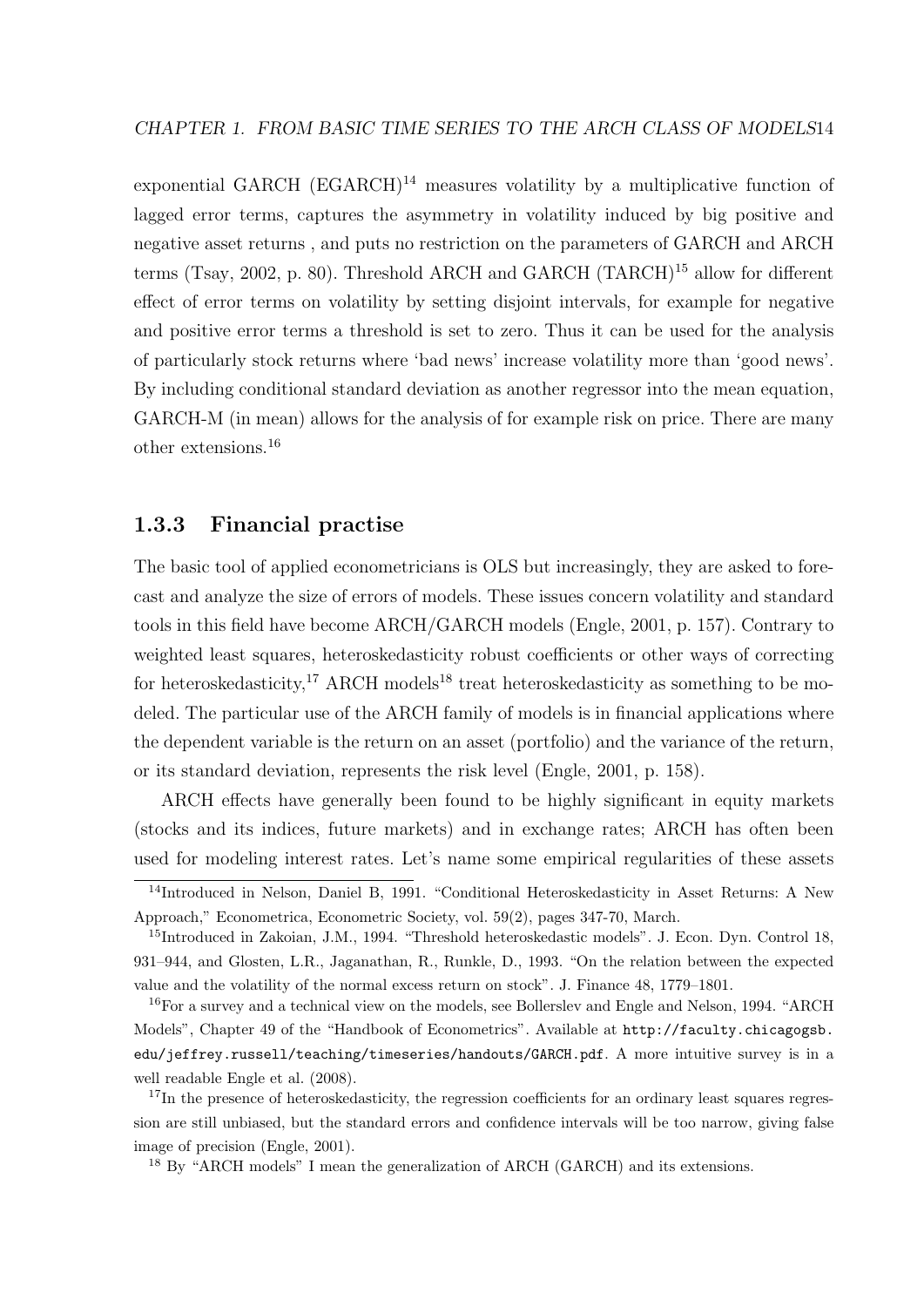exponential GARCH (EGARCH)[14] measures volatility by a multiplicative function of lagged error terms, captures the asymmetry in volatility induced by big positive and negative asset returns , and puts no restriction on the parameters of GARCH and ARCH terms (Tsay, 2002, p. 80). Threshold ARCH and GARCH (TARCH)[15] allow for different effect of error terms on volatility by setting disjoint intervals, for example for negative and positive error terms a threshold is set to zero. Thus it can be used for the analysis of particularly stock returns where 'bad news' increase volatility more than 'good news'. By including conditional standard deviation as another regressor into the mean equation, GARCH-M (in mean) allows for the analysis of for example risk on price. There are many other extensions.[16]

### 1.3.3 Financial practise

The basic tool of applied econometricians is OLS but increasingly, they are asked to forecast and analyze the size of errors of models. These issues concern volatility and standard tools in this field have become ARCH/GARCH models (Engle, 2001, p. 157). Contrary to weighted least squares, heteroskedasticity robust coefficients or other ways of correcting for heteroskedasticity,[17] ARCH models[18] treat heteroskedasticity as something to be modeled. The particular use of the ARCH family of models is in financial applications where the dependent variable is the return on an asset (portfolio) and the variance of the return, or its standard deviation, represents the risk level (Engle, 2001, p. 158).

ARCH effects have generally been found to be highly significant in equity markets (stocks and its indices, future markets) and in exchange rates; ARCH has often been used for modeling interest rates. Let's name some empirical regularities of these assets

---

[14] Introduced in Nelson, Daniel B, 1991. "Conditional Heteroskedasticity in Asset Returns: A New Approach," Econometrica, Econometric Society, vol. 59(2), pages 347-70, March.

[15] Introduced in Zakoian, J.M., 1994. "Threshold heteroskedastic models". J. Econ. Dyn. Control 18, 931–944, and Glosten, L.R., Jaganathan, R., Runkle, D., 1993. "On the relation between the expected value and the volatility of the normal excess return on stock". J. Finance 48, 1779–1801.

[16] For a survey and a technical view on the models, see Bollerslev and Engle and Nelson, 1994. "ARCH Models", Chapter 49 of the "Handbook of Econometrics". Available at http://faculty.chicagogsb.edu/jeffrey.russell/teaching/timeseries/handouts/GARCH.pdf. A more intuitive survey is in a well readable Engle et al. (2008).

[17] In the presence of heteroskedasticity, the regression coefficients for an ordinary least squares regression are still unbiased, but the standard errors and confidence intervals will be too narrow, giving false image of precision (Engle, 2001).

[18] By "ARCH models" I mean the generalization of ARCH (GARCH) and its extensions.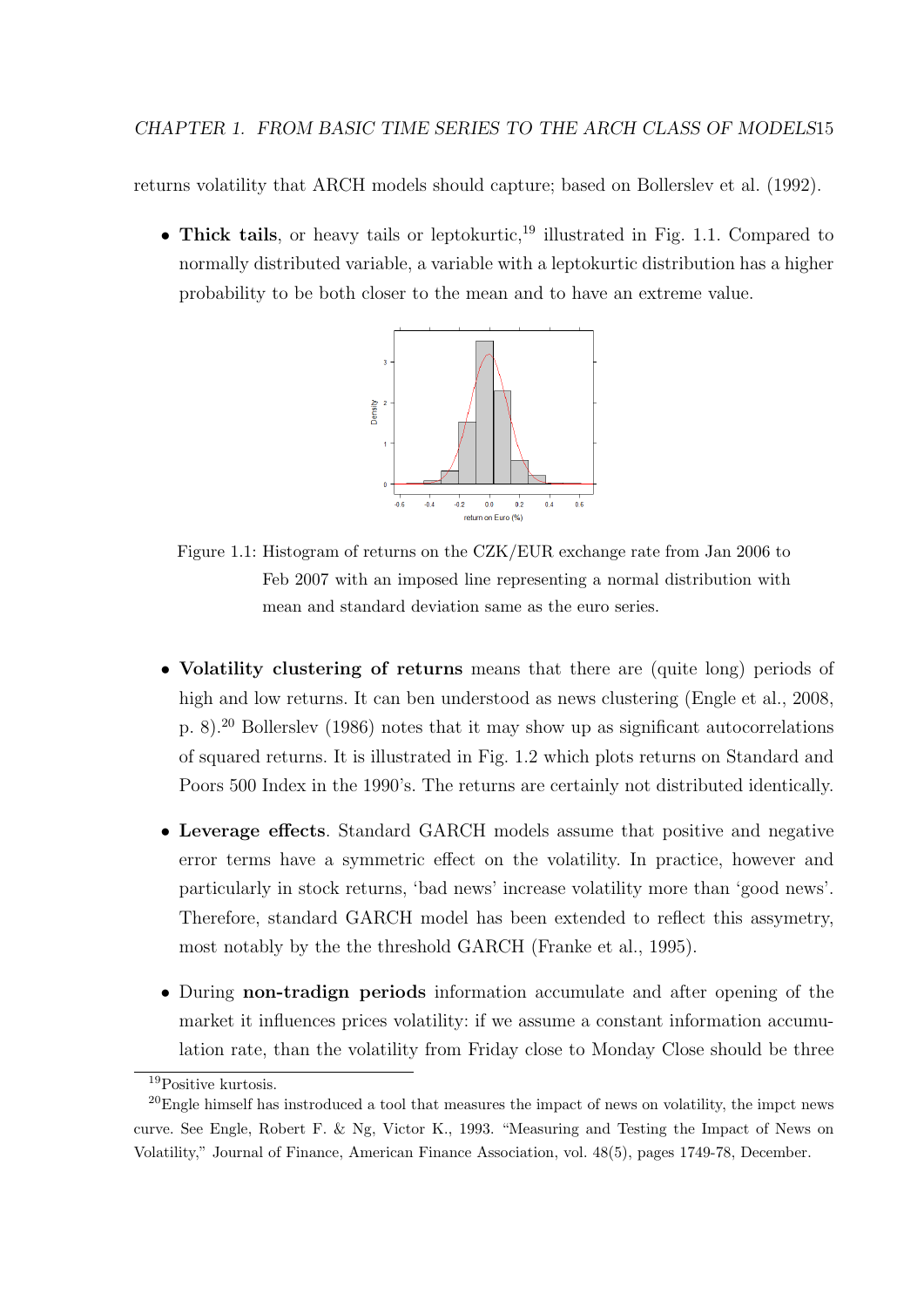returns volatility that ARCH models should capture; based on Bollerslev et al. (1992).

- **Thick tails**, or heavy tails or leptokurtic,[19] illustrated in Fig. 1.1. Compared to normally distributed variable, a variable with a leptokurtic distribution has a higher probability to be both closer to the mean and to have an extreme value.

Figure 1.1: Histogram of returns on the CZK/EUR exchange rate from Jan 2006 to Feb 2007 with an imposed line representing a normal distribution with mean and standard deviation same as the euro series.

- **Volatility clustering of returns** means that there are (quite long) periods of high and low returns. It can ben understood as news clustering (Engle et al., 2008, p. 8).[20] Bollerslev (1986) notes that it may show up as significant autocorrelations of squared returns. It is illustrated in Fig. 1.2 which plots returns on Standard and Poors 500 Index in the 1990's. The returns are certainly not distributed identically.

- **Leverage effects**. Standard GARCH models assume that positive and negative error terms have a symmetric effect on the volatility. In practice, however and particularly in stock returns, 'bad news' increase volatility more than 'good news'. Therefore, standard GARCH model has been extended to reflect this assymetry, most notably by the the threshold GARCH (Franke et al., 1995).

- During **non-tradign periods** information accumulate and after opening of the market it influences prices volatility: if we assume a constant information accumulation rate, than the volatility from Friday close to Monday Close should be three

[19] Positive kurtosis.

[20] Engle himself has instroduced a tool that measures the impact of news on volatility, the impct news curve. See Engle, Robert F. & Ng, Victor K., 1993. "Measuring and Testing the Impact of News on Volatility," Journal of Finance, American Finance Association, vol. 48(5), pages 1749-78, December.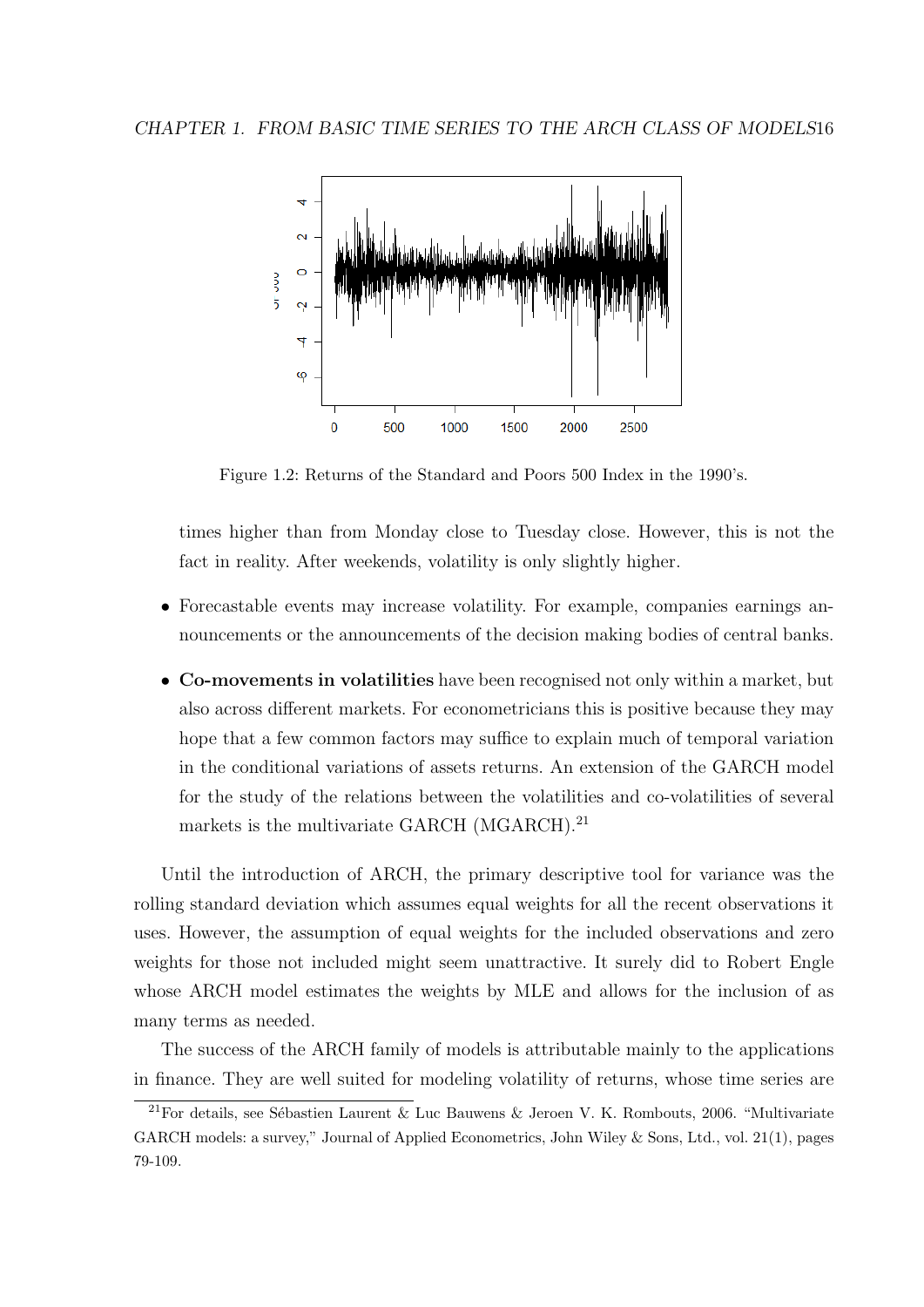Figure 1.2: Returns of the Standard and Poors 500 Index in the 1990's.

times higher than from Monday close to Tuesday close. However, this is not the fact in reality. After weekends, volatility is only slightly higher.

- Forecastable events may increase volatility. For example, companies earnings announcements or the announcements of the decision making bodies of central banks.
- **Co-movements in volatilities** have been recognised not only within a market, but also across different markets. For econometricians this is positive because they may hope that a few common factors may suffice to explain much of temporal variation in the conditional variations of assets returns. An extension of the GARCH model for the study of the relations between the volatilities and co-volatilities of several markets is the multivariate GARCH (MGARCH).[21]

Until the introduction of ARCH, the primary descriptive tool for variance was the rolling standard deviation which assumes equal weights for all the recent observations it uses. However, the assumption of equal weights for the included observations and zero weights for those not included might seem unattractive. It surely did to Robert Engle whose ARCH model estimates the weights by MLE and allows for the inclusion of as many terms as needed.

The success of the ARCH family of models is attributable mainly to the applications in finance. They are well suited for modeling volatility of returns, whose time series are

[21] For details, see Sébastien Laurent & Luc Bauwens & Jeroen V. K. Rombouts, 2006. "Multivariate GARCH models: a survey," Journal of Applied Econometrics, John Wiley & Sons, Ltd., vol. 21(1), pages 79-109.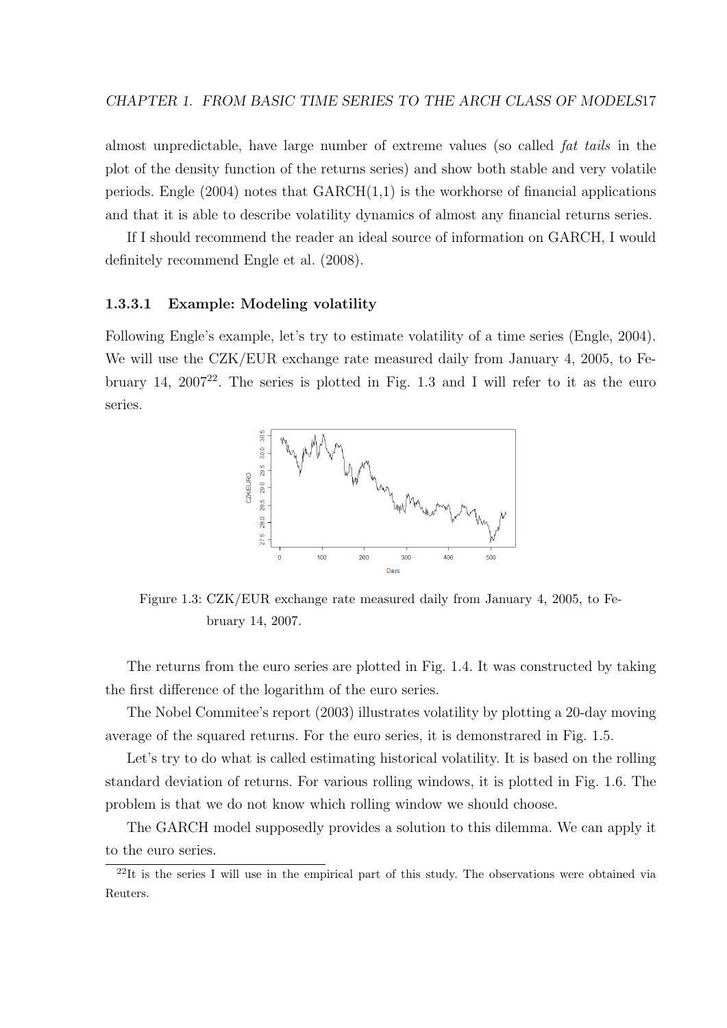almost unpredictable, have large number of extreme values (so called *fat tails* in the plot of the density function of the returns series) and show both stable and very volatile periods. Engle (2004) notes that GARCH(1,1) is the workhorse of financial applications and that it is able to describe volatility dynamics of almost any financial returns series.

If I should recommend the reader an ideal source of information on GARCH, I would definitely recommend Engle et al. (2008).

#### 1.3.3.1 Example: Modeling volatility

Following Engle's example, let's try to estimate volatility of a time series (Engle, 2004). We will use the CZK/EUR exchange rate measured daily from January 4, 2005, to February 14, 2007[22]. The series is plotted in Fig. 1.3 and I will refer to it as the euro series.

Figure 1.3: CZK/EUR exchange rate measured daily from January 4, 2005, to February 14, 2007.

The returns from the euro series are plotted in Fig. 1.4. It was constructed by taking the first difference of the logarithm of the euro series.

The Nobel Commitee's report (2003) illustrates volatility by plotting a 20-day moving average of the squared returns. For the euro series, it is demonstrared in Fig. 1.5.

Let's try to do what is called estimating historical volatility. It is based on the rolling standard deviation of returns. For various rolling windows, it is plotted in Fig. 1.6. The problem is that we do not know which rolling window we should choose.

The GARCH model supposedly provides a solution to this dilemma. We can apply it to the euro series.

[22] It is the series I will use in the empirical part of this study. The observations were obtained via Reuters.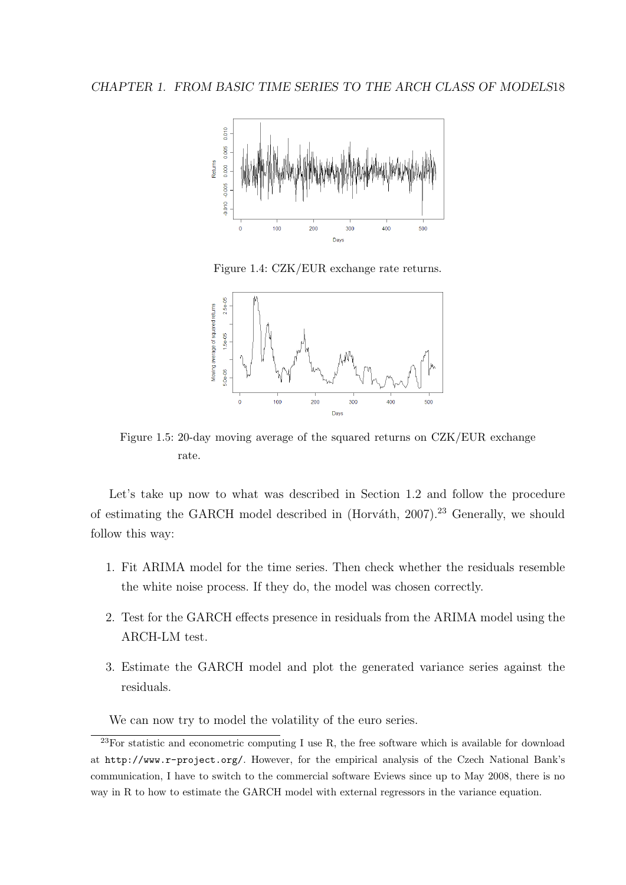Figure 1.4: CZK/EUR exchange rate returns.

Figure 1.5: 20-day moving average of the squared returns on CZK/EUR exchange rate.

Let's take up now to what was described in Section 1.2 and follow the procedure of estimating the GARCH model described in (Horváth, 2007).[23] Generally, we should follow this way:

1. Fit ARIMA model for the time series. Then check whether the residuals resemble the white noise process. If they do, the model was chosen correctly.
2. Test for the GARCH effects presence in residuals from the ARIMA model using the ARCH-LM test.
3. Estimate the GARCH model and plot the generated variance series against the residuals.

We can now try to model the volatility of the euro series.

[23] For statistic and econometric computing I use R, the free software which is available for download at http://www.r-project.org/. However, for the empirical analysis of the Czech National Bank's communication, I have to switch to the commercial software Eviews since up to May 2008, there is no way in R to how to estimate the GARCH model with external regressors in the variance equation.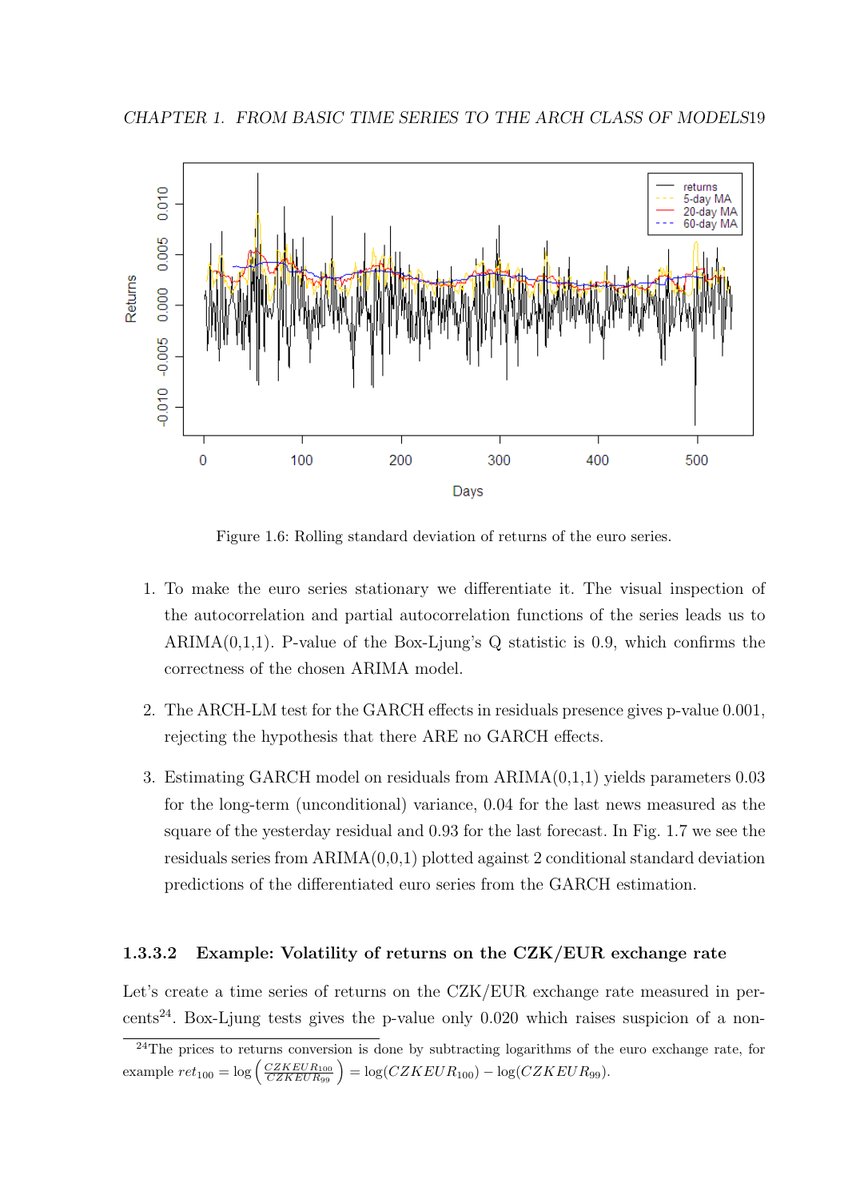Figure 1.6: Rolling standard deviation of returns of the euro series.

1. To make the euro series stationary we differentiate it. The visual inspection of the autocorrelation and partial autocorrelation functions of the series leads us to ARIMA(0,1,1). P-value of the Box-Ljung's Q statistic is 0.9, which confirms the correctness of the chosen ARIMA model.

2. The ARCH-LM test for the GARCH effects in residuals presence gives p-value 0.001, rejecting the hypothesis that there ARE no GARCH effects.

3. Estimating GARCH model on residuals from ARIMA(0,1,1) yields parameters 0.03 for the long-term (unconditional) variance, 0.04 for the last news measured as the square of the yesterday residual and 0.93 for the last forecast. In Fig. 1.7 we see the residuals series from ARIMA(0,0,1) plotted against 2 conditional standard deviation predictions of the differentiated euro series from the GARCH estimation.

#### 1.3.3.2 Example: Volatility of returns on the CZK/EUR exchange rate

Let's create a time series of returns on the CZK/EUR exchange rate measured in percents[24]. Box-Ljung tests gives the p-value only 0.020 which raises suspicion of a non-

[24] The prices to returns conversion is done by subtracting logarithms of the euro exchange rate, for example $ret_{100} = \log\left(\frac{CZKEUR_{100}}{CZKEUR_{99}}\right) = \log(CZKEUR_{100}) - \log(CZKEUR_{99})$.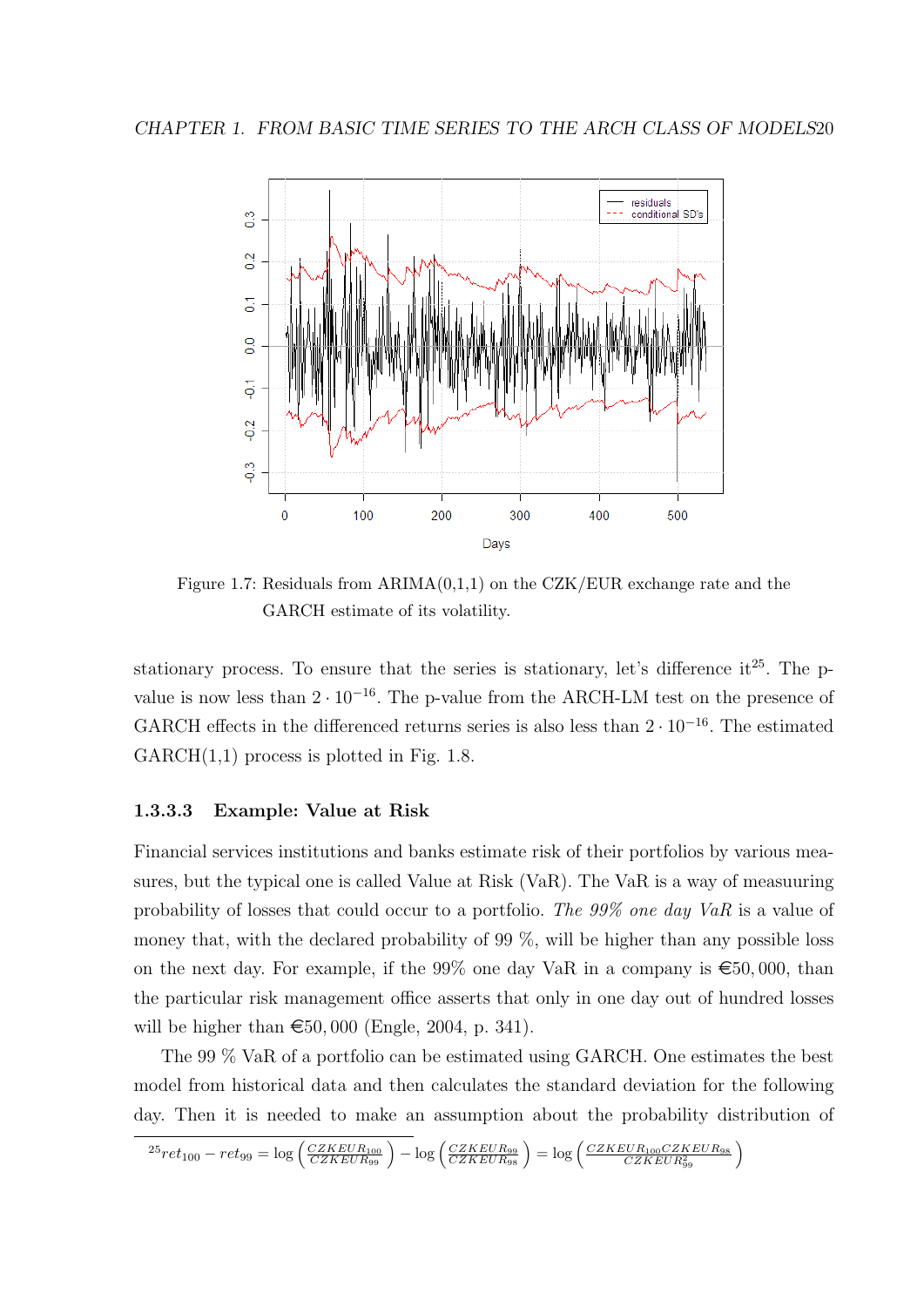Figure 1.7: Residuals from ARIMA(0,1,1) on the CZK/EUR exchange rate and the GARCH estimate of its volatility.

stationary process. To ensure that the series is stationary, let's difference it[25]. The p-value is now less than $2 \cdot 10^{-16}$. The p-value from the ARCH-LM test on the presence of GARCH effects in the differenced returns series is also less than $2 \cdot 10^{-16}$. The estimated GARCH(1,1) process is plotted in Fig. 1.8.

#### 1.3.3.3 Example: Value at Risk

Financial services institutions and banks estimate risk of their portfolios by various measures, but the typical one is called Value at Risk (VaR). The VaR is a way of measuuring probability of losses that could occur to a portfolio. *The 99% one day VaR* is a value of money that, with the declared probability of 99 %, will be higher than any possible loss on the next day. For example, if the 99% one day VaR in a company is €50,000, than the particular risk management office asserts that only in one day out of hundred losses will be higher than €50,000 (Engle, 2004, p. 341).

The 99 % VaR of a portfolio can be estimated using GARCH. One estimates the best model from historical data and then calculates the standard deviation for the following day. Then it is needed to make an assumption about the probability distribution of

[25] $ret_{100} - ret_{99} = \log\left(\frac{CZKEUR_{100}}{CZKEUR_{99}}\right) - \log\left(\frac{CZKEUR_{99}}{CZKEUR_{98}}\right) = \log\left(\frac{CZKEUR_{100}CZKEUR_{98}}{CZKEUR_{99}^2}\right)$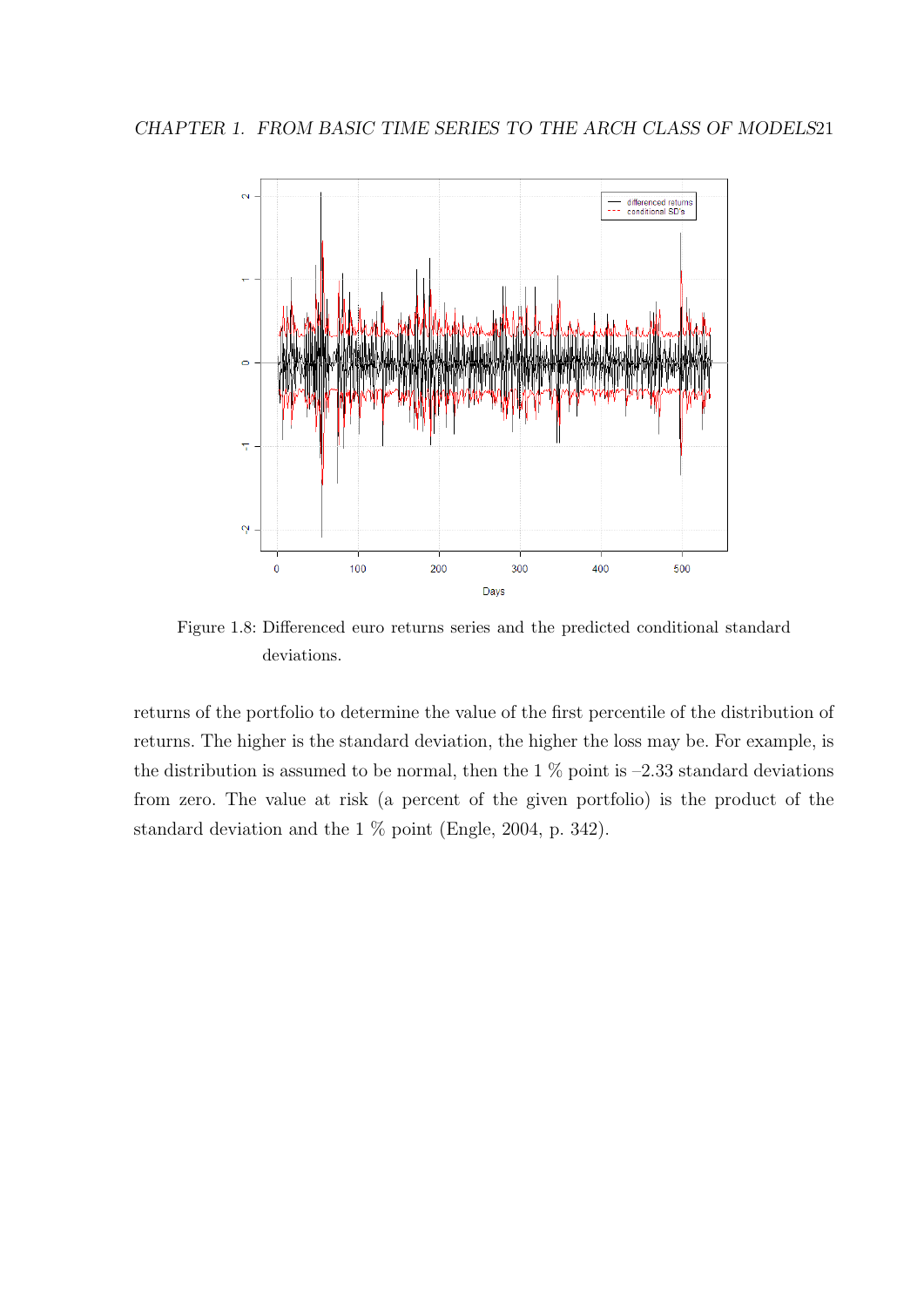Figure 1.8: Differenced euro returns series and the predicted conditional standard deviations.

returns of the portfolio to determine the value of the first percentile of the distribution of returns. The higher is the standard deviation, the higher the loss may be. For example, is the distribution is assumed to be normal, then the 1 % point is –2.33 standard deviations from zero. The value at risk (a percent of the given portfolio) is the product of the standard deviation and the 1 % point (Engle, 2004, p. 342).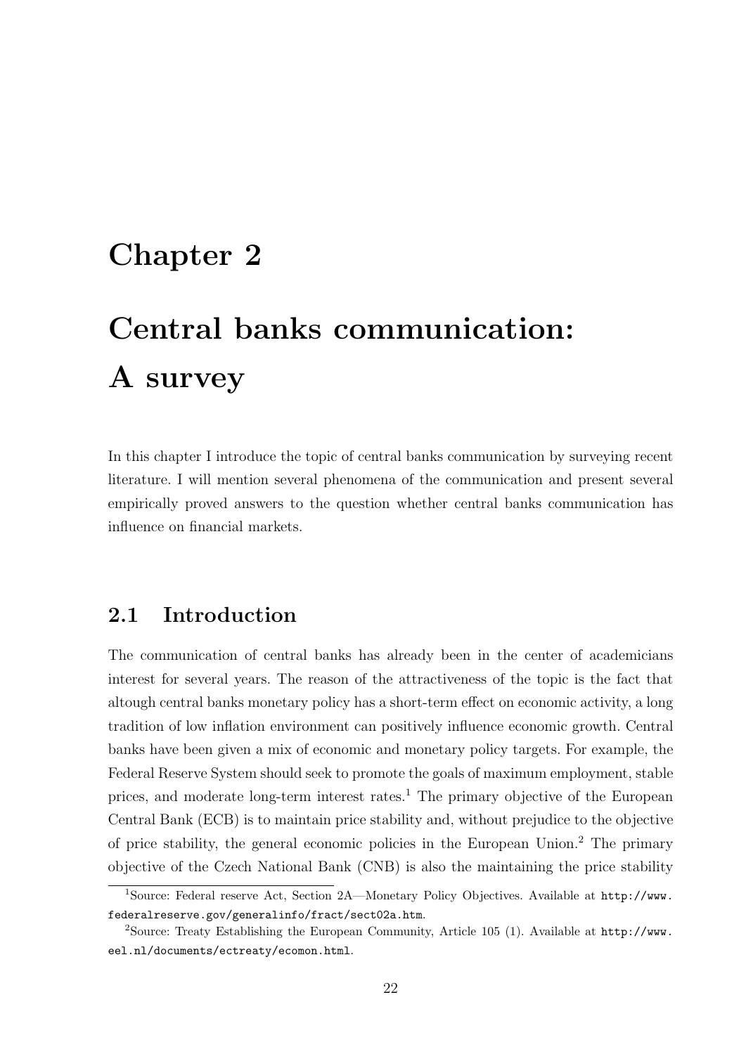# Chapter 2

# Central banks communication: A survey

In this chapter I introduce the topic of central banks communication by surveying recent literature. I will mention several phenomena of the communication and present several empirically proved answers to the question whether central banks communication has influence on financial markets.

## 2.1 Introduction

The communication of central banks has already been in the center of academicians interest for several years. The reason of the attractiveness of the topic is the fact that altough central banks monetary policy has a short-term effect on economic activity, a long tradition of low inflation environment can positively influence economic growth. Central banks have been given a mix of economic and monetary policy targets. For example, the Federal Reserve System should seek to promote the goals of maximum employment, stable prices, and moderate long-term interest rates.[1] The primary objective of the European Central Bank (ECB) is to maintain price stability and, without prejudice to the objective of price stability, the general economic policies in the European Union.[2] The primary objective of the Czech National Bank (CNB) is also the maintaining the price stability

[1] Source: Federal reserve Act, Section 2A—Monetary Policy Objectives. Available at `http://www.federalreserve.gov/generalinfo/fract/sect02a.htm`.

[2] Source: Treaty Establishing the European Community, Article 105 (1). Available at `http://www.eel.nl/documents/ectreaty/ecomon.html`.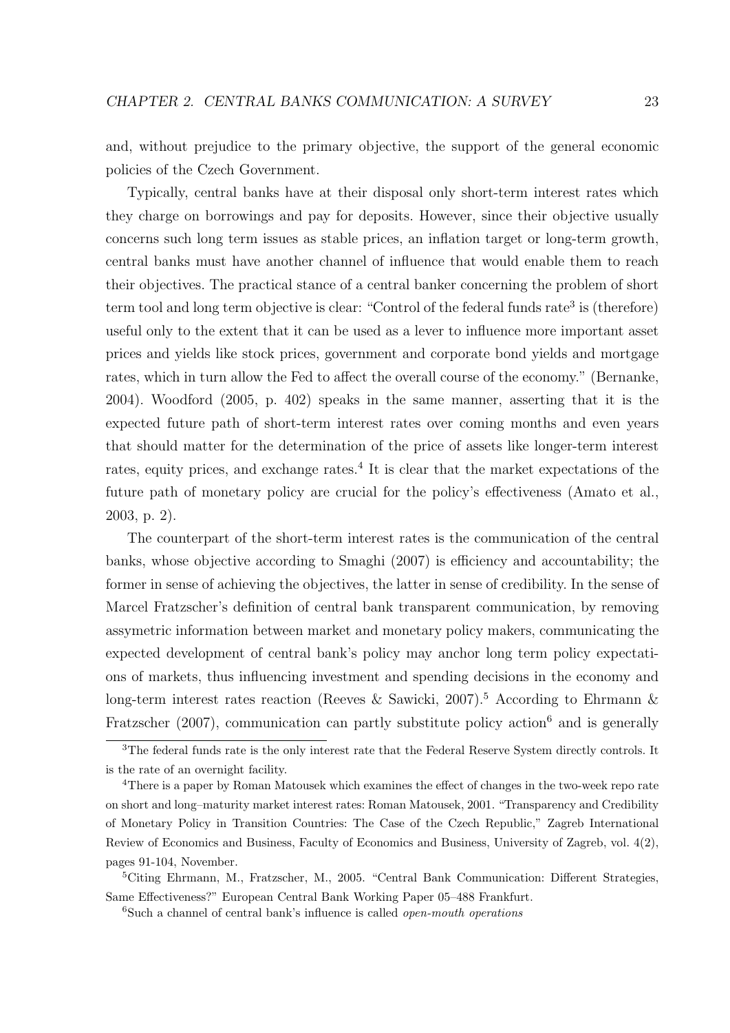and, without prejudice to the primary objective, the support of the general economic policies of the Czech Government.

Typically, central banks have at their disposal only short-term interest rates which they charge on borrowings and pay for deposits. However, since their objective usually concerns such long term issues as stable prices, an inflation target or long-term growth, central banks must have another channel of influence that would enable them to reach their objectives. The practical stance of a central banker concerning the problem of short term tool and long term objective is clear: "Control of the federal funds rate[3] is (therefore) useful only to the extent that it can be used as a lever to influence more important asset prices and yields like stock prices, government and corporate bond yields and mortgage rates, which in turn allow the Fed to affect the overall course of the economy." (Bernanke, 2004). Woodford (2005, p. 402) speaks in the same manner, asserting that it is the expected future path of short-term interest rates over coming months and even years that should matter for the determination of the price of assets like longer-term interest rates, equity prices, and exchange rates.[4] It is clear that the market expectations of the future path of monetary policy are crucial for the policy's effectiveness (Amato et al., 2003, p. 2).

The counterpart of the short-term interest rates is the communication of the central banks, whose objective according to Smaghi (2007) is efficiency and accountability; the former in sense of achieving the objectives, the latter in sense of credibility. In the sense of Marcel Fratzscher's definition of central bank transparent communication, by removing assymetric information between market and monetary policy makers, communicating the expected development of central bank's policy may anchor long term policy expectations of markets, thus influencing investment and spending decisions in the economy and long-term interest rates reaction (Reeves & Sawicki, 2007).[5] According to Ehrmann & Fratzscher (2007), communication can partly substitute policy action[6] and is generally

---

[3] The federal funds rate is the only interest rate that the Federal Reserve System directly controls. It is the rate of an overnight facility.

[4] There is a paper by Roman Matousek which examines the effect of changes in the two-week repo rate on short and long–maturity market interest rates: Roman Matousek, 2001. "Transparency and Credibility of Monetary Policy in Transition Countries: The Case of the Czech Republic," Zagreb International Review of Economics and Business, Faculty of Economics and Business, University of Zagreb, vol. 4(2), pages 91-104, November.

[5] Citing Ehrmann, M., Fratzscher, M., 2005. "Central Bank Communication: Different Strategies, Same Effectiveness?" European Central Bank Working Paper 05–488 Frankfurt.

[6] Such a channel of central bank's influence is called *open-mouth operations*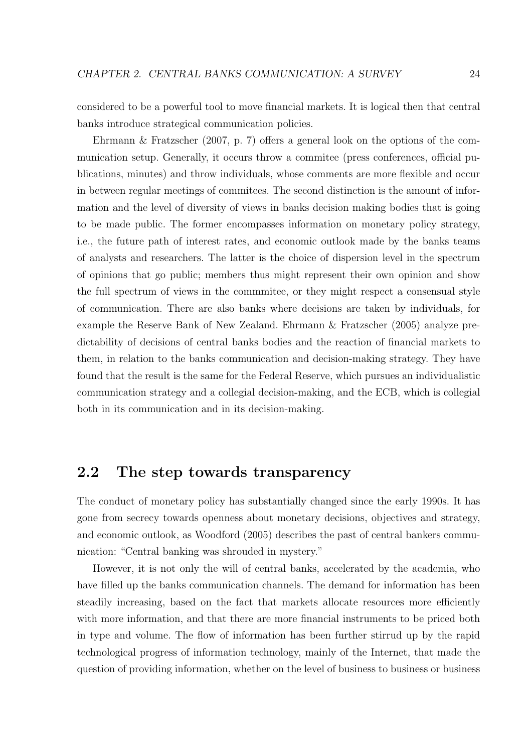considered to be a powerful tool to move financial markets. It is logical then that central banks introduce strategical communication policies.

Ehrmann & Fratzscher (2007, p. 7) offers a general look on the options of the communication setup. Generally, it occurs throw a commitee (press conferences, official publications, minutes) and throw individuals, whose comments are more flexible and occur in between regular meetings of commitees. The second distinction is the amount of information and the level of diversity of views in banks decision making bodies that is going to be made public. The former encompasses information on monetary policy strategy, i.e., the future path of interest rates, and economic outlook made by the banks teams of analysts and researchers. The latter is the choice of dispersion level in the spectrum of opinions that go public; members thus might represent their own opinion and show the full spectrum of views in the commmitee, or they might respect a consensual style of communication. There are also banks where decisions are taken by individuals, for example the Reserve Bank of New Zealand. Ehrmann & Fratzscher (2005) analyze predictability of decisions of central banks bodies and the reaction of financial markets to them, in relation to the banks communication and decision-making strategy. They have found that the result is the same for the Federal Reserve, which pursues an individualistic communication strategy and a collegial decision-making, and the ECB, which is collegial both in its communication and in its decision-making.

## 2.2 The step towards transparency

The conduct of monetary policy has substantially changed since the early 1990s. It has gone from secrecy towards openness about monetary decisions, objectives and strategy, and economic outlook, as Woodford (2005) describes the past of central bankers communication: "Central banking was shrouded in mystery."

However, it is not only the will of central banks, accelerated by the academia, who have filled up the banks communication channels. The demand for information has been steadily increasing, based on the fact that markets allocate resources more efficiently with more information, and that there are more financial instruments to be priced both in type and volume. The flow of information has been further stirrud up by the rapid technological progress of information technology, mainly of the Internet, that made the question of providing information, whether on the level of business to business or business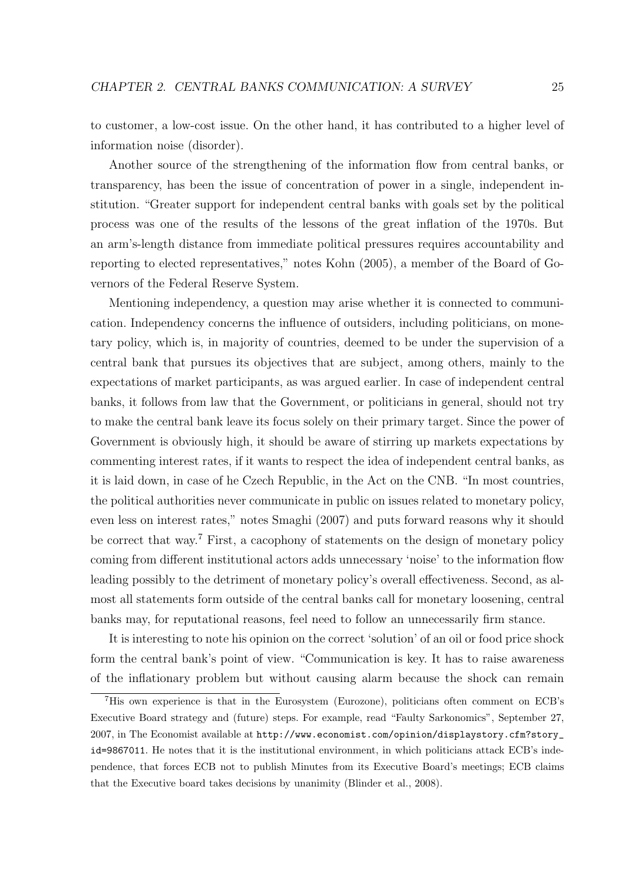to customer, a low-cost issue. On the other hand, it has contributed to a higher level of information noise (disorder).

Another source of the strengthening of the information flow from central banks, or transparency, has been the issue of concentration of power in a single, independent institution. "Greater support for independent central banks with goals set by the political process was one of the results of the lessons of the great inflation of the 1970s. But an arm's-length distance from immediate political pressures requires accountability and reporting to elected representatives," notes Kohn (2005), a member of the Board of Governors of the Federal Reserve System.

Mentioning independency, a question may arise whether it is connected to communication. Independency concerns the influence of outsiders, including politicians, on monetary policy, which is, in majority of countries, deemed to be under the supervision of a central bank that pursues its objectives that are subject, among others, mainly to the expectations of market participants, as was argued earlier. In case of independent central banks, it follows from law that the Government, or politicians in general, should not try to make the central bank leave its focus solely on their primary target. Since the power of Government is obviously high, it should be aware of stirring up markets expectations by commenting interest rates, if it wants to respect the idea of independent central banks, as it is laid down, in case of he Czech Republic, in the Act on the CNB. "In most countries, the political authorities never communicate in public on issues related to monetary policy, even less on interest rates," notes Smaghi (2007) and puts forward reasons why it should be correct that way.[7] First, a cacophony of statements on the design of monetary policy coming from different institutional actors adds unnecessary 'noise' to the information flow leading possibly to the detriment of monetary policy's overall effectiveness. Second, as almost all statements form outside of the central banks call for monetary loosening, central banks may, for reputational reasons, feel need to follow an unnecessarily firm stance.

It is interesting to note his opinion on the correct 'solution' of an oil or food price shock form the central bank's point of view. "Communication is key. It has to raise awareness of the inflationary problem but without causing alarm because the shock can remain

---

[7] His own experience is that in the Eurosystem (Eurozone), politicians often comment on ECB's Executive Board strategy and (future) steps. For example, read "Faulty Sarkonomics", September 27, 2007, in The Economist available at http://www.economist.com/opinion/displaystory.cfm?story_id=9867011. He notes that it is the institutional environment, in which politicians attack ECB's independence, that forces ECB not to publish Minutes from its Executive Board's meetings; ECB claims that the Executive board takes decisions by unanimity (Blinder et al., 2008).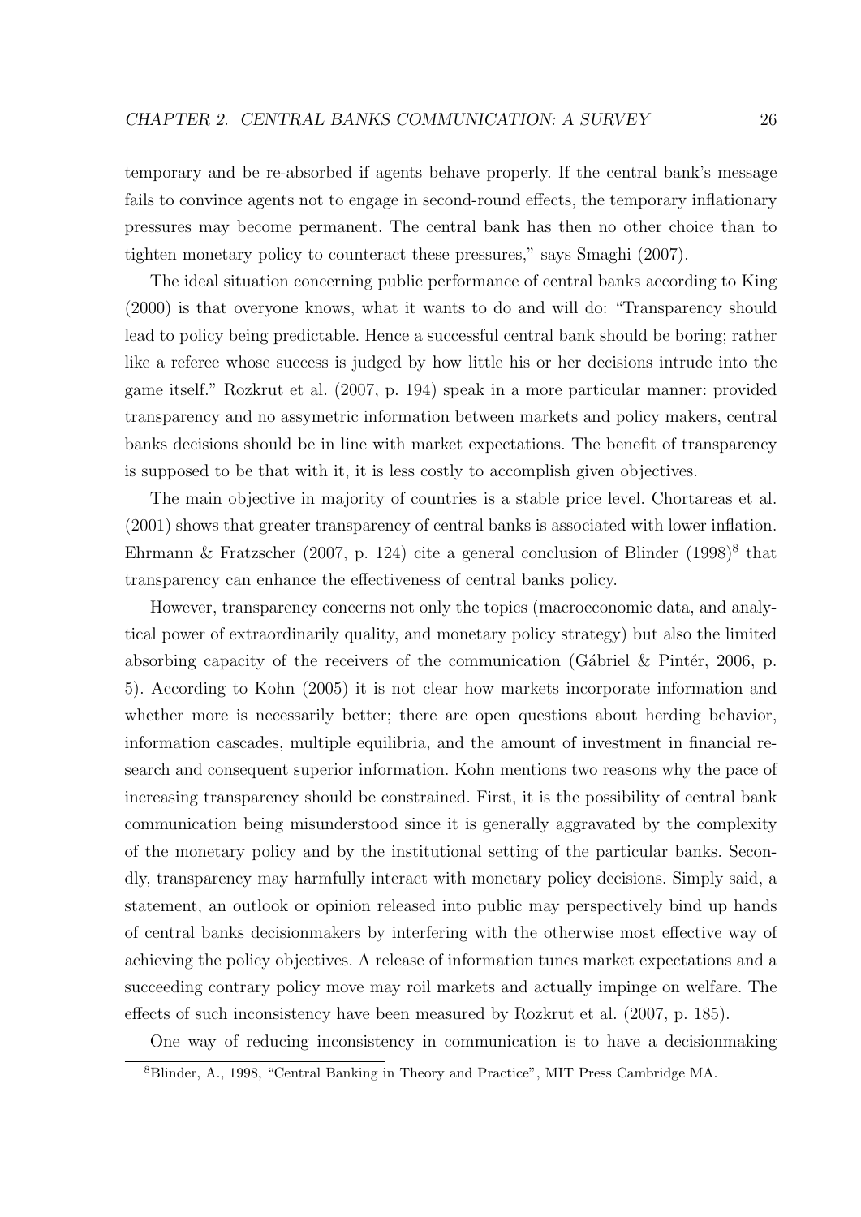temporary and be re-absorbed if agents behave properly. If the central bank's message fails to convince agents not to engage in second-round effects, the temporary inflationary pressures may become permanent. The central bank has then no other choice than to tighten monetary policy to counteract these pressures," says Smaghi (2007).

The ideal situation concerning public performance of central banks according to King (2000) is that overyone knows, what it wants to do and will do: "Transparency should lead to policy being predictable. Hence a successful central bank should be boring; rather like a referee whose success is judged by how little his or her decisions intrude into the game itself." Rozkrut et al. (2007, p. 194) speak in a more particular manner: provided transparency and no assymetric information between markets and policy makers, central banks decisions should be in line with market expectations. The benefit of transparency is supposed to be that with it, it is less costly to accomplish given objectives.

The main objective in majority of countries is a stable price level. Chortareas et al. (2001) shows that greater transparency of central banks is associated with lower inflation. Ehrmann & Fratzscher (2007, p. 124) cite a general conclusion of Blinder (1998)[8] that transparency can enhance the effectiveness of central banks policy.

However, transparency concerns not only the topics (macroeconomic data, and analytical power of extraordinarily quality, and monetary policy strategy) but also the limited absorbing capacity of the receivers of the communication (Gábriel & Pintér, 2006, p. 5). According to Kohn (2005) it is not clear how markets incorporate information and whether more is necessarily better; there are open questions about herding behavior, information cascades, multiple equilibria, and the amount of investment in financial research and consequent superior information. Kohn mentions two reasons why the pace of increasing transparency should be constrained. First, it is the possibility of central bank communication being misunderstood since it is generally aggravated by the complexity of the monetary policy and by the institutional setting of the particular banks. Secondly, transparency may harmfully interact with monetary policy decisions. Simply said, a statement, an outlook or opinion released into public may perspectively bind up hands of central banks decisionmakers by interfering with the otherwise most effective way of achieving the policy objectives. A release of information tunes market expectations and a succeeding contrary policy move may roil markets and actually impinge on welfare. The effects of such inconsistency have been measured by Rozkrut et al. (2007, p. 185).

One way of reducing inconsistency in communication is to have a decisionmaking

[8] Blinder, A., 1998, "Central Banking in Theory and Practice", MIT Press Cambridge MA.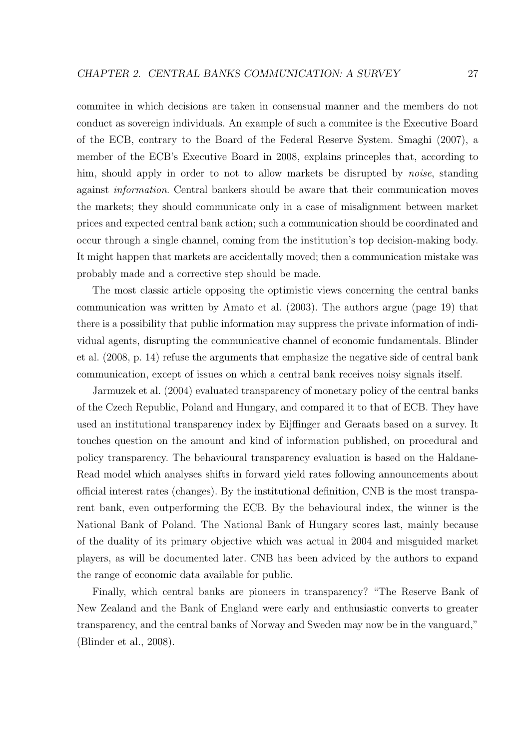commitee in which decisions are taken in consensual manner and the members do not conduct as sovereign individuals. An example of such a commitee is the Executive Board of the ECB, contrary to the Board of the Federal Reserve System. Smaghi (2007), a member of the ECB's Executive Board in 2008, explains princeples that, according to him, should apply in order to not to allow markets be disrupted by *noise*, standing against *information*. Central bankers should be aware that their communication moves the markets; they should communicate only in a case of misalignment between market prices and expected central bank action; such a communication should be coordinated and occur through a single channel, coming from the institution's top decision-making body. It might happen that markets are accidentally moved; then a communication mistake was probably made and a corrective step should be made.

The most classic article opposing the optimistic views concerning the central banks communication was written by Amato et al. (2003). The authors argue (page 19) that there is a possibility that public information may suppress the private information of individual agents, disrupting the communicative channel of economic fundamentals. Blinder et al. (2008, p. 14) refuse the arguments that emphasize the negative side of central bank communication, except of issues on which a central bank receives noisy signals itself.

Jarmuzek et al. (2004) evaluated transparency of monetary policy of the central banks of the Czech Republic, Poland and Hungary, and compared it to that of ECB. They have used an institutional transparency index by Eijffinger and Geraats based on a survey. It touches question on the amount and kind of information published, on procedural and policy transparency. The behavioural transparency evaluation is based on the Haldane-Read model which analyses shifts in forward yield rates following announcements about official interest rates (changes). By the institutional definition, CNB is the most transparent bank, even outperforming the ECB. By the behavioural index, the winner is the National Bank of Poland. The National Bank of Hungary scores last, mainly because of the duality of its primary objective which was actual in 2004 and misguided market players, as will be documented later. CNB has been adviced by the authors to expand the range of economic data available for public.

Finally, which central banks are pioneers in transparency? "The Reserve Bank of New Zealand and the Bank of England were early and enthusiastic converts to greater transparency, and the central banks of Norway and Sweden may now be in the vanguard," (Blinder et al., 2008).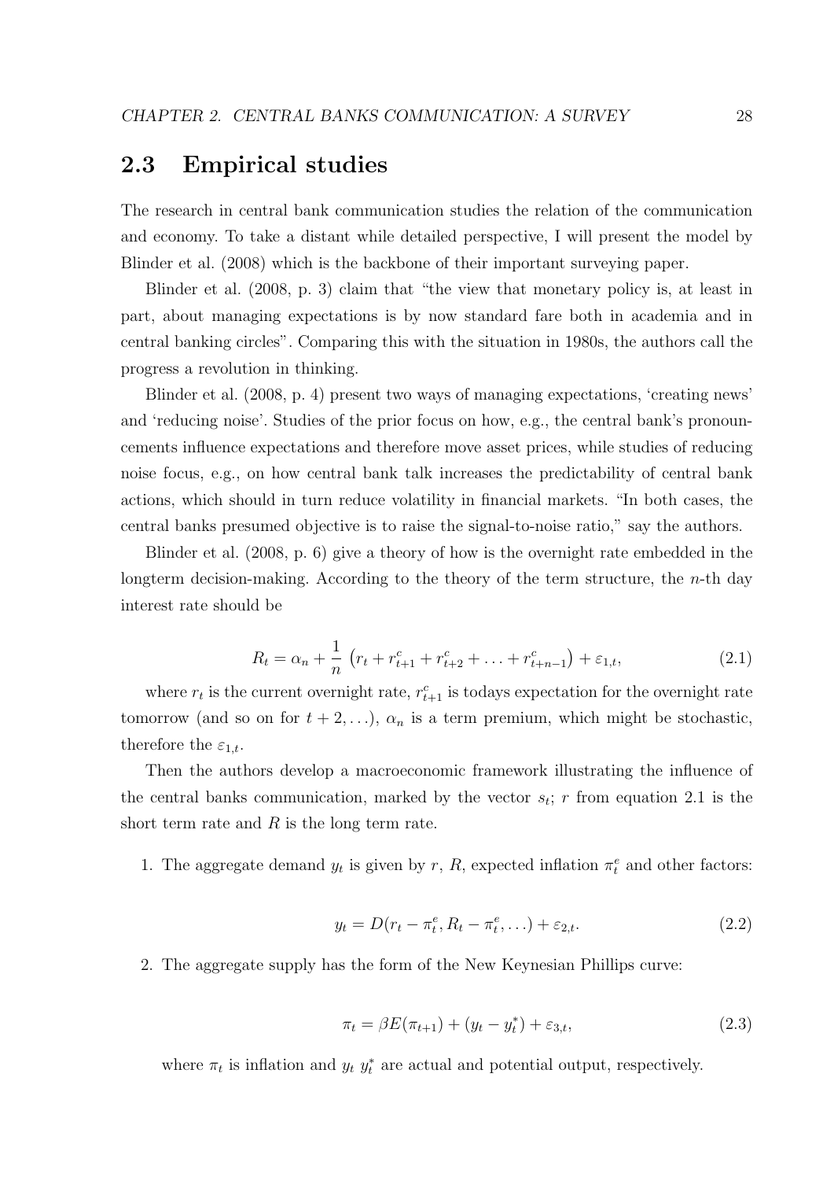## 2.3 Empirical studies

The research in central bank communication studies the relation of the communication and economy. To take a distant while detailed perspective, I will present the model by Blinder et al. (2008) which is the backbone of their important surveying paper.

Blinder et al. (2008, p. 3) claim that "the view that monetary policy is, at least in part, about managing expectations is by now standard fare both in academia and in central banking circles". Comparing this with the situation in 1980s, the authors call the progress a revolution in thinking.

Blinder et al. (2008, p. 4) present two ways of managing expectations, 'creating news' and 'reducing noise'. Studies of the prior focus on how, e.g., the central bank's pronouncements influence expectations and therefore move asset prices, while studies of reducing noise focus, e.g., on how central bank talk increases the predictability of central bank actions, which should in turn reduce volatility in financial markets. "In both cases, the central banks presumed objective is to raise the signal-to-noise ratio," say the authors.

Blinder et al. (2008, p. 6) give a theory of how is the overnight rate embedded in the longterm decision-making. According to the theory of the term structure, the $n$-th day interest rate should be

$$R_t = \alpha_n + \frac{1}{n}\left(r_t + r^c_{t+1} + r^c_{t+2} + \ldots + r^c_{t+n-1}\right) + \varepsilon_{1,t}, \tag{2.1}$$

where $r_t$ is the current overnight rate, $r^c_{t+1}$ is todays expectation for the overnight rate tomorrow (and so on for $t+2,\ldots$), $\alpha_n$ is a term premium, which might be stochastic, therefore the $\varepsilon_{1,t}$.

Then the authors develop a macroeconomic framework illustrating the influence of the central banks communication, marked by the vector $s_t$; $r$ from equation 2.1 is the short term rate and $R$ is the long term rate.

1. The aggregate demand $y_t$ is given by $r$, $R$, expected inflation $\pi^e_t$ and other factors:

$$y_t = D(r_t - \pi^e_t, R_t - \pi^e_t, \ldots) + \varepsilon_{2,t}. \tag{2.2}$$

2. The aggregate supply has the form of the New Keynesian Phillips curve:

$$\pi_t = \beta E(\pi_{t+1}) + (y_t - y^*_t) + \varepsilon_{3,t}, \tag{2.3}$$

where $\pi_t$ is inflation and $y_t$ $y^*_t$ are actual and potential output, respectively.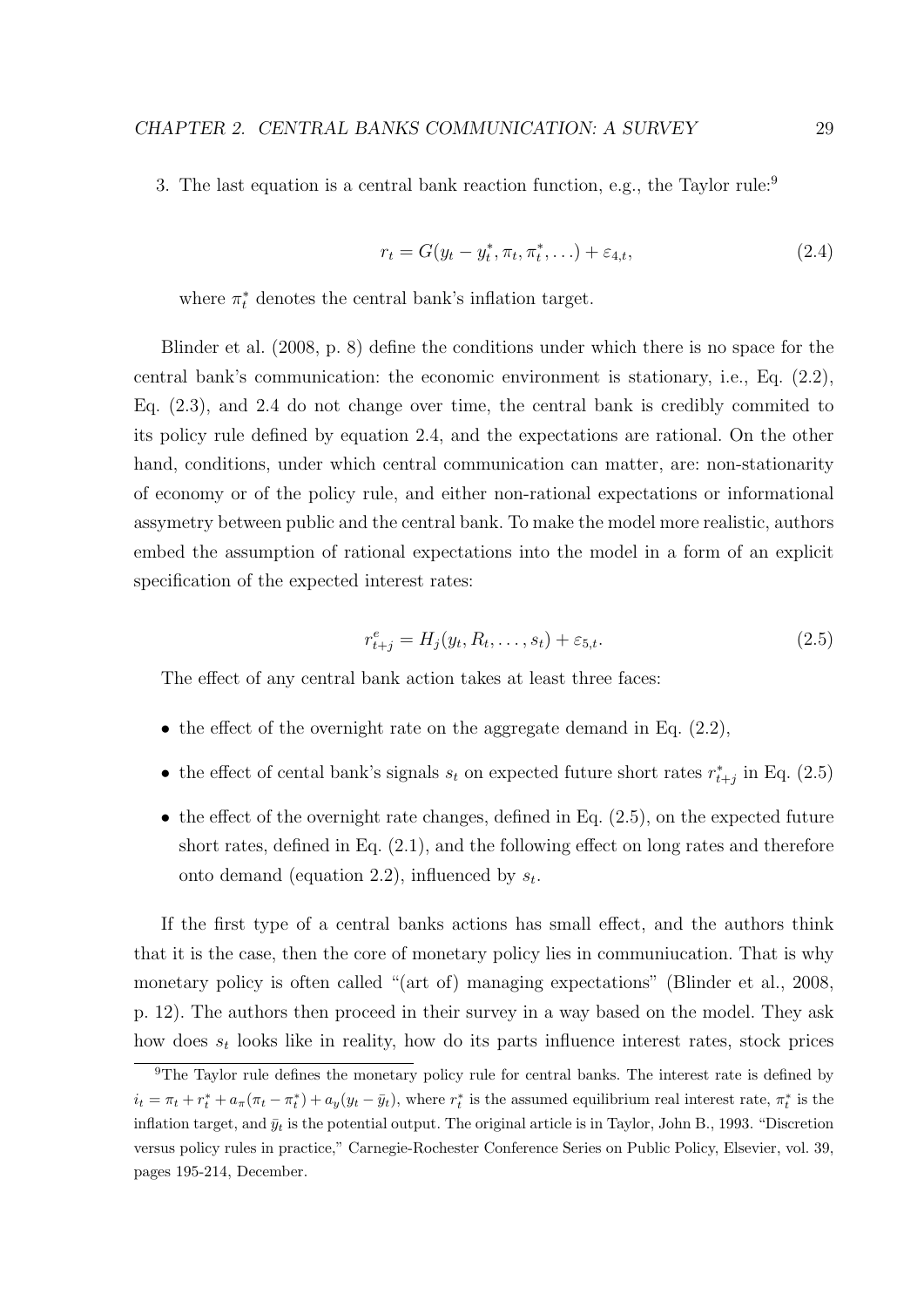3. The last equation is a central bank reaction function, e.g., the Taylor rule:[9]

$$r_t = G(y_t - y_t^*, \pi_t, \pi_t^*, \ldots) + \varepsilon_{4,t}, \tag{2.4}$$

where $\pi_t^*$ denotes the central bank's inflation target.

Blinder et al. (2008, p. 8) define the conditions under which there is no space for the central bank's communication: the economic environment is stationary, i.e., Eq. (2.2), Eq. (2.3), and 2.4 do not change over time, the central bank is credibly commited to its policy rule defined by equation 2.4, and the expectations are rational. On the other hand, conditions, under which central communication can matter, are: non-stationarity of economy or of the policy rule, and either non-rational expectations or informational assymetry between public and the central bank. To make the model more realistic, authors embed the assumption of rational expectations into the model in a form of an explicit specification of the expected interest rates:

$$r_{t+j}^e = H_j(y_t, R_t, \ldots, s_t) + \varepsilon_{5,t}. \tag{2.5}$$

The effect of any central bank action takes at least three faces:

- the effect of the overnight rate on the aggregate demand in Eq. (2.2),
- the effect of cental bank's signals $s_t$ on expected future short rates $r_{t+j}^*$ in Eq. (2.5)
- the effect of the overnight rate changes, defined in Eq. (2.5), on the expected future short rates, defined in Eq. (2.1), and the following effect on long rates and therefore onto demand (equation 2.2), influenced by $s_t$.

If the first type of a central banks actions has small effect, and the authors think that it is the case, then the core of monetary policy lies in communiucation. That is why monetary policy is often called "(art of) managing expectations" (Blinder et al., 2008, p. 12). The authors then proceed in their survey in a way based on the model. They ask how does $s_t$ looks like in reality, how do its parts influence interest rates, stock prices

[9] The Taylor rule defines the monetary policy rule for central banks. The interest rate is defined by $i_t = \pi_t + r_t^* + a_\pi(\pi_t - \pi_t^*) + a_y(y_t - \bar{y}_t)$, where $r_t^*$ is the assumed equilibrium real interest rate, $\pi_t^*$ is the inflation target, and $\bar{y}_t$ is the potential output. The original article is in Taylor, John B., 1993. "Discretion versus policy rules in practice," Carnegie-Rochester Conference Series on Public Policy, Elsevier, vol. 39, pages 195-214, December.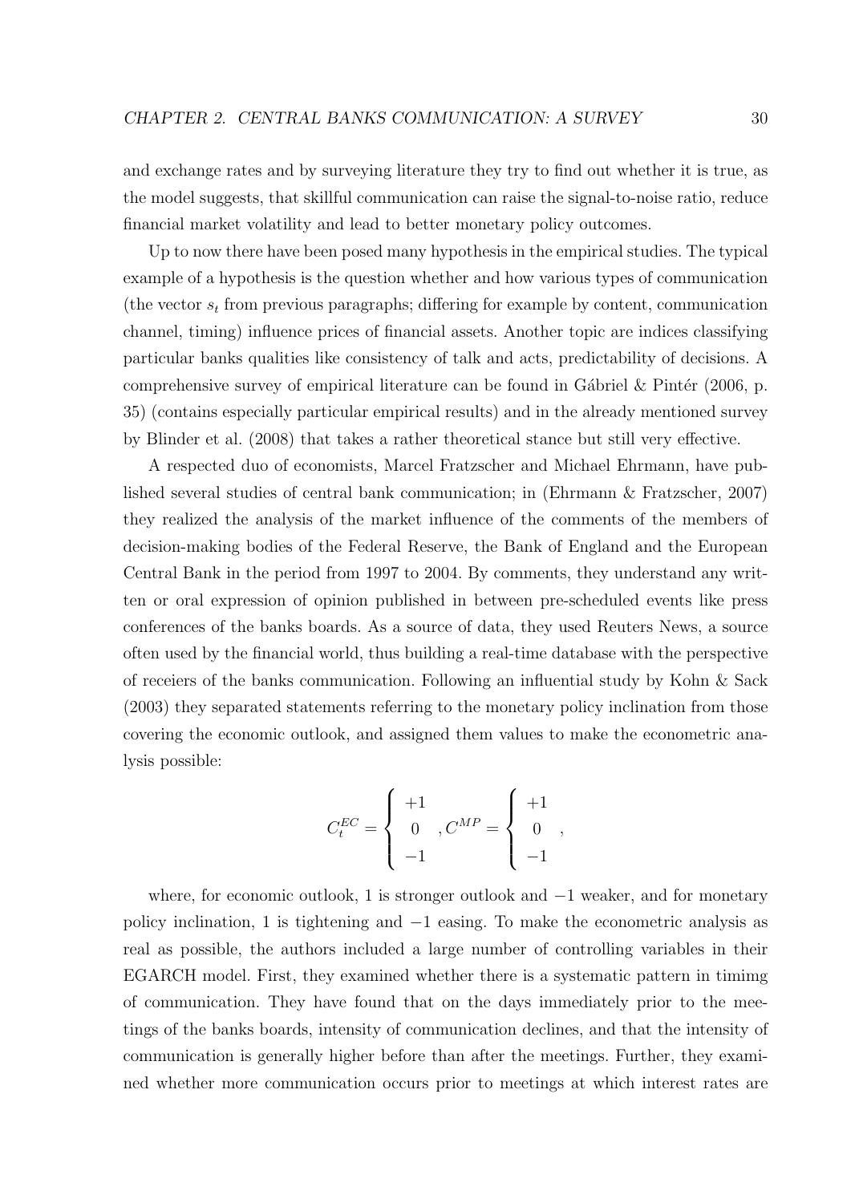and exchange rates and by surveying literature they try to find out whether it is true, as the model suggests, that skillful communication can raise the signal-to-noise ratio, reduce financial market volatility and lead to better monetary policy outcomes.

Up to now there have been posed many hypothesis in the empirical studies. The typical example of a hypothesis is the question whether and how various types of communication (the vector $s_t$ from previous paragraphs; differing for example by content, communication channel, timing) influence prices of financial assets. Another topic are indices classifying particular banks qualities like consistency of talk and acts, predictability of decisions. A comprehensive survey of empirical literature can be found in Gábriel & Pintér (2006, p. 35) (contains especially particular empirical results) and in the already mentioned survey by Blinder et al. (2008) that takes a rather theoretical stance but still very effective.

A respected duo of economists, Marcel Fratzscher and Michael Ehrmann, have published several studies of central bank communication; in (Ehrmann & Fratzscher, 2007) they realized the analysis of the market influence of the comments of the members of decision-making bodies of the Federal Reserve, the Bank of England and the European Central Bank in the period from 1997 to 2004. By comments, they understand any written or oral expression of opinion published in between pre-scheduled events like press conferences of the banks boards. As a source of data, they used Reuters News, a source often used by the financial world, thus building a real-time database with the perspective of receiers of the banks communication. Following an influential study by Kohn & Sack (2003) they separated statements referring to the monetary policy inclination from those covering the economic outlook, and assigned them values to make the econometric analysis possible:

$$C_t^{EC} = \begin{cases} +1 \\ 0 \\ -1 \end{cases}, C^{MP} = \begin{cases} +1 \\ 0 \\ -1 \end{cases},$$

where, for economic outlook, 1 is stronger outlook and $-1$ weaker, and for monetary policy inclination, 1 is tightening and $-1$ easing. To make the econometric analysis as real as possible, the authors included a large number of controlling variables in their EGARCH model. First, they examined whether there is a systematic pattern in timimg of communication. They have found that on the days immediately prior to the meetings of the banks boards, intensity of communication declines, and that the intensity of communication is generally higher before than after the meetings. Further, they examined whether more communication occurs prior to meetings at which interest rates are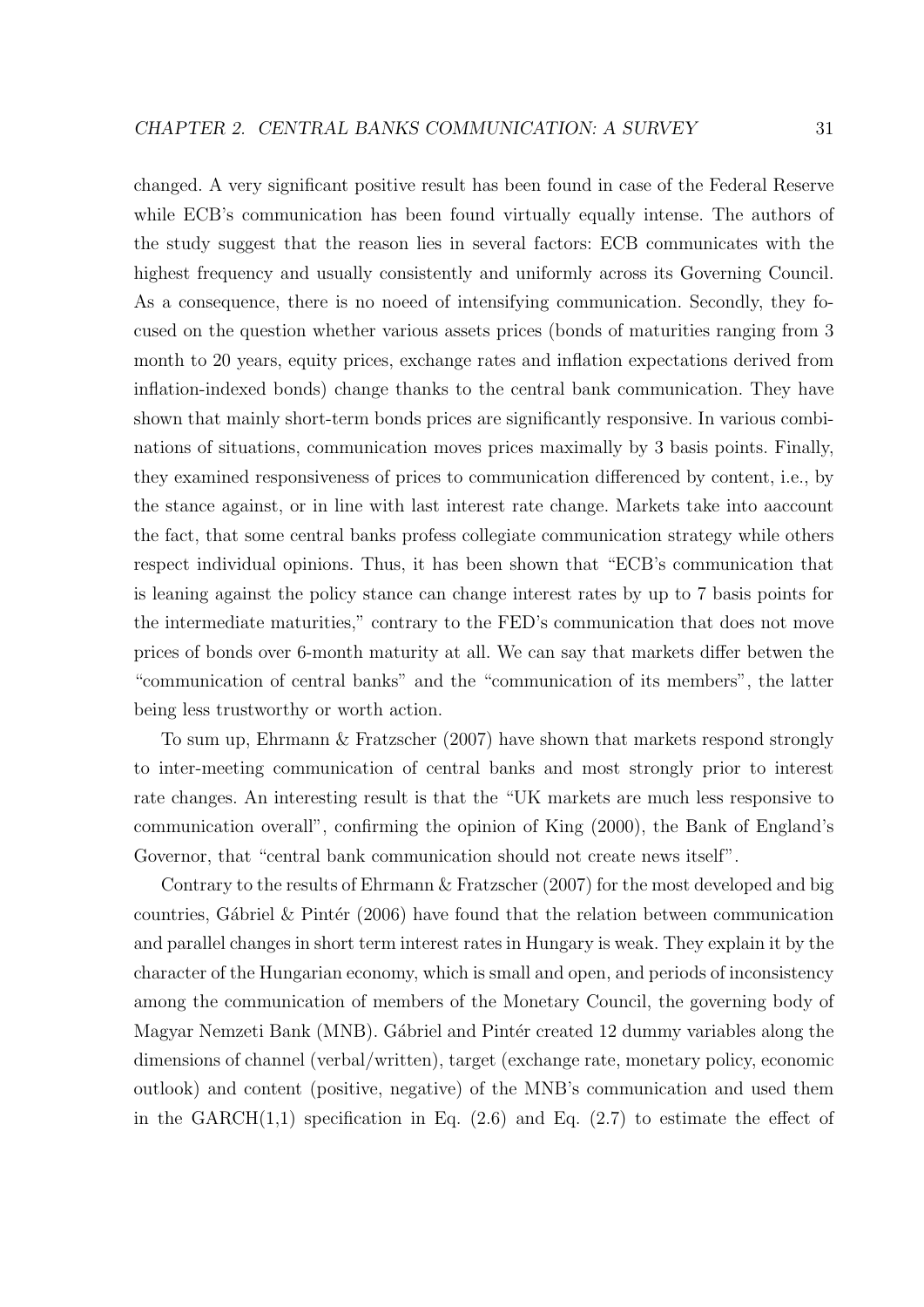changed. A very significant positive result has been found in case of the Federal Reserve while ECB's communication has been found virtually equally intense. The authors of the study suggest that the reason lies in several factors: ECB communicates with the highest frequency and usually consistently and uniformly across its Governing Council. As a consequence, there is no noeed of intensifying communication. Secondly, they focused on the question whether various assets prices (bonds of maturities ranging from 3 month to 20 years, equity prices, exchange rates and inflation expectations derived from inflation-indexed bonds) change thanks to the central bank communication. They have shown that mainly short-term bonds prices are significantly responsive. In various combinations of situations, communication moves prices maximally by 3 basis points. Finally, they examined responsiveness of prices to communication differenced by content, i.e., by the stance against, or in line with last interest rate change. Markets take into aaccount the fact, that some central banks profess collegiate communication strategy while others respect individual opinions. Thus, it has been shown that "ECB's communication that is leaning against the policy stance can change interest rates by up to 7 basis points for the intermediate maturities," contrary to the FED's communication that does not move prices of bonds over 6-month maturity at all. We can say that markets differ betwen the "communication of central banks" and the "communication of its members", the latter being less trustworthy or worth action.

To sum up, Ehrmann & Fratzscher (2007) have shown that markets respond strongly to inter-meeting communication of central banks and most strongly prior to interest rate changes. An interesting result is that the "UK markets are much less responsive to communication overall", confirming the opinion of King (2000), the Bank of England's Governor, that "central bank communication should not create news itself".

Contrary to the results of Ehrmann & Fratzscher (2007) for the most developed and big countries, Gábriel & Pintér (2006) have found that the relation between communication and parallel changes in short term interest rates in Hungary is weak. They explain it by the character of the Hungarian economy, which is small and open, and periods of inconsistency among the communication of members of the Monetary Council, the governing body of Magyar Nemzeti Bank (MNB). Gábriel and Pintér created 12 dummy variables along the dimensions of channel (verbal/written), target (exchange rate, monetary policy, economic outlook) and content (positive, negative) of the MNB's communication and used them in the GARCH(1,1) specification in Eq. (2.6) and Eq. (2.7) to estimate the effect of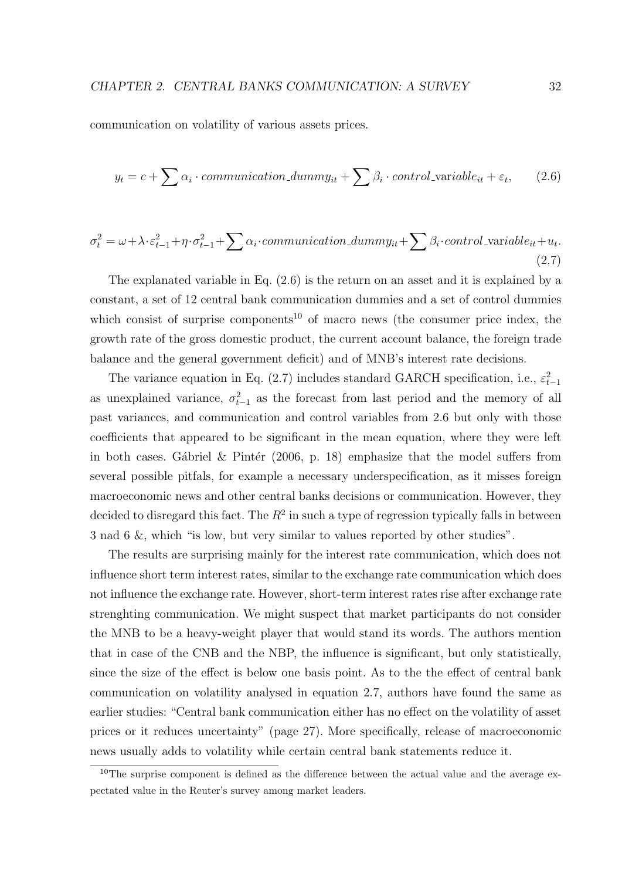communication on volatility of various assets prices.

$$y_t = c + \sum \alpha_i \cdot communication\_dummy_{it} + \sum \beta_i \cdot control\_\text{variable}_{it} + \varepsilon_t, \qquad (2.6)$$

$$\sigma_t^2 = \omega + \lambda \cdot \varepsilon_{t-1}^2 + \eta \cdot \sigma_{t-1}^2 + \sum \alpha_i \cdot communication\_dummy_{it} + \sum \beta_i \cdot control\_\text{variable}_{it} + u_t. \qquad (2.7)$$

The explanated variable in Eq. (2.6) is the return on an asset and it is explained by a constant, a set of 12 central bank communication dummies and a set of control dummies which consist of surprise components[10] of macro news (the consumer price index, the growth rate of the gross domestic product, the current account balance, the foreign trade balance and the general government deficit) and of MNB's interest rate decisions.

The variance equation in Eq. (2.7) includes standard GARCH specification, i.e., $\varepsilon_{t-1}^2$ as unexplained variance, $\sigma_{t-1}^2$ as the forecast from last period and the memory of all past variances, and communication and control variables from 2.6 but only with those coefficients that appeared to be significant in the mean equation, where they were left in both cases. Gábriel & Pintér (2006, p. 18) emphasize that the model suffers from several possible pitfals, for example a necessary underspecification, as it misses foreign macroeconomic news and other central banks decisions or communication. However, they decided to disregard this fact. The $R^2$ in such a type of regression typically falls in between 3 nad 6 &, which "is low, but very similar to values reported by other studies".

The results are surprising mainly for the interest rate communication, which does not influence short term interest rates, similar to the exchange rate communication which does not influence the exchange rate. However, short-term interest rates rise after exchange rate strenghting communication. We might suspect that market participants do not consider the MNB to be a heavy-weight player that would stand its words. The authors mention that in case of the CNB and the NBP, the influence is significant, but only statistically, since the size of the effect is below one basis point. As to the the effect of central bank communication on volatility analysed in equation 2.7, authors have found the same as earlier studies: "Central bank communication either has no effect on the volatility of asset prices or it reduces uncertainty" (page 27). More specifically, release of macroeconomic news usually adds to volatility while certain central bank statements reduce it.

[10] The surprise component is defined as the difference between the actual value and the average expectated value in the Reuter's survey among market leaders.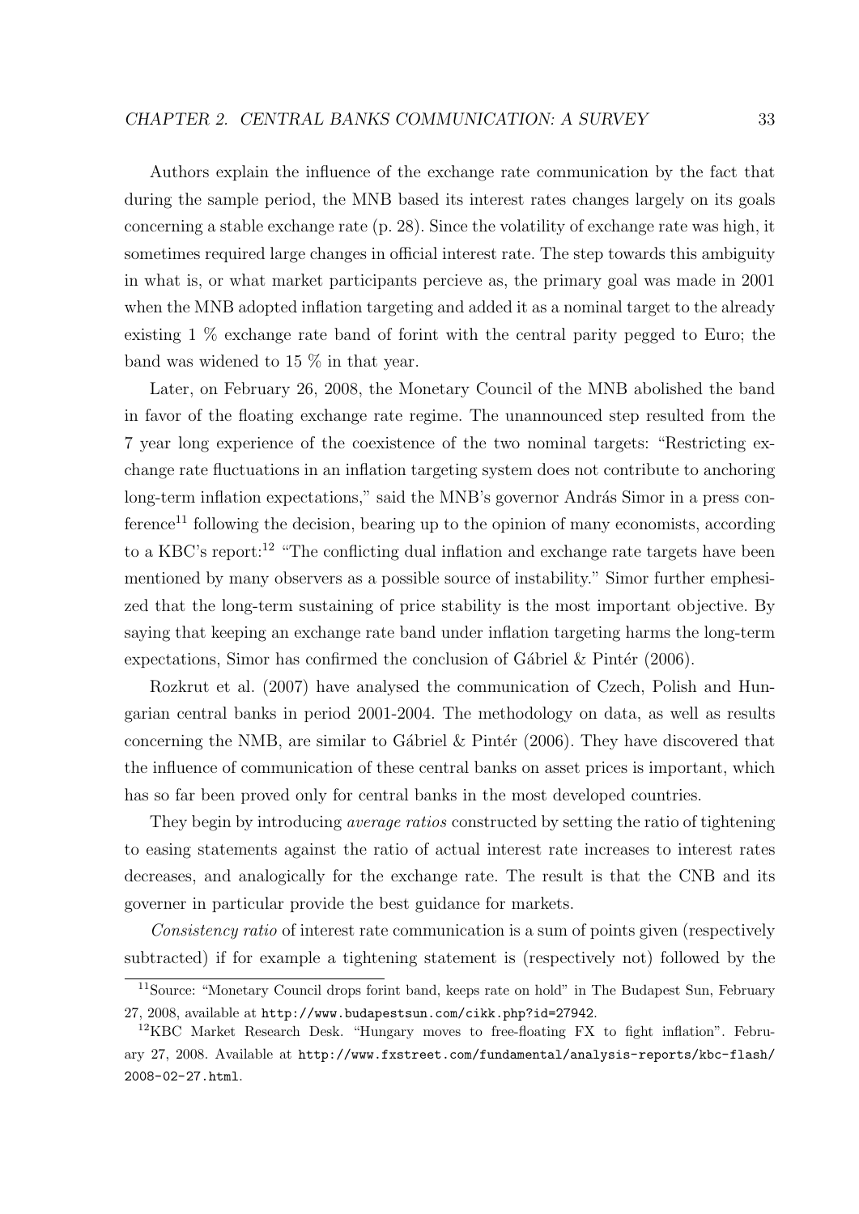Authors explain the influence of the exchange rate communication by the fact that during the sample period, the MNB based its interest rates changes largely on its goals concerning a stable exchange rate (p. 28). Since the volatility of exchange rate was high, it sometimes required large changes in official interest rate. The step towards this ambiguity in what is, or what market participants percieve as, the primary goal was made in 2001 when the MNB adopted inflation targeting and added it as a nominal target to the already existing 1 % exchange rate band of forint with the central parity pegged to Euro; the band was widened to 15 % in that year.

Later, on February 26, 2008, the Monetary Council of the MNB abolished the band in favor of the floating exchange rate regime. The unannounced step resulted from the 7 year long experience of the coexistence of the two nominal targets: "Restricting exchange rate fluctuations in an inflation targeting system does not contribute to anchoring long-term inflation expectations," said the MNB's governor András Simor in a press conference[11] following the decision, bearing up to the opinion of many economists, according to a KBC's report:[12] "The conflicting dual inflation and exchange rate targets have been mentioned by many observers as a possible source of instability." Simor further emphesized that the long-term sustaining of price stability is the most important objective. By saying that keeping an exchange rate band under inflation targeting harms the long-term expectations, Simor has confirmed the conclusion of Gábriel & Pintér (2006).

Rozkrut et al. (2007) have analysed the communication of Czech, Polish and Hungarian central banks in period 2001-2004. The methodology on data, as well as results concerning the NMB, are similar to Gábriel & Pintér (2006). They have discovered that the influence of communication of these central banks on asset prices is important, which has so far been proved only for central banks in the most developed countries.

They begin by introducing *average ratios* constructed by setting the ratio of tightening to easing statements against the ratio of actual interest rate increases to interest rates decreases, and analogically for the exchange rate. The result is that the CNB and its governer in particular provide the best guidance for markets.

*Consistency ratio* of interest rate communication is a sum of points given (respectively subtracted) if for example a tightening statement is (respectively not) followed by the

---

[11] Source: "Monetary Council drops forint band, keeps rate on hold" in The Budapest Sun, February 27, 2008, available at `http://www.budapestsun.com/cikk.php?id=27942`.

[12] KBC Market Research Desk. "Hungary moves to free-floating FX to fight inflation". February 27, 2008. Available at `http://www.fxstreet.com/fundamental/analysis-reports/kbc-flash/2008-02-27.html`.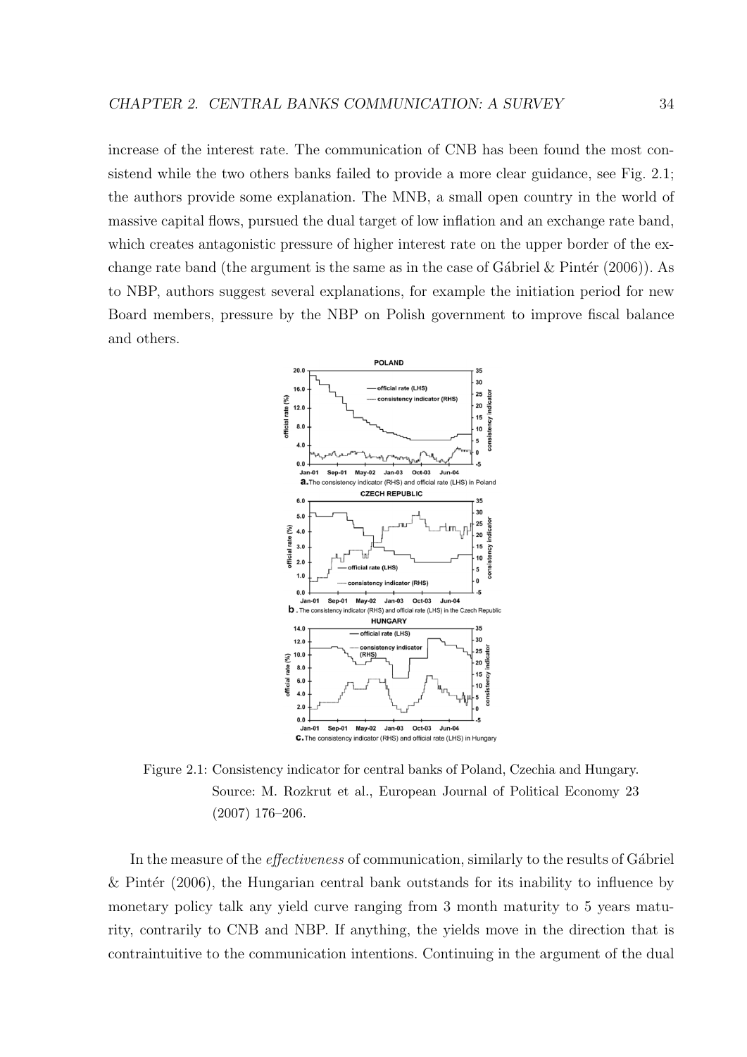increase of the interest rate. The communication of CNB has been found the most consistend while the two others banks failed to provide a more clear guidance, see Fig. 2.1; the authors provide some explanation. The MNB, a small open country in the world of massive capital flows, pursued the dual target of low inflation and an exchange rate band, which creates antagonistic pressure of higher interest rate on the upper border of the exchange rate band (the argument is the same as in the case of Gábriel & Pintér (2006)). As to NBP, authors suggest several explanations, for example the initiation period for new Board members, pressure by the NBP on Polish government to improve fiscal balance and others.

Figure 2.1: Consistency indicator for central banks of Poland, Czechia and Hungary. Source: M. Rozkrut et al., European Journal of Political Economy 23 (2007) 176–206.

In the measure of the *effectiveness* of communication, similarly to the results of Gábriel & Pintér (2006), the Hungarian central bank outstands for its inability to influence by monetary policy talk any yield curve ranging from 3 month maturity to 5 years maturity, contrarily to CNB and NBP. If anything, the yields move in the direction that is contraintuitive to the communication intentions. Continuing in the argument of the dual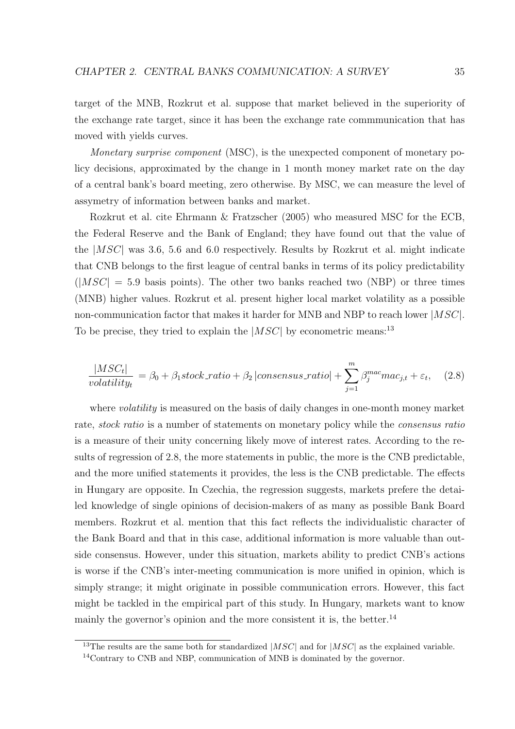target of the MNB, Rozkrut et al. suppose that market believed in the superiority of the exchange rate target, since it has been the exchange rate commmunication that has moved with yields curves.

*Monetary surprise component* (MSC), is the unexpected component of monetary policy decisions, approximated by the change in 1 month money market rate on the day of a central bank's board meeting, zero otherwise. By MSC, we can measure the level of assymetry of information between banks and market.

Rozkrut et al. cite Ehrmann & Fratzscher (2005) who measured MSC for the ECB, the Federal Reserve and the Bank of England; they have found out that the value of the $|MSC|$ was 3.6, 5.6 and 6.0 respectively. Results by Rozkrut et al. might indicate that CNB belongs to the first league of central banks in terms of its policy predictability ($|MSC| = 5.9$ basis points). The other two banks reached two (NBP) or three times (MNB) higher values. Rozkrut et al. present higher local market volatility as a possible non-communication factor that makes it harder for MNB and NBP to reach lower $|MSC|$. To be precise, they tried to explain the $|MSC|$ by econometric means:[13]

$$\frac{|MSC_t|}{volatility_t} = \beta_0 + \beta_1 stock\_ratio + \beta_2 \left|consensus\_ratio\right| + \sum_{j=1}^{m} \beta_j^{mac} mac_{j,t} + \varepsilon_t, \quad (2.8)$$

where *volatility* is measured on the basis of daily changes in one-month money market rate, *stock ratio* is a number of statements on monetary policy while the *consensus ratio* is a measure of their unity concerning likely move of interest rates. According to the results of regression of 2.8, the more statements in public, the more is the CNB predictable, and the more unified statements it provides, the less is the CNB predictable. The effects in Hungary are opposite. In Czechia, the regression suggests, markets prefere the detailed knowledge of single opinions of decision-makers of as many as possible Bank Board members. Rozkrut et al. mention that this fact reflects the individualistic character of the Bank Board and that in this case, additional information is more valuable than outside consensus. However, under this situation, markets ability to predict CNB's actions is worse if the CNB's inter-meeting communication is more unified in opinion, which is simply strange; it might originate in possible communication errors. However, this fact might be tackled in the empirical part of this study. In Hungary, markets want to know mainly the governor's opinion and the more consistent it is, the better.[14]

[13] The results are the same both for standardized $|MSC|$ and for $|MSC|$ as the explained variable.

[14] Contrary to CNB and NBP, communication of MNB is dominated by the governor.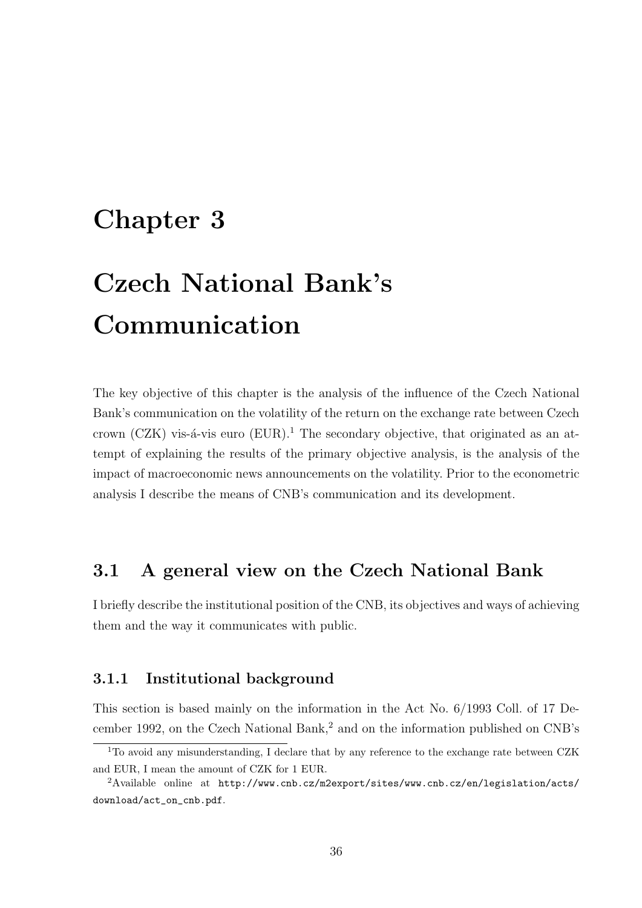# Chapter 3

# Czech National Bank's Communication

The key objective of this chapter is the analysis of the influence of the Czech National Bank's communication on the volatility of the return on the exchange rate between Czech crown (CZK) vis-á-vis euro (EUR).[1] The secondary objective, that originated as an attempt of explaining the results of the primary objective analysis, is the analysis of the impact of macroeconomic news announcements on the volatility. Prior to the econometric analysis I describe the means of CNB's communication and its development.

## 3.1 A general view on the Czech National Bank

I briefly describe the institutional position of the CNB, its objectives and ways of achieving them and the way it communicates with public.

### 3.1.1 Institutional background

This section is based mainly on the information in the Act No. 6/1993 Coll. of 17 December 1992, on the Czech National Bank,[2] and on the information published on CNB's

[1] To avoid any misunderstanding, I declare that by any reference to the exchange rate between CZK and EUR, I mean the amount of CZK for 1 EUR.

[2] Available online at `http://www.cnb.cz/m2export/sites/www.cnb.cz/en/legislation/acts/download/act_on_cnb.pdf`.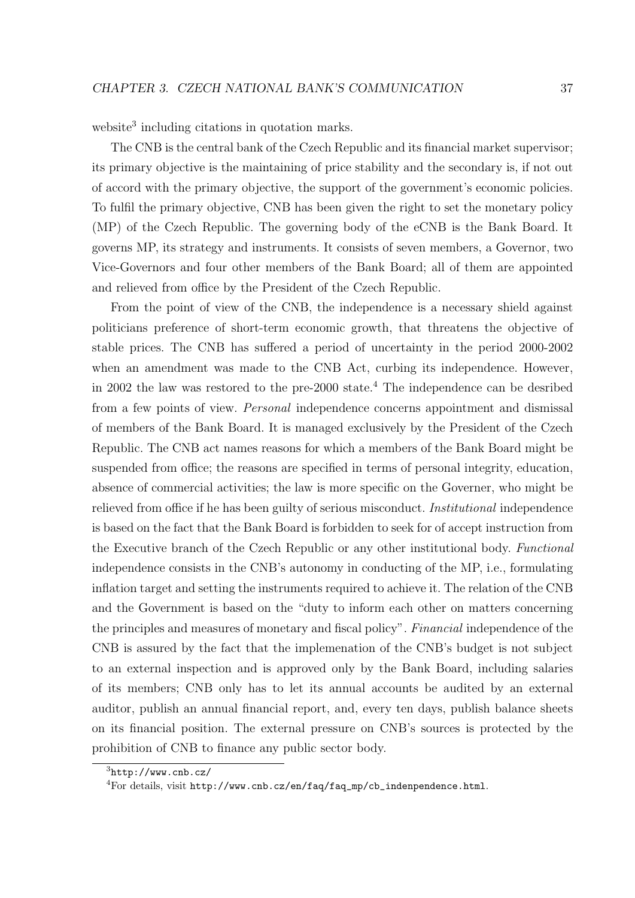website[3] including citations in quotation marks.

The CNB is the central bank of the Czech Republic and its financial market supervisor; its primary objective is the maintaining of price stability and the secondary is, if not out of accord with the primary objective, the support of the government's economic policies. To fulfil the primary objective, CNB has been given the right to set the monetary policy (MP) of the Czech Republic. The governing body of the eCNB is the Bank Board. It governs MP, its strategy and instruments. It consists of seven members, a Governor, two Vice-Governors and four other members of the Bank Board; all of them are appointed and relieved from office by the President of the Czech Republic.

From the point of view of the CNB, the independence is a necessary shield against politicians preference of short-term economic growth, that threatens the objective of stable prices. The CNB has suffered a period of uncertainty in the period 2000-2002 when an amendment was made to the CNB Act, curbing its independence. However, in 2002 the law was restored to the pre-2000 state.[4] The independence can be desribed from a few points of view. *Personal* independence concerns appointment and dismissal of members of the Bank Board. It is managed exclusively by the President of the Czech Republic. The CNB act names reasons for which a members of the Bank Board might be suspended from office; the reasons are specified in terms of personal integrity, education, absence of commercial activities; the law is more specific on the Governer, who might be relieved from office if he has been guilty of serious misconduct. *Institutional* independence is based on the fact that the Bank Board is forbidden to seek for of accept instruction from the Executive branch of the Czech Republic or any other institutional body. *Functional* independence consists in the CNB's autonomy in conducting of the MP, i.e., formulating inflation target and setting the instruments required to achieve it. The relation of the CNB and the Government is based on the "duty to inform each other on matters concerning the principles and measures of monetary and fiscal policy". *Financial* independence of the CNB is assured by the fact that the implemenation of the CNB's budget is not subject to an external inspection and is approved only by the Bank Board, including salaries of its members; CNB only has to let its annual accounts be audited by an external auditor, publish an annual financial report, and, every ten days, publish balance sheets on its financial position. The external pressure on CNB's sources is protected by the prohibition of CNB to finance any public sector body.

[3] http://www.cnb.cz/

[4] For details, visit http://www.cnb.cz/en/faq/faq_mp/cb_indenpendence.html.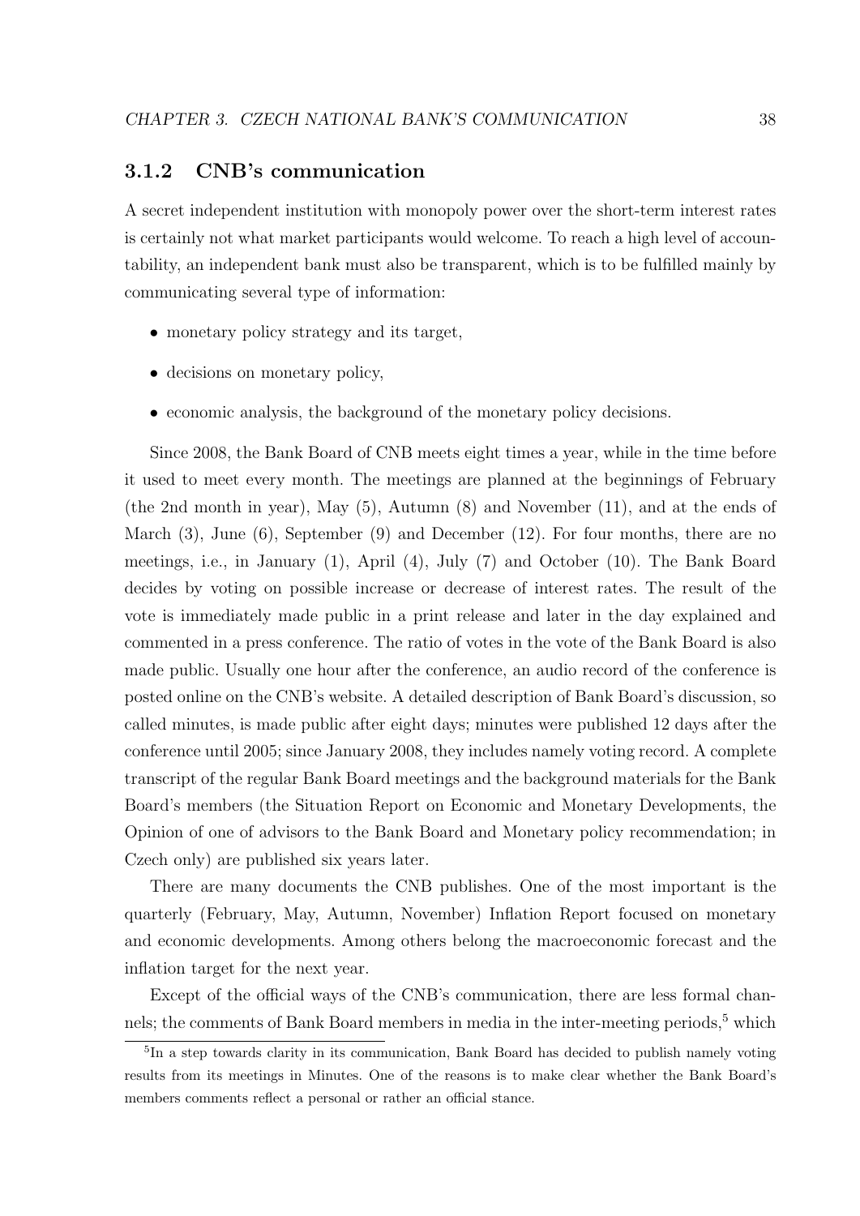### 3.1.2 CNB's communication

A secret independent institution with monopoly power over the short-term interest rates is certainly not what market participants would welcome. To reach a high level of accountability, an independent bank must also be transparent, which is to be fulfilled mainly by communicating several type of information:

- monetary policy strategy and its target,
- decisions on monetary policy,
- economic analysis, the background of the monetary policy decisions.

Since 2008, the Bank Board of CNB meets eight times a year, while in the time before it used to meet every month. The meetings are planned at the beginnings of February (the 2nd month in year), May (5), Autumn (8) and November (11), and at the ends of March (3), June (6), September (9) and December (12). For four months, there are no meetings, i.e., in January (1), April (4), July (7) and October (10). The Bank Board decides by voting on possible increase or decrease of interest rates. The result of the vote is immediately made public in a print release and later in the day explained and commented in a press conference. The ratio of votes in the vote of the Bank Board is also made public. Usually one hour after the conference, an audio record of the conference is posted online on the CNB's website. A detailed description of Bank Board's discussion, so called minutes, is made public after eight days; minutes were published 12 days after the conference until 2005; since January 2008, they includes namely voting record. A complete transcript of the regular Bank Board meetings and the background materials for the Bank Board's members (the Situation Report on Economic and Monetary Developments, the Opinion of one of advisors to the Bank Board and Monetary policy recommendation; in Czech only) are published six years later.

There are many documents the CNB publishes. One of the most important is the quarterly (February, May, Autumn, November) Inflation Report focused on monetary and economic developments. Among others belong the macroeconomic forecast and the inflation target for the next year.

Except of the official ways of the CNB's communication, there are less formal channels; the comments of Bank Board members in media in the inter-meeting periods,[5] which

[5] In a step towards clarity in its communication, Bank Board has decided to publish namely voting results from its meetings in Minutes. One of the reasons is to make clear whether the Bank Board's members comments reflect a personal or rather an official stance.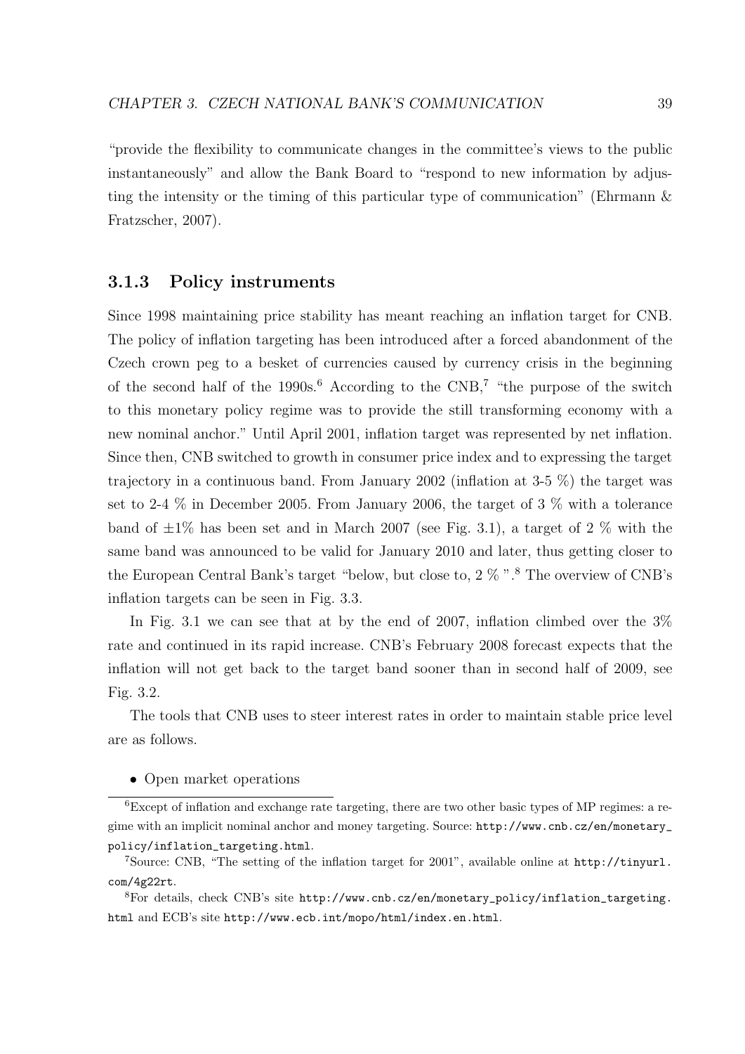"provide the flexibility to communicate changes in the committee's views to the public instantaneously" and allow the Bank Board to "respond to new information by adjusting the intensity or the timing of this particular type of communication" (Ehrmann & Fratzscher, 2007).

### 3.1.3 Policy instruments

Since 1998 maintaining price stability has meant reaching an inflation target for CNB. The policy of inflation targeting has been introduced after a forced abandonment of the Czech crown peg to a besket of currencies caused by currency crisis in the beginning of the second half of the 1990s.[6] According to the CNB,[7] "the purpose of the switch to this monetary policy regime was to provide the still transforming economy with a new nominal anchor." Until April 2001, inflation target was represented by net inflation. Since then, CNB switched to growth in consumer price index and to expressing the target trajectory in a continuous band. From January 2002 (inflation at 3-5 %) the target was set to 2-4 % in December 2005. From January 2006, the target of 3 % with a tolerance band of $\pm 1\%$ has been set and in March 2007 (see Fig. 3.1), a target of 2 % with the same band was announced to be valid for January 2010 and later, thus getting closer to the European Central Bank's target "below, but close to, 2 % ".[8] The overview of CNB's inflation targets can be seen in Fig. 3.3.

In Fig. 3.1 we can see that at by the end of 2007, inflation climbed over the 3% rate and continued in its rapid increase. CNB's February 2008 forecast expects that the inflation will not get back to the target band sooner than in second half of 2009, see Fig. 3.2.

The tools that CNB uses to steer interest rates in order to maintain stable price level are as follows.

- Open market operations

[6] Except of inflation and exchange rate targeting, there are two other basic types of MP regimes: a regime with an implicit nominal anchor and money targeting. Source: http://www.cnb.cz/en/monetary_policy/inflation_targeting.html.

[7] Source: CNB, "The setting of the inflation target for 2001", available online at http://tinyurl.com/4g22rt.

[8] For details, check CNB's site http://www.cnb.cz/en/monetary_policy/inflation_targeting.html and ECB's site http://www.ecb.int/mopo/html/index.en.html.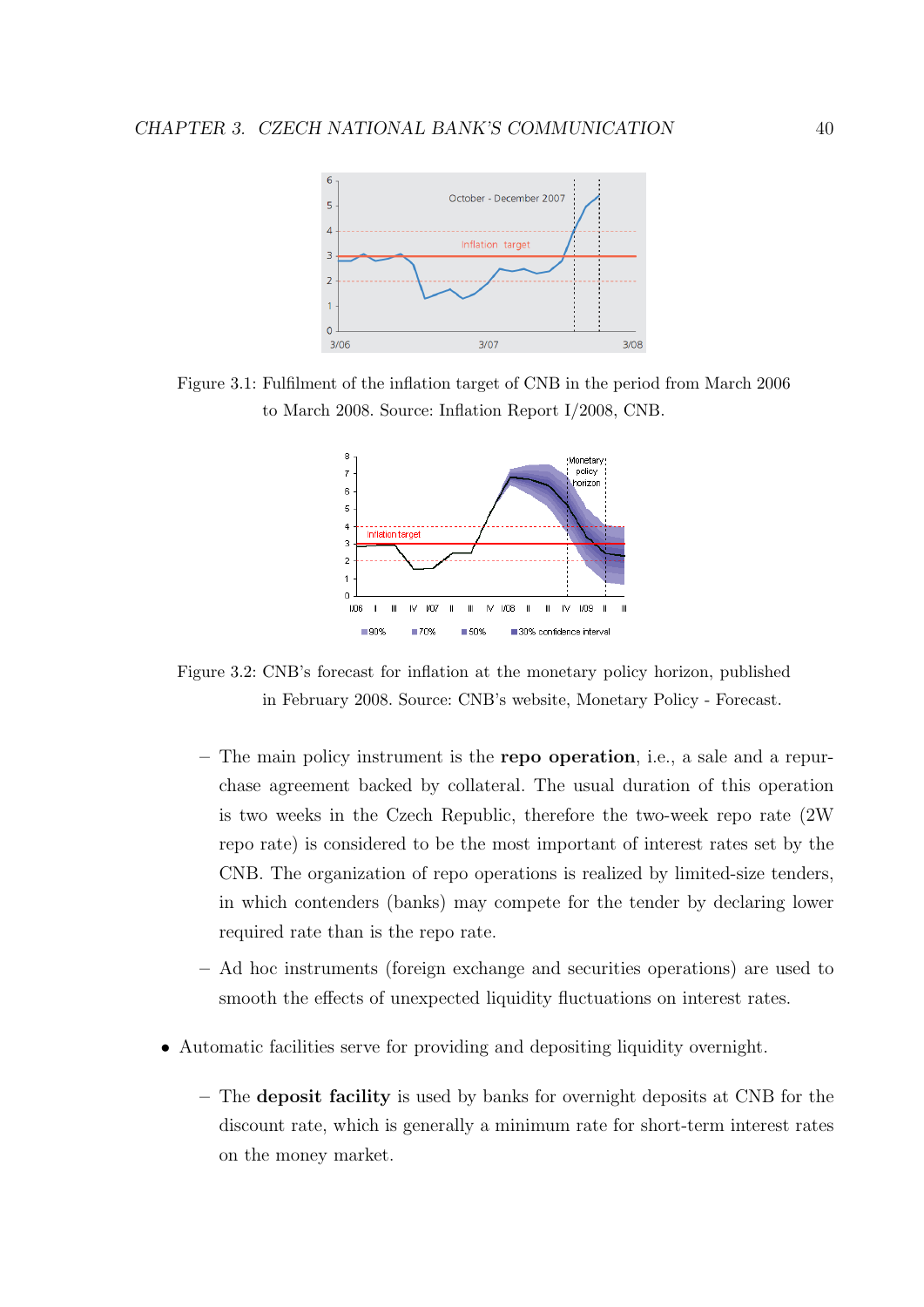Figure 3.1: Fulfilment of the inflation target of CNB in the period from March 2006 to March 2008. Source: Inflation Report I/2008, CNB.

Figure 3.2: CNB's forecast for inflation at the monetary policy horizon, published in February 2008. Source: CNB's website, Monetary Policy - Forecast.

- The main policy instrument is the **repo operation**, i.e., a sale and a repurchase agreement backed by collateral. The usual duration of this operation is two weeks in the Czech Republic, therefore the two-week repo rate (2W repo rate) is considered to be the most important of interest rates set by the CNB. The organization of repo operations is realized by limited-size tenders, in which contenders (banks) may compete for the tender by declaring lower required rate than is the repo rate.
- Ad hoc instruments (foreign exchange and securities operations) are used to smooth the effects of unexpected liquidity fluctuations on interest rates.

- Automatic facilities serve for providing and depositing liquidity overnight.
  - The **deposit facility** is used by banks for overnight deposits at CNB for the discount rate, which is generally a minimum rate for short-term interest rates on the money market.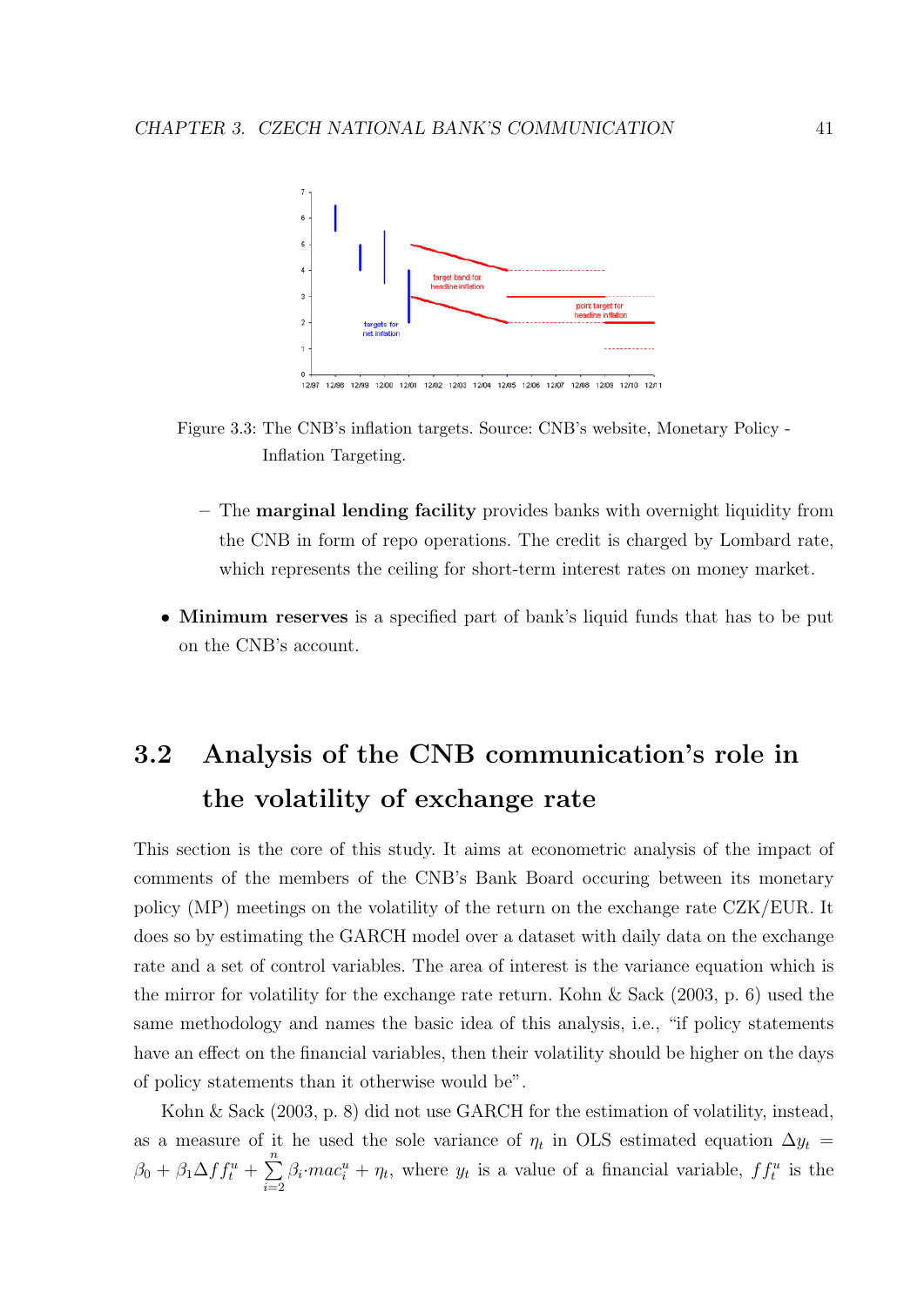Figure 3.3: The CNB's inflation targets. Source: CNB's website, Monetary Policy - Inflation Targeting.

- The **marginal lending facility** provides banks with overnight liquidity from the CNB in form of repo operations. The credit is charged by Lombard rate, which represents the ceiling for short-term interest rates on money market.

- **Minimum reserves** is a specified part of bank's liquid funds that has to be put on the CNB's account.

## 3.2 Analysis of the CNB communication's role in the volatility of exchange rate

This section is the core of this study. It aims at econometric analysis of the impact of comments of the members of the CNB's Bank Board occuring between its monetary policy (MP) meetings on the volatility of the return on the exchange rate CZK/EUR. It does so by estimating the GARCH model over a dataset with daily data on the exchange rate and a set of control variables. The area of interest is the variance equation which is the mirror for volatility for the exchange rate return. Kohn & Sack (2003, p. 6) used the same methodology and names the basic idea of this analysis, i.e., "if policy statements have an effect on the financial variables, then their volatility should be higher on the days of policy statements than it otherwise would be".

Kohn & Sack (2003, p. 8) did not use GARCH for the estimation of volatility, instead, as a measure of it he used the sole variance of $\eta_t$ in OLS estimated equation $\Delta y_t = \beta_0 + \beta_1 \Delta ff_t^u + \sum_{i=2}^{n} \beta_i \cdot mac_i^u + \eta_t$, where $y_t$ is a value of a financial variable, $ff_t^u$ is the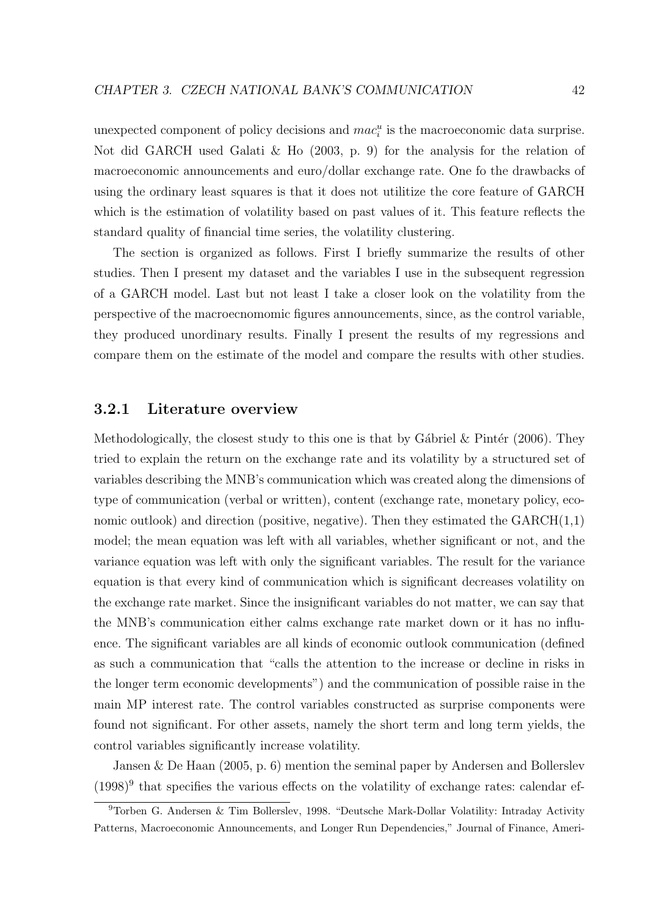unexpected component of policy decisions and $mac_i^u$ is the macroeconomic data surprise. Not did GARCH used Galati & Ho (2003, p. 9) for the analysis for the relation of macroeconomic announcements and euro/dollar exchange rate. One fo the drawbacks of using the ordinary least squares is that it does not utilitize the core feature of GARCH which is the estimation of volatility based on past values of it. This feature reflects the standard quality of financial time series, the volatility clustering.

The section is organized as follows. First I briefly summarize the results of other studies. Then I present my dataset and the variables I use in the subsequent regression of a GARCH model. Last but not least I take a closer look on the volatility from the perspective of the macroecnomomic figures announcements, since, as the control variable, they produced unordinary results. Finally I present the results of my regressions and compare them on the estimate of the model and compare the results with other studies.

### 3.2.1 Literature overview

Methodologically, the closest study to this one is that by Gábriel & Pintér (2006). They tried to explain the return on the exchange rate and its volatility by a structured set of variables describing the MNB's communication which was created along the dimensions of type of communication (verbal or written), content (exchange rate, monetary policy, economic outlook) and direction (positive, negative). Then they estimated the GARCH(1,1) model; the mean equation was left with all variables, whether significant or not, and the variance equation was left with only the significant variables. The result for the variance equation is that every kind of communication which is significant decreases volatility on the exchange rate market. Since the insignificant variables do not matter, we can say that the MNB's communication either calms exchange rate market down or it has no influence. The significant variables are all kinds of economic outlook communication (defined as such a communication that "calls the attention to the increase or decline in risks in the longer term economic developments") and the communication of possible raise in the main MP interest rate. The control variables constructed as surprise components were found not significant. For other assets, namely the short term and long term yields, the control variables significantly increase volatility.

Jansen & De Haan (2005, p. 6) mention the seminal paper by Andersen and Bollerslev (1998)[9] that specifies the various effects on the volatility of exchange rates: calendar ef-

[9] Torben G. Andersen & Tim Bollerslev, 1998. "Deutsche Mark-Dollar Volatility: Intraday Activity Patterns, Macroeconomic Announcements, and Longer Run Dependencies," Journal of Finance, Ameri-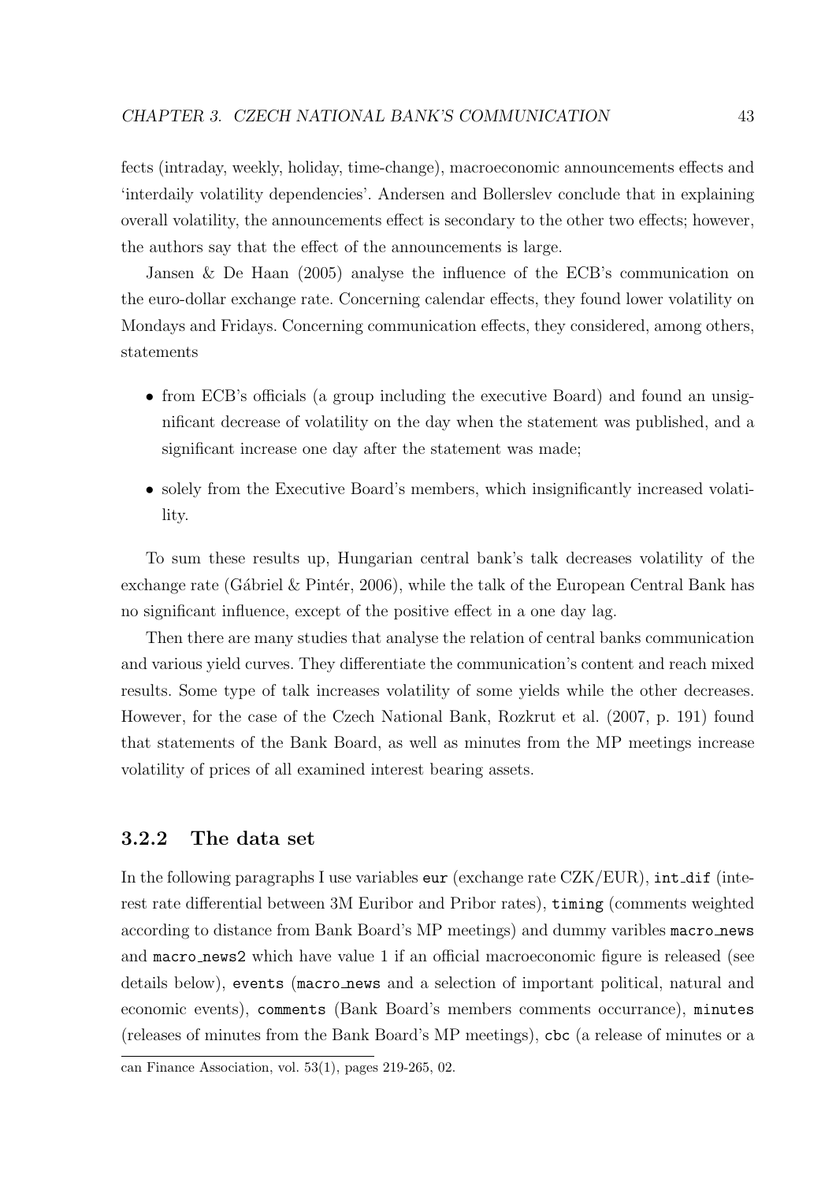fects (intraday, weekly, holiday, time-change), macroeconomic announcements effects and 'interdaily volatility dependencies'. Andersen and Bollerslev conclude that in explaining overall volatility, the announcements effect is secondary to the other two effects; however, the authors say that the effect of the announcements is large.

Jansen & De Haan (2005) analyse the influence of the ECB's communication on the euro-dollar exchange rate. Concerning calendar effects, they found lower volatility on Mondays and Fridays. Concerning communication effects, they considered, among others, statements

- from ECB's officials (a group including the executive Board) and found an unsignificant decrease of volatility on the day when the statement was published, and a significant increase one day after the statement was made;
- solely from the Executive Board's members, which insignificantly increased volatility.

To sum these results up, Hungarian central bank's talk decreases volatility of the exchange rate (Gábriel & Pintér, 2006), while the talk of the European Central Bank has no significant influence, except of the positive effect in a one day lag.

Then there are many studies that analyse the relation of central banks communication and various yield curves. They differentiate the communication's content and reach mixed results. Some type of talk increases volatility of some yields while the other decreases. However, for the case of the Czech National Bank, Rozkrut et al. (2007, p. 191) found that statements of the Bank Board, as well as minutes from the MP meetings increase volatility of prices of all examined interest bearing assets.

### 3.2.2 The data set

In the following paragraphs I use variables `eur` (exchange rate CZK/EUR), `int_dif` (interest rate differential between 3M Euribor and Pribor rates), `timing` (comments weighted according to distance from Bank Board's MP meetings) and dummy varibles `macro_news` and `macro_news2` which have value 1 if an official macroeconomic figure is released (see details below), `events` (`macro_news` and a selection of important political, natural and economic events), `comments` (Bank Board's members comments occurrance), `minutes` (releases of minutes from the Bank Board's MP meetings), `cbc` (a release of minutes or a

---

can Finance Association, vol. 53(1), pages 219-265, 02.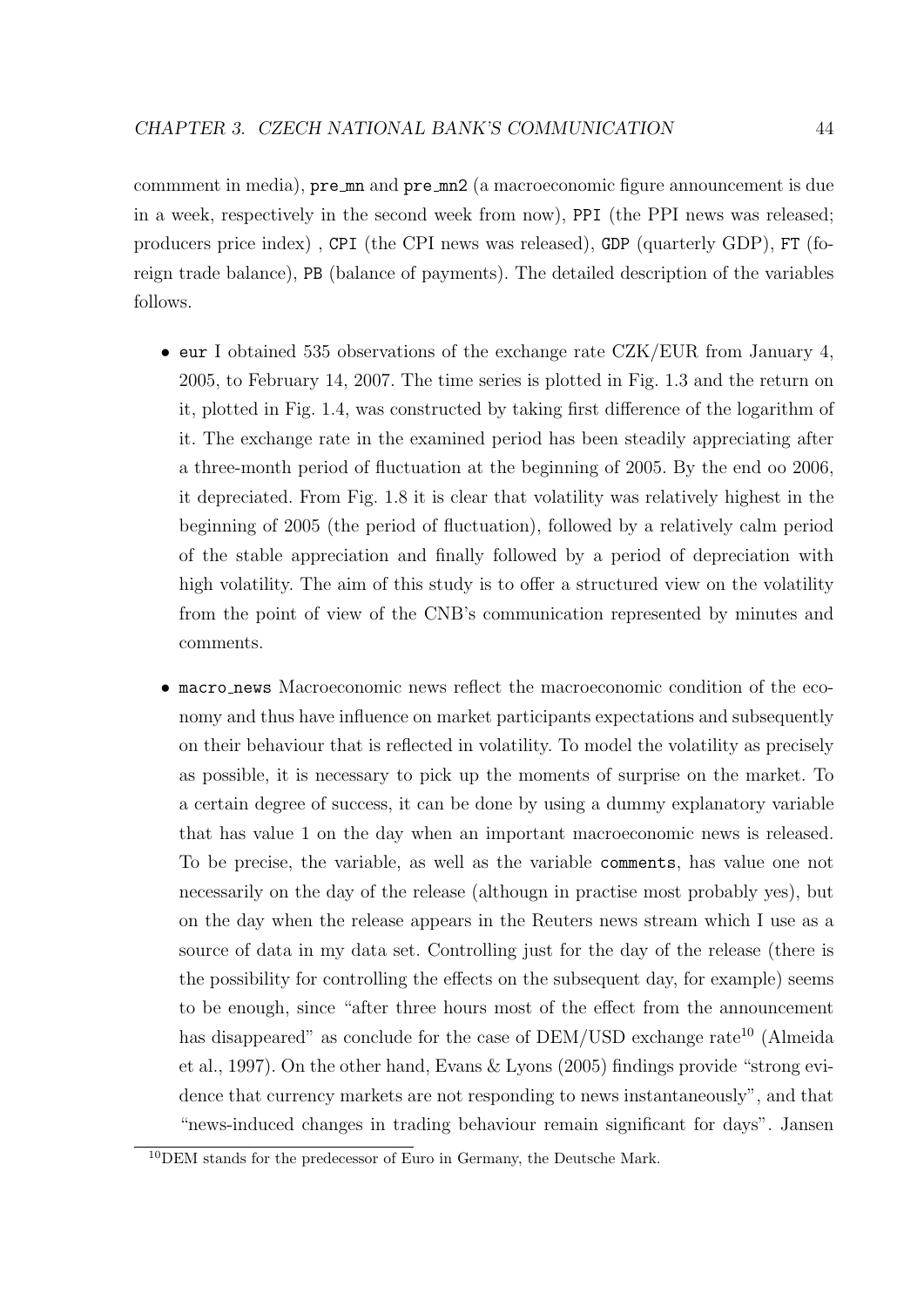commment in media), `pre_mn` and `pre_mn2` (a macroeconomic figure announcement is due in a week, respectively in the second week from now), `PPI` (the PPI news was released; producers price index) , `CPI` (the CPI news was released), `GDP` (quarterly GDP), `FT` (foreign trade balance), `PB` (balance of payments). The detailed description of the variables follows.

- `eur` I obtained 535 observations of the exchange rate CZK/EUR from January 4, 2005, to February 14, 2007. The time series is plotted in Fig. 1.3 and the return on it, plotted in Fig. 1.4, was constructed by taking first difference of the logarithm of it. The exchange rate in the examined period has been steadily appreciating after a three-month period of fluctuation at the beginning of 2005. By the end oo 2006, it depreciated. From Fig. 1.8 it is clear that volatility was relatively highest in the beginning of 2005 (the period of fluctuation), followed by a relatively calm period of the stable appreciation and finally followed by a period of depreciation with high volatility. The aim of this study is to offer a structured view on the volatility from the point of view of the CNB's communication represented by minutes and comments.

- `macro_news` Macroeconomic news reflect the macroeconomic condition of the economy and thus have influence on market participants expectations and subsequently on their behaviour that is reflected in volatility. To model the volatility as precisely as possible, it is necessary to pick up the moments of surprise on the market. To a certain degree of success, it can be done by using a dummy explanatory variable that has value 1 on the day when an important macroeconomic news is released. To be precise, the variable, as well as the variable `comments`, has value one not necessarily on the day of the release (althougn in practise most probably yes), but on the day when the release appears in the Reuters news stream which I use as a source of data in my data set. Controlling just for the day of the release (there is the possibility for controlling the effects on the subsequent day, for example) seems to be enough, since "after three hours most of the effect from the announcement has disappeared" as conclude for the case of DEM/USD exchange rate[10] (Almeida et al., 1997). On the other hand, Evans & Lyons (2005) findings provide "strong evidence that currency markets are not responding to news instantaneously", and that "news-induced changes in trading behaviour remain significant for days". Jansen

[10]DEM stands for the predecessor of Euro in Germany, the Deutsche Mark.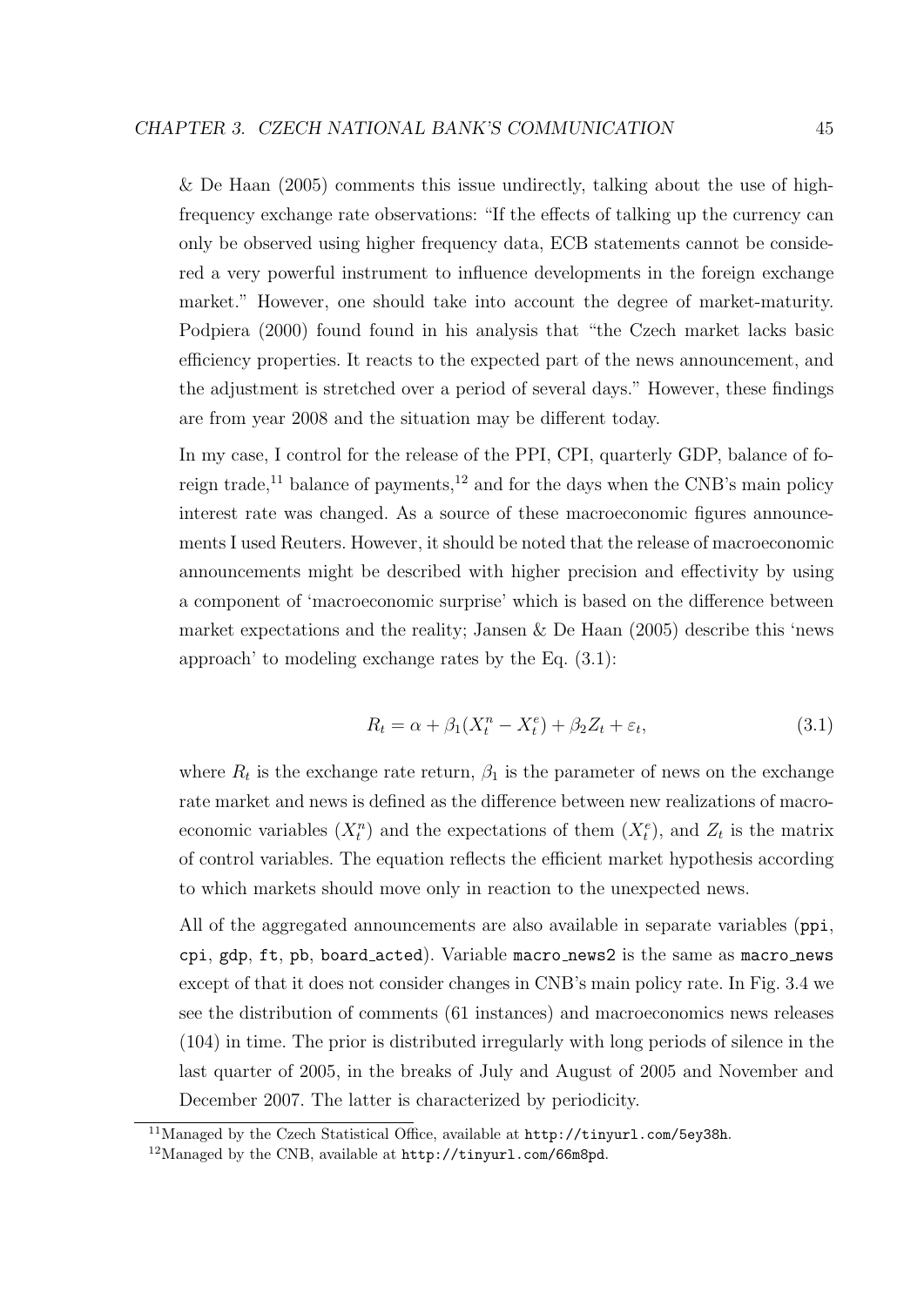& De Haan (2005) comments this issue undirectly, talking about the use of high-frequency exchange rate observations: "If the effects of talking up the currency can only be observed using higher frequency data, ECB statements cannot be considered a very powerful instrument to influence developments in the foreign exchange market." However, one should take into account the degree of market-maturity. Podpiera (2000) found found in his analysis that "the Czech market lacks basic efficiency properties. It reacts to the expected part of the news announcement, and the adjustment is stretched over a period of several days." However, these findings are from year 2008 and the situation may be different today.

In my case, I control for the release of the PPI, CPI, quarterly GDP, balance of foreign trade,[11] balance of payments,[12] and for the days when the CNB's main policy interest rate was changed. As a source of these macroeconomic figures announcements I used Reuters. However, it should be noted that the release of macroeconomic announcements might be described with higher precision and effectivity by using a component of 'macroeconomic surprise' which is based on the difference between market expectations and the reality; Jansen & De Haan (2005) describe this 'news approach' to modeling exchange rates by the Eq. (3.1):

$$R_t = \alpha + \beta_1(X_t^n - X_t^e) + \beta_2 Z_t + \varepsilon_t, \tag{3.1}$$

where $R_t$ is the exchange rate return, $\beta_1$ is the parameter of news on the exchange rate market and news is defined as the difference between new realizations of macroeconomic variables ($X_t^n$) and the expectations of them ($X_t^e$), and $Z_t$ is the matrix of control variables. The equation reflects the efficient market hypothesis according to which markets should move only in reaction to the unexpected news.

All of the aggregated announcements are also available in separate variables (`ppi`, `cpi`, `gdp`, `ft`, `pb`, `board_acted`). Variable `macro_news2` is the same as `macro_news` except of that it does not consider changes in CNB's main policy rate. In Fig. 3.4 we see the distribution of comments (61 instances) and macroeconomics news releases (104) in time. The prior is distributed irregularly with long periods of silence in the last quarter of 2005, in the breaks of July and August of 2005 and November and December 2007. The latter is characterized by periodicity.

[11] Managed by the Czech Statistical Office, available at http://tinyurl.com/5ey38h.

[12] Managed by the CNB, available at http://tinyurl.com/66m8pd.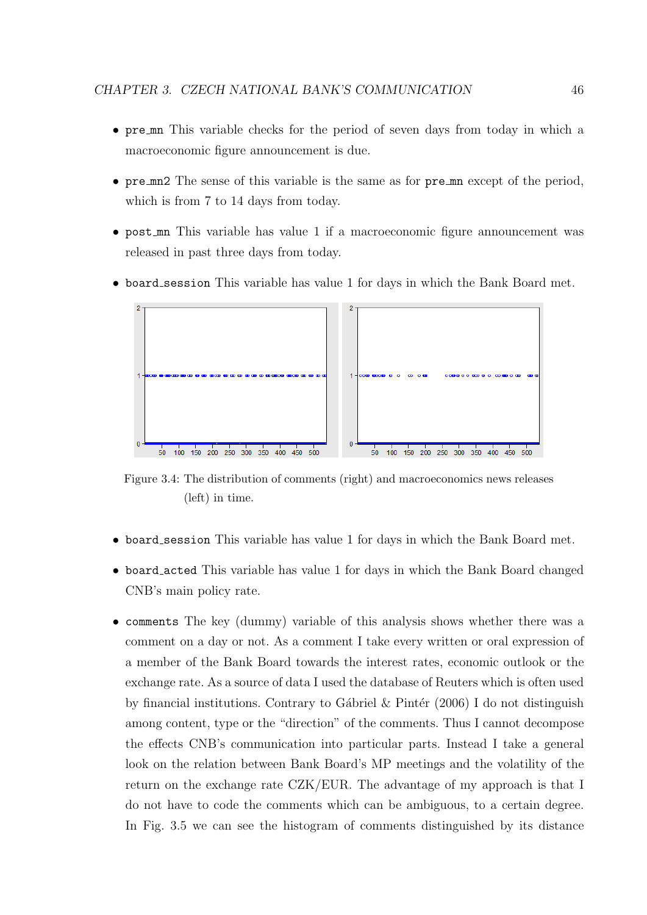- `pre_mn` This variable checks for the period of seven days from today in which a macroeconomic figure announcement is due.
- `pre_mn2` The sense of this variable is the same as for `pre_mn` except of the period, which is from 7 to 14 days from today.
- `post_mn` This variable has value 1 if a macroeconomic figure announcement was released in past three days from today.
- `board_session` This variable has value 1 for days in which the Bank Board met.

Figure 3.4: The distribution of comments (right) and macroeconomics news releases (left) in time.

- `board_session` This variable has value 1 for days in which the Bank Board met.
- `board_acted` This variable has value 1 for days in which the Bank Board changed CNB's main policy rate.
- `comments` The key (dummy) variable of this analysis shows whether there was a comment on a day or not. As a comment I take every written or oral expression of a member of the Bank Board towards the interest rates, economic outlook or the exchange rate. As a source of data I used the database of Reuters which is often used by financial institutions. Contrary to Gábriel & Pintér (2006) I do not distinguish among content, type or the "direction" of the comments. Thus I cannot decompose the effects CNB's communication into particular parts. Instead I take a general look on the relation between Bank Board's MP meetings and the volatility of the return on the exchange rate CZK/EUR. The advantage of my approach is that I do not have to code the comments which can be ambiguous, to a certain degree. In Fig. 3.5 we can see the histogram of comments distinguished by its distance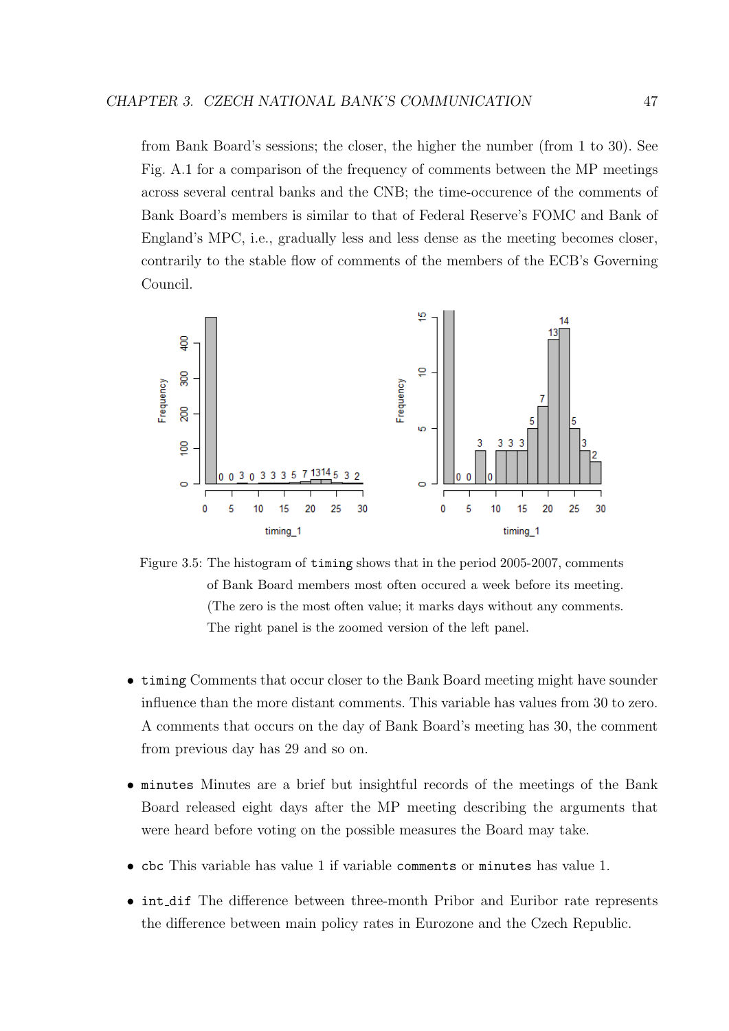from Bank Board's sessions; the closer, the higher the number (from 1 to 30). See Fig. A.1 for a comparison of the frequency of comments between the MP meetings across several central banks and the CNB; the time-occurence of the comments of Bank Board's members is similar to that of Federal Reserve's FOMC and Bank of England's MPC, i.e., gradually less and less dense as the meeting becomes closer, contrarily to the stable flow of comments of the members of the ECB's Governing Council.

Figure 3.5: The histogram of `timing` shows that in the period 2005-2007, comments of Bank Board members most often occured a week before its meeting. (The zero is the most often value; it marks days without any comments. The right panel is the zoomed version of the left panel.

- `timing` Comments that occur closer to the Bank Board meeting might have sounder influence than the more distant comments. This variable has values from 30 to zero. A comments that occurs on the day of Bank Board's meeting has 30, the comment from previous day has 29 and so on.
- `minutes` Minutes are a brief but insightful records of the meetings of the Bank Board released eight days after the MP meeting describing the arguments that were heard before voting on the possible measures the Board may take.
- `cbc` This variable has value 1 if variable `comments` or `minutes` has value 1.
- `int_dif` The difference between three-month Pribor and Euribor rate represents the difference between main policy rates in Eurozone and the Czech Republic.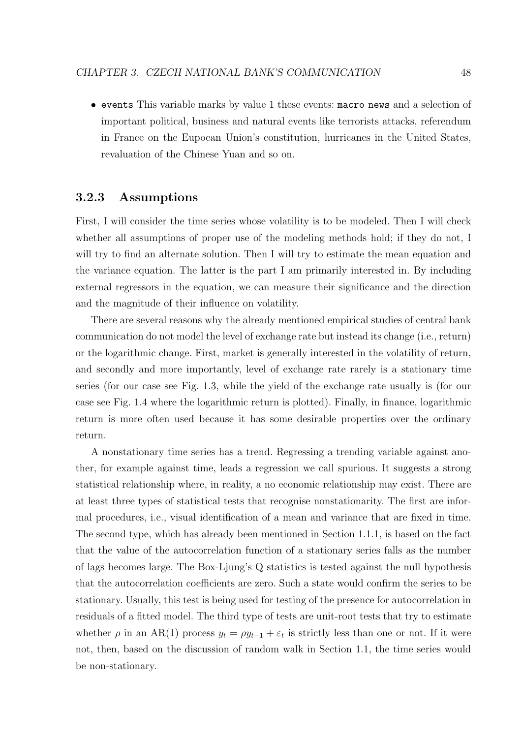- `events` This variable marks by value 1 these events: `macro_news` and a selection of important political, business and natural events like terrorists attacks, referendum in France on the Eupoean Union's constitution, hurricanes in the United States, revaluation of the Chinese Yuan and so on.

### 3.2.3 Assumptions

First, I will consider the time series whose volatility is to be modeled. Then I will check whether all assumptions of proper use of the modeling methods hold; if they do not, I will try to find an alternate solution. Then I will try to estimate the mean equation and the variance equation. The latter is the part I am primarily interested in. By including external regressors in the equation, we can measure their significance and the direction and the magnitude of their influence on volatility.

There are several reasons why the already mentioned empirical studies of central bank communication do not model the level of exchange rate but instead its change (i.e., return) or the logarithmic change. First, market is generally interested in the volatility of return, and secondly and more importantly, level of exchange rate rarely is a stationary time series (for our case see Fig. 1.3, while the yield of the exchange rate usually is (for our case see Fig. 1.4 where the logarithmic return is plotted). Finally, in finance, logarithmic return is more often used because it has some desirable properties over the ordinary return.

A nonstationary time series has a trend. Regressing a trending variable against another, for example against time, leads a regression we call spurious. It suggests a strong statistical relationship where, in reality, a no economic relationship may exist. There are at least three types of statistical tests that recognise nonstationarity. The first are informal procedures, i.e., visual identification of a mean and variance that are fixed in time. The second type, which has already been mentioned in Section 1.1.1, is based on the fact that the value of the autocorrelation function of a stationary series falls as the number of lags becomes large. The Box-Ljung's Q statistics is tested against the null hypothesis that the autocorrelation coefficients are zero. Such a state would confirm the series to be stationary. Usually, this test is being used for testing of the presence for autocorrelation in residuals of a fitted model. The third type of tests are unit-root tests that try to estimate whether $\rho$ in an AR(1) process $y_t = \rho y_{t-1} + \varepsilon_t$ is strictly less than one or not. If it were not, then, based on the discussion of random walk in Section 1.1, the time series would be non-stationary.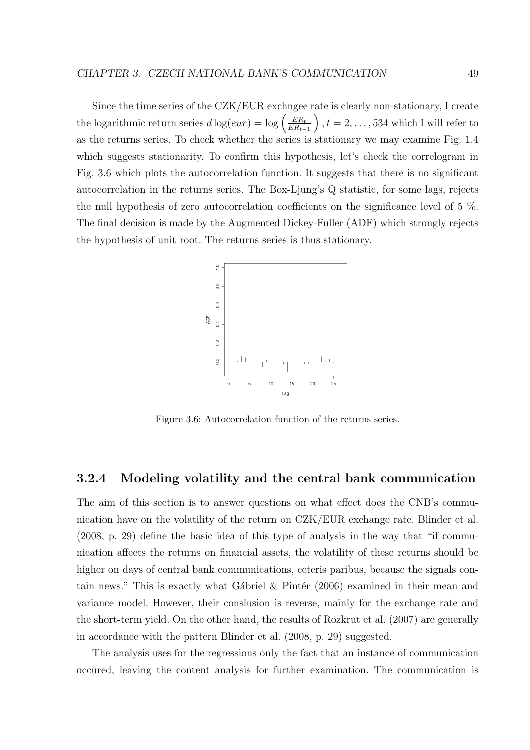Since the time series of the CZK/EUR exchngee rate is clearly non-stationary, I create the logarithmic return series $d\log(eur) = \log\left(\frac{ER_t}{ER_{t-1}}\right), t = 2, \ldots, 534$ which I will refer to as the returns series. To check whether the series is stationary we may examine Fig. 1.4 which suggests stationarity. To confirm this hypothesis, let's check the correlogram in Fig. 3.6 which plots the autocorrelation function. It suggests that there is no significant autocorrelation in the returns series. The Box-Ljung's Q statistic, for some lags, rejects the null hypothesis of zero autocorrelation coefficients on the significance level of 5 %. The final decision is made by the Augmented Dickey-Fuller (ADF) which strongly rejects the hypothesis of unit root. The returns series is thus stationary.

Figure 3.6: Autocorrelation function of the returns series.

### 3.2.4 Modeling volatility and the central bank communication

The aim of this section is to answer questions on what effect does the CNB's communication have on the volatility of the return on CZK/EUR exchange rate. Blinder et al. (2008, p. 29) define the basic idea of this type of analysis in the way that "if communication affects the returns on financial assets, the volatility of these returns should be higher on days of central bank communications, ceteris paribus, because the signals contain news." This is exactly what Gábriel & Pintér (2006) examined in their mean and variance model. However, their conslusion is reverse, mainly for the exchange rate and the short-term yield. On the other hand, the results of Rozkrut et al. (2007) are generally in accordance with the pattern Blinder et al. (2008, p. 29) suggested.

The analysis uses for the regressions only the fact that an instance of communication occured, leaving the content analysis for further examination. The communication is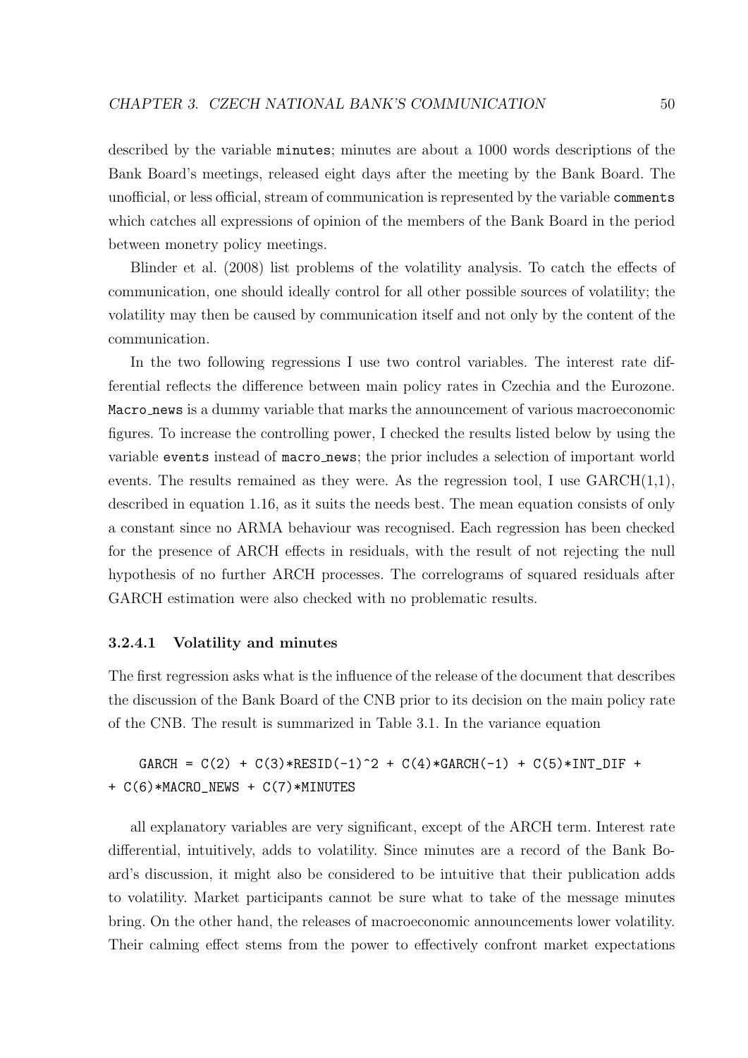described by the variable `minutes`; minutes are about a 1000 words descriptions of the Bank Board's meetings, released eight days after the meeting by the Bank Board. The unofficial, or less official, stream of communication is represented by the variable `comments` which catches all expressions of opinion of the members of the Bank Board in the period between monetry policy meetings.

Blinder et al. (2008) list problems of the volatility analysis. To catch the effects of communication, one should ideally control for all other possible sources of volatility; the volatility may then be caused by communication itself and not only by the content of the communication.

In the two following regressions I use two control variables. The interest rate differential reflects the difference between main policy rates in Czechia and the Eurozone. `Macro_news` is a dummy variable that marks the announcement of various macroeconomic figures. To increase the controlling power, I checked the results listed below by using the variable `events` instead of `macro_news`; the prior includes a selection of important world events. The results remained as they were. As the regression tool, I use GARCH(1,1), described in equation 1.16, as it suits the needs best. The mean equation consists of only a constant since no ARMA behaviour was recognised. Each regression has been checked for the presence of ARCH effects in residuals, with the result of not rejecting the null hypothesis of no further ARCH processes. The correlograms of squared residuals after GARCH estimation were also checked with no problematic results.

#### 3.2.4.1 Volatility and minutes

The first regression asks what is the influence of the release of the document that describes the discussion of the Bank Board of the CNB prior to its decision on the main policy rate of the CNB. The result is summarized in Table 3.1. In the variance equation

```
GARCH = C(2) + C(3)*RESID(-1)^2 + C(4)*GARCH(-1) + C(5)*INT_DIF +
+ C(6)*MACRO_NEWS + C(7)*MINUTES
```

all explanatory variables are very significant, except of the ARCH term. Interest rate differential, intuitively, adds to volatility. Since minutes are a record of the Bank Board's discussion, it might also be considered to be intuitive that their publication adds to volatility. Market participants cannot be sure what to take of the message minutes bring. On the other hand, the releases of macroeconomic announcements lower volatility. Their calming effect stems from the power to effectively confront market expectations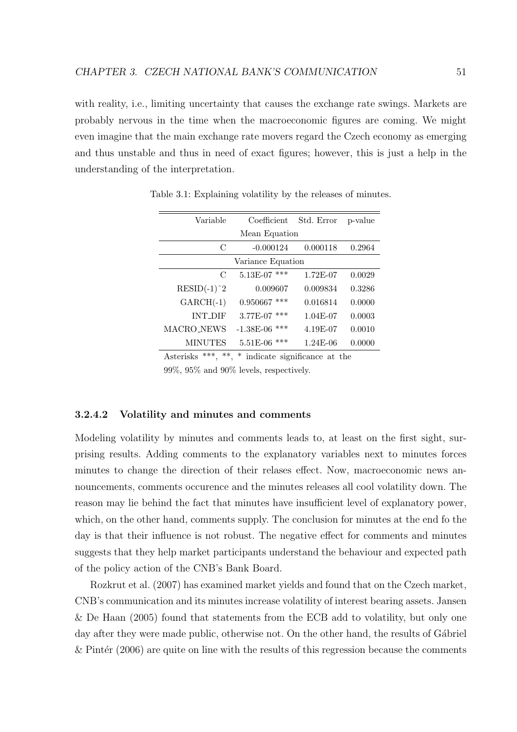with reality, i.e., limiting uncertainty that causes the exchange rate swings. Markets are probably nervous in the time when the macroeconomic figures are coming. We might even imagine that the main exchange rate movers regard the Czech economy as emerging and thus unstable and thus in need of exact figures; however, this is just a help in the understanding of the interpretation.

Table 3.1: Explaining volatility by the releases of minutes.

| Variable | Coefficient | Std. Error | p-value |
|---|---|---|---|
| | Mean Equation | | |
| C | -0.000124 | 0.000118 | 0.2964 |
| | Variance Equation | | |
| C | 5.13E-07 *** | 1.72E-07 | 0.0029 |
| RESID(-1)^2 | 0.009607 | 0.009834 | 0.3286 |
| GARCH(-1) | 0.950667 *** | 0.016814 | 0.0000 |
| INT_DIF | 3.77E-07 *** | 1.04E-07 | 0.0003 |
| MACRO_NEWS | -1.38E-06 *** | 4.19E-07 | 0.0010 |
| MINUTES | 5.51E-06 *** | 1.24E-06 | 0.0000 |

Asterisks ***, **, * indicate significance at the 99%, 95% and 90% levels, respectively.

#### 3.2.4.2 Volatility and minutes and comments

Modeling volatility by minutes and comments leads to, at least on the first sight, surprising results. Adding comments to the explanatory variables next to minutes forces minutes to change the direction of their relases effect. Now, macroeconomic news announcements, comments occurence and the minutes releases all cool volatility down. The reason may lie behind the fact that minutes have insufficient level of explanatory power, which, on the other hand, comments supply. The conclusion for minutes at the end fo the day is that their influence is not robust. The negative effect for comments and minutes suggests that they help market participants understand the behaviour and expected path of the policy action of the CNB's Bank Board.

Rozkrut et al. (2007) has examined market yields and found that on the Czech market, CNB's communication and its minutes increase volatility of interest bearing assets. Jansen & De Haan (2005) found that statements from the ECB add to volatility, but only one day after they were made public, otherwise not. On the other hand, the results of Gábriel & Pintér (2006) are quite on line with the results of this regression because the comments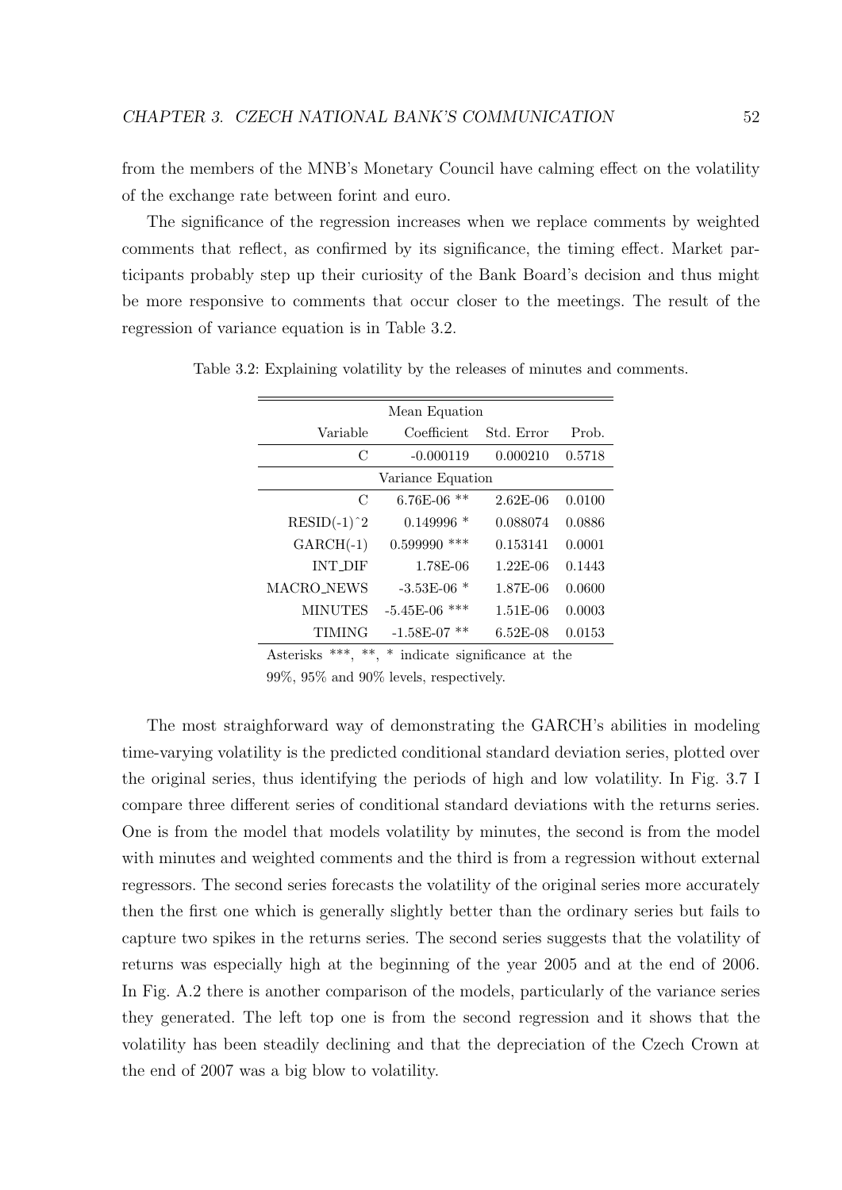from the members of the MNB's Monetary Council have calming effect on the volatility of the exchange rate between forint and euro.

The significance of the regression increases when we replace comments by weighted comments that reflect, as confirmed by its significance, the timing effect. Market participants probably step up their curiosity of the Bank Board's decision and thus might be more responsive to comments that occur closer to the meetings. The result of the regression of variance equation is in Table 3.2.

Table 3.2: Explaining volatility by the releases of minutes and comments.

| Mean Equation | | | |
|---|---|---|---|
| Variable | Coefficient | Std. Error | Prob. |
| C | -0.000119 | 0.000210 | 0.5718 |
| Variance Equation | | | |
| C | 6.76E-06 ** | 2.62E-06 | 0.0100 |
| RESID(-1)^2 | 0.149996 * | 0.088074 | 0.0886 |
| GARCH(-1) | 0.599990 *** | 0.153141 | 0.0001 |
| INT_DIF | 1.78E-06 | 1.22E-06 | 0.1443 |
| MACRO_NEWS | -3.53E-06 * | 1.87E-06 | 0.0600 |
| MINUTES | -5.45E-06 *** | 1.51E-06 | 0.0003 |
| TIMING | -1.58E-07 ** | 6.52E-08 | 0.0153 |

Asterisks ***, **, * indicate significance at the 99%, 95% and 90% levels, respectively.

The most straighforward way of demonstrating the GARCH's abilities in modeling time-varying volatility is the predicted conditional standard deviation series, plotted over the original series, thus identifying the periods of high and low volatility. In Fig. 3.7 I compare three different series of conditional standard deviations with the returns series. One is from the model that models volatility by minutes, the second is from the model with minutes and weighted comments and the third is from a regression without external regressors. The second series forecasts the volatility of the original series more accurately then the first one which is generally slightly better than the ordinary series but fails to capture two spikes in the returns series. The second series suggests that the volatility of returns was especially high at the beginning of the year 2005 and at the end of 2006. In Fig. A.2 there is another comparison of the models, particularly of the variance series they generated. The left top one is from the second regression and it shows that the volatility has been steadily declining and that the depreciation of the Czech Crown at the end of 2007 was a big blow to volatility.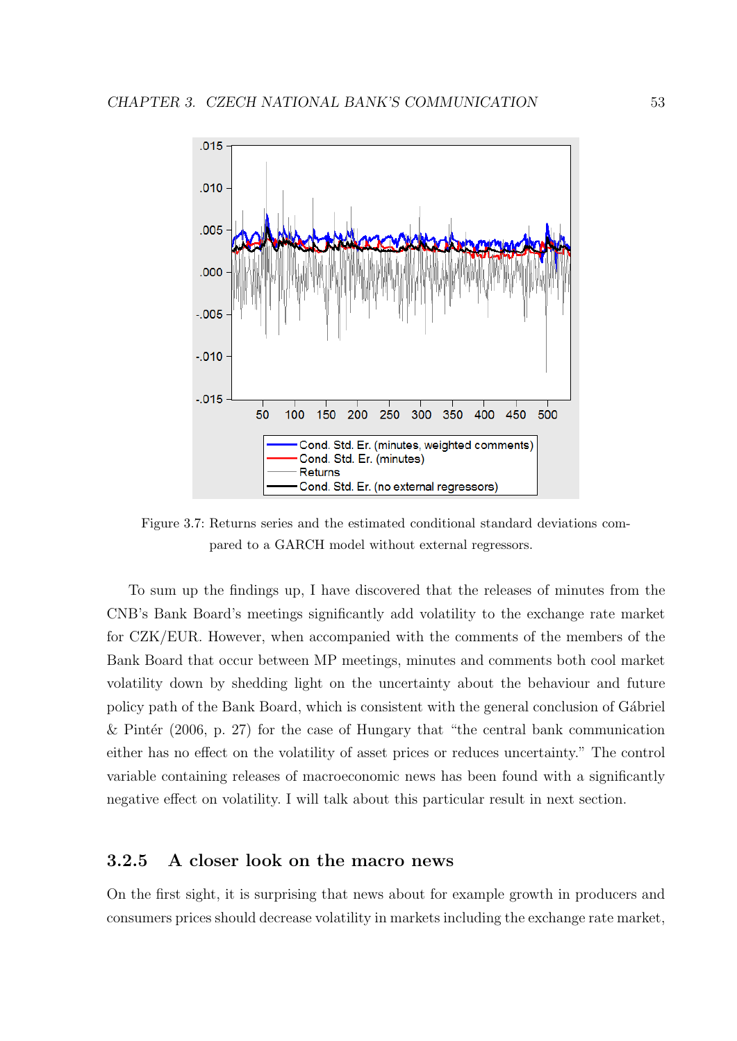Figure 3.7: Returns series and the estimated conditional standard deviations compared to a GARCH model without external regressors.

To sum up the findings up, I have discovered that the releases of minutes from the CNB's Bank Board's meetings significantly add volatility to the exchange rate market for CZK/EUR. However, when accompanied with the comments of the members of the Bank Board that occur between MP meetings, minutes and comments both cool market volatility down by shedding light on the uncertainty about the behaviour and future policy path of the Bank Board, which is consistent with the general conclusion of Gábriel & Pintér (2006, p. 27) for the case of Hungary that "the central bank communication either has no effect on the volatility of asset prices or reduces uncertainty." The control variable containing releases of macroeconomic news has been found with a significantly negative effect on volatility. I will talk about this particular result in next section.

### 3.2.5 A closer look on the macro news

On the first sight, it is surprising that news about for example growth in producers and consumers prices should decrease volatility in markets including the exchange rate market,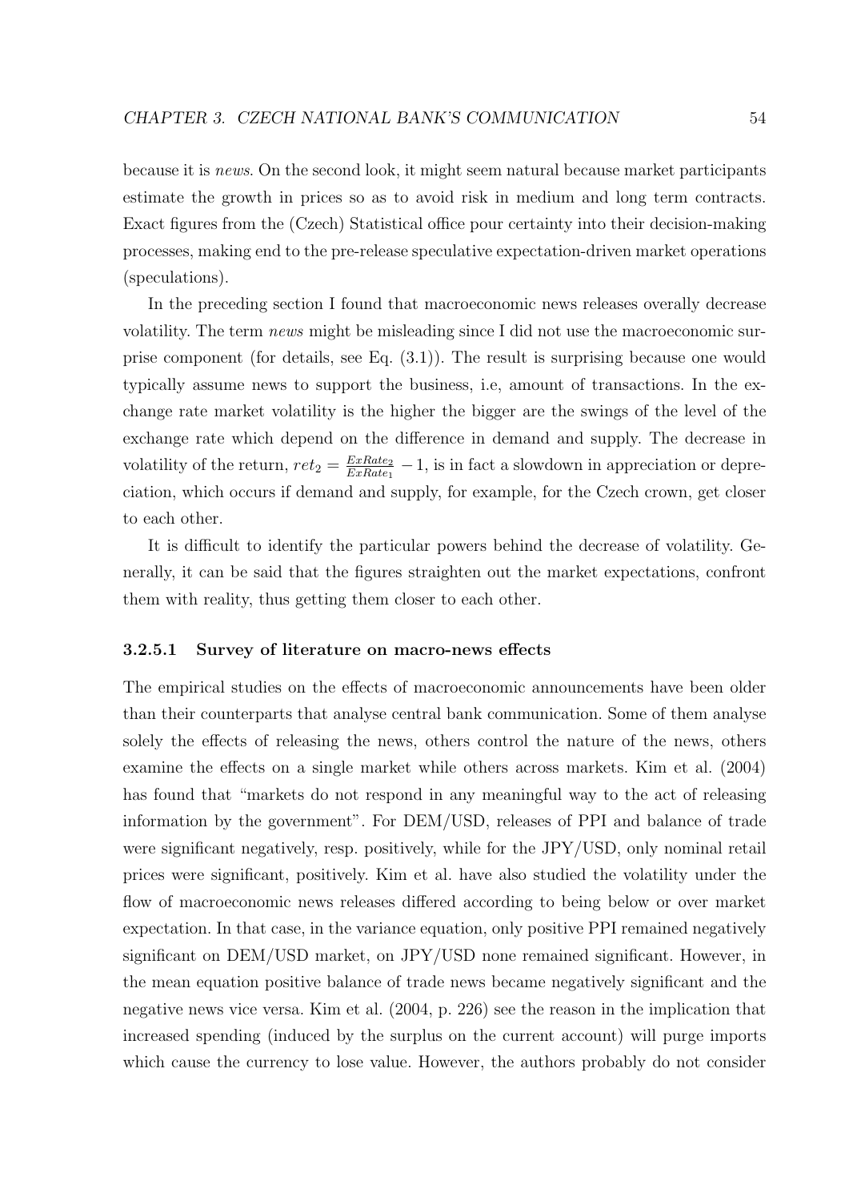because it is *news*. On the second look, it might seem natural because market participants estimate the growth in prices so as to avoid risk in medium and long term contracts. Exact figures from the (Czech) Statistical office pour certainty into their decision-making processes, making end to the pre-release speculative expectation-driven market operations (speculations).

In the preceding section I found that macroeconomic news releases overally decrease volatility. The term *news* might be misleading since I did not use the macroeconomic surprise component (for details, see Eq. (3.1)). The result is surprising because one would typically assume news to support the business, i.e, amount of transactions. In the exchange rate market volatility is the higher the bigger are the swings of the level of the exchange rate which depend on the difference in demand and supply. The decrease in volatility of the return, $ret_2 = \frac{ExRate_2}{ExRate_1} - 1$, is in fact a slowdown in appreciation or depreciation, which occurs if demand and supply, for example, for the Czech crown, get closer to each other.

It is difficult to identify the particular powers behind the decrease of volatility. Generally, it can be said that the figures straighten out the market expectations, confront them with reality, thus getting them closer to each other.

#### 3.2.5.1 Survey of literature on macro-news effects

The empirical studies on the effects of macroeconomic announcements have been older than their counterparts that analyse central bank communication. Some of them analyse solely the effects of releasing the news, others control the nature of the news, others examine the effects on a single market while others across markets. Kim et al. (2004) has found that "markets do not respond in any meaningful way to the act of releasing information by the government". For DEM/USD, releases of PPI and balance of trade were significant negatively, resp. positively, while for the JPY/USD, only nominal retail prices were significant, positively. Kim et al. have also studied the volatility under the flow of macroeconomic news releases differed according to being below or over market expectation. In that case, in the variance equation, only positive PPI remained negatively significant on DEM/USD market, on JPY/USD none remained significant. However, in the mean equation positive balance of trade news became negatively significant and the negative news vice versa. Kim et al. (2004, p. 226) see the reason in the implication that increased spending (induced by the surplus on the current account) will purge imports which cause the currency to lose value. However, the authors probably do not consider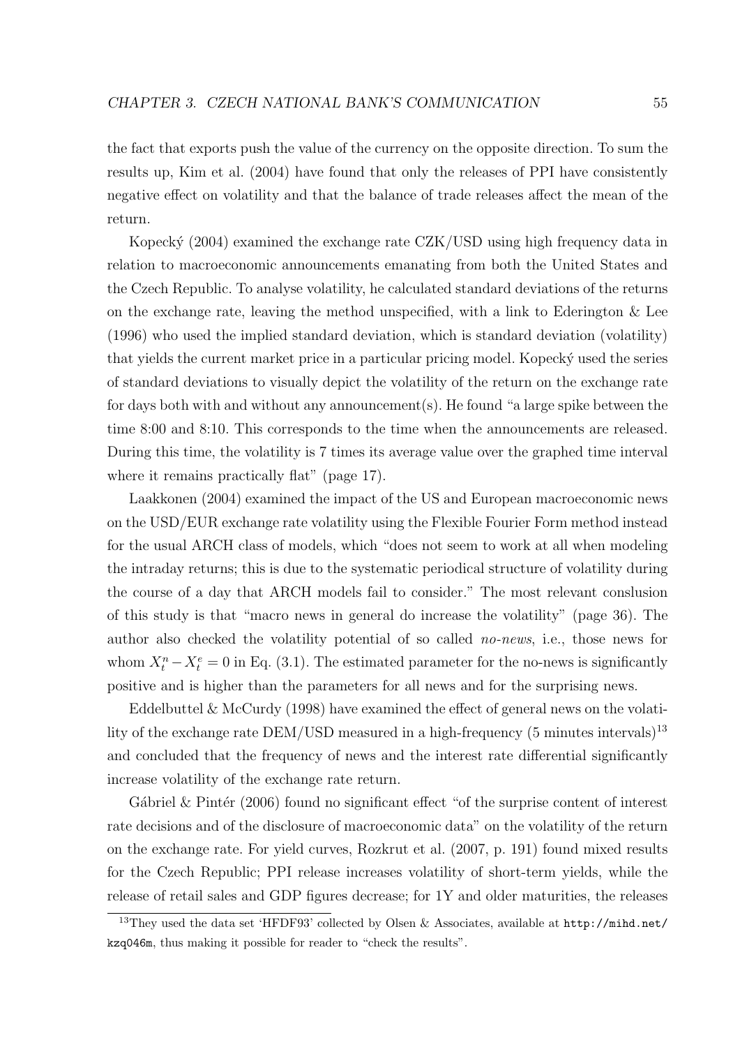the fact that exports push the value of the currency on the opposite direction. To sum the results up, Kim et al. (2004) have found that only the releases of PPI have consistently negative effect on volatility and that the balance of trade releases affect the mean of the return.

Kopecký (2004) examined the exchange rate CZK/USD using high frequency data in relation to macroeconomic announcements emanating from both the United States and the Czech Republic. To analyse volatility, he calculated standard deviations of the returns on the exchange rate, leaving the method unspecified, with a link to Ederington & Lee (1996) who used the implied standard deviation, which is standard deviation (volatility) that yields the current market price in a particular pricing model. Kopecký used the series of standard deviations to visually depict the volatility of the return on the exchange rate for days both with and without any announcement(s). He found "a large spike between the time 8:00 and 8:10. This corresponds to the time when the announcements are released. During this time, the volatility is 7 times its average value over the graphed time interval where it remains practically flat" (page 17).

Laakkonen (2004) examined the impact of the US and European macroeconomic news on the USD/EUR exchange rate volatility using the Flexible Fourier Form method instead for the usual ARCH class of models, which "does not seem to work at all when modeling the intraday returns; this is due to the systematic periodical structure of volatility during the course of a day that ARCH models fail to consider." The most relevant conslusion of this study is that "macro news in general do increase the volatility" (page 36). The author also checked the volatility potential of so called *no-news*, i.e., those news for whom $X_t^n - X_t^e = 0$ in Eq. (3.1). The estimated parameter for the no-news is significantly positive and is higher than the parameters for all news and for the surprising news.

Eddelbuttel & McCurdy (1998) have examined the effect of general news on the volatility of the exchange rate DEM/USD measured in a high-frequency (5 minutes intervals)[13] and concluded that the frequency of news and the interest rate differential significantly increase volatility of the exchange rate return.

Gábriel & Pintér (2006) found no significant effect "of the surprise content of interest rate decisions and of the disclosure of macroeconomic data" on the volatility of the return on the exchange rate. For yield curves, Rozkrut et al. (2007, p. 191) found mixed results for the Czech Republic; PPI release increases volatility of short-term yields, while the release of retail sales and GDP figures decrease; for 1Y and older maturities, the releases

[13] They used the data set 'HFDF93' collected by Olsen & Associates, available at `http://mihd.net/kzq046m`, thus making it possible for reader to "check the results".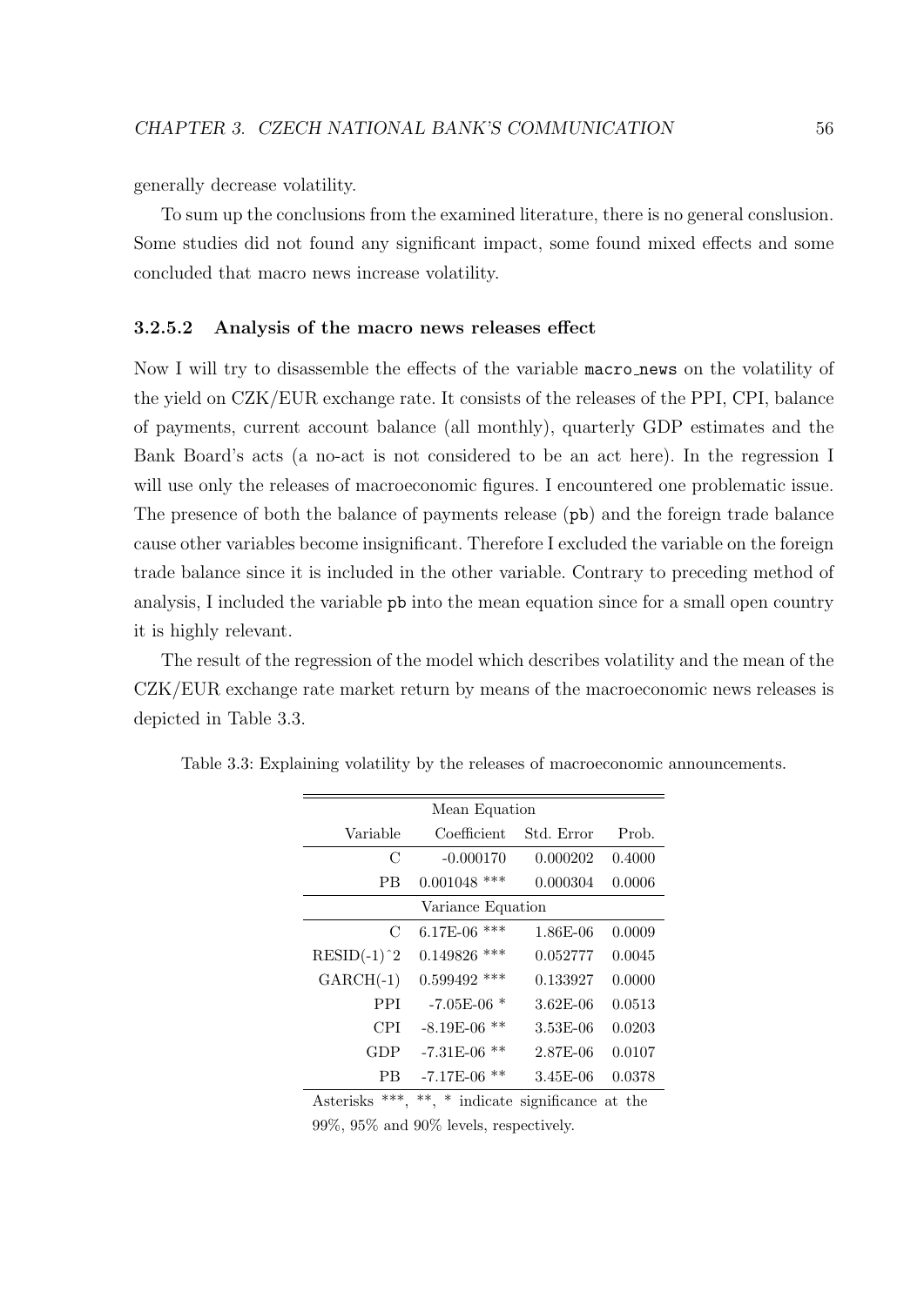generally decrease volatility.

To sum up the conclusions from the examined literature, there is no general conslusion. Some studies did not found any significant impact, some found mixed effects and some concluded that macro news increase volatility.

#### 3.2.5.2 Analysis of the macro news releases effect

Now I will try to disassemble the effects of the variable `macro_news` on the volatility of the yield on CZK/EUR exchange rate. It consists of the releases of the PPI, CPI, balance of payments, current account balance (all monthly), quarterly GDP estimates and the Bank Board's acts (a no-act is not considered to be an act here). In the regression I will use only the releases of macroeconomic figures. I encountered one problematic issue. The presence of both the balance of payments release (`pb`) and the foreign trade balance cause other variables become insignificant. Therefore I excluded the variable on the foreign trade balance since it is included in the other variable. Contrary to preceding method of analysis, I included the variable `pb` into the mean equation since for a small open country it is highly relevant.

The result of the regression of the model which describes volatility and the mean of the CZK/EUR exchange rate market return by means of the macroeconomic news releases is depicted in Table 3.3.

Table 3.3: Explaining volatility by the releases of macroeconomic announcements.

| Variable | Coefficient | Std. Error | Prob. |
|---|---|---|---|
| **Mean Equation** | | | |
| C | -0.000170 | 0.000202 | 0.4000 |
| PB | 0.001048 *** | 0.000304 | 0.0006 |
| **Variance Equation** | | | |
| C | 6.17E-06 *** | 1.86E-06 | 0.0009 |
| RESID(-1)^2 | 0.149826 *** | 0.052777 | 0.0045 |
| GARCH(-1) | 0.599492 *** | 0.133927 | 0.0000 |
| PPI | -7.05E-06 * | 3.62E-06 | 0.0513 |
| CPI | -8.19E-06 ** | 3.53E-06 | 0.0203 |
| GDP | -7.31E-06 ** | 2.87E-06 | 0.0107 |
| PB | -7.17E-06 ** | 3.45E-06 | 0.0378 |

Asterisks ***, **, * indicate significance at the 99%, 95% and 90% levels, respectively.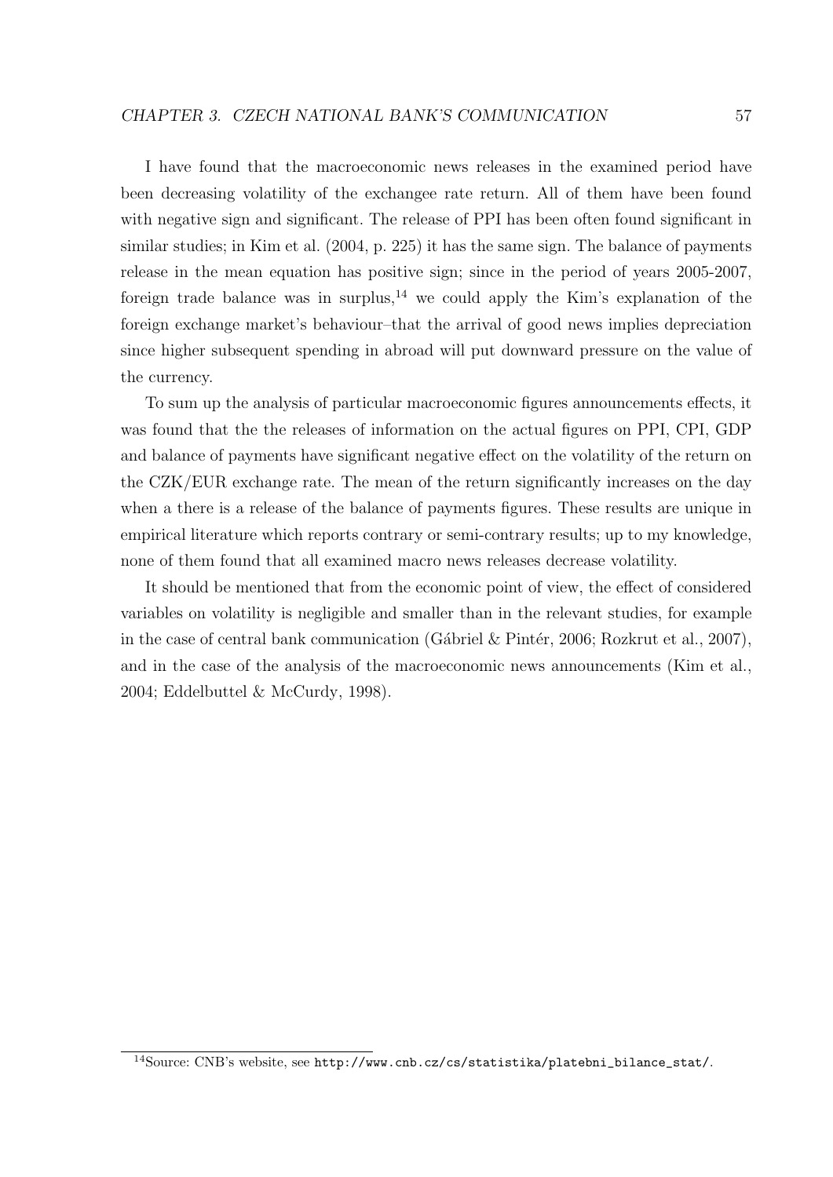I have found that the macroeconomic news releases in the examined period have been decreasing volatility of the exchangee rate return. All of them have been found with negative sign and significant. The release of PPI has been often found significant in similar studies; in Kim et al. (2004, p. 225) it has the same sign. The balance of payments release in the mean equation has positive sign; since in the period of years 2005-2007, foreign trade balance was in surplus,[14] we could apply the Kim's explanation of the foreign exchange market's behaviour–that the arrival of good news implies depreciation since higher subsequent spending in abroad will put downward pressure on the value of the currency.

To sum up the analysis of particular macroeconomic figures announcements effects, it was found that the the releases of information on the actual figures on PPI, CPI, GDP and balance of payments have significant negative effect on the volatility of the return on the CZK/EUR exchange rate. The mean of the return significantly increases on the day when a there is a release of the balance of payments figures. These results are unique in empirical literature which reports contrary or semi-contrary results; up to my knowledge, none of them found that all examined macro news releases decrease volatility.

It should be mentioned that from the economic point of view, the effect of considered variables on volatility is negligible and smaller than in the relevant studies, for example in the case of central bank communication (Gábriel & Pintér, 2006; Rozkrut et al., 2007), and in the case of the analysis of the macroeconomic news announcements (Kim et al., 2004; Eddelbuttel & McCurdy, 1998).

[14] Source: CNB's website, see `http://www.cnb.cz/cs/statistika/platebni_bilance_stat/`.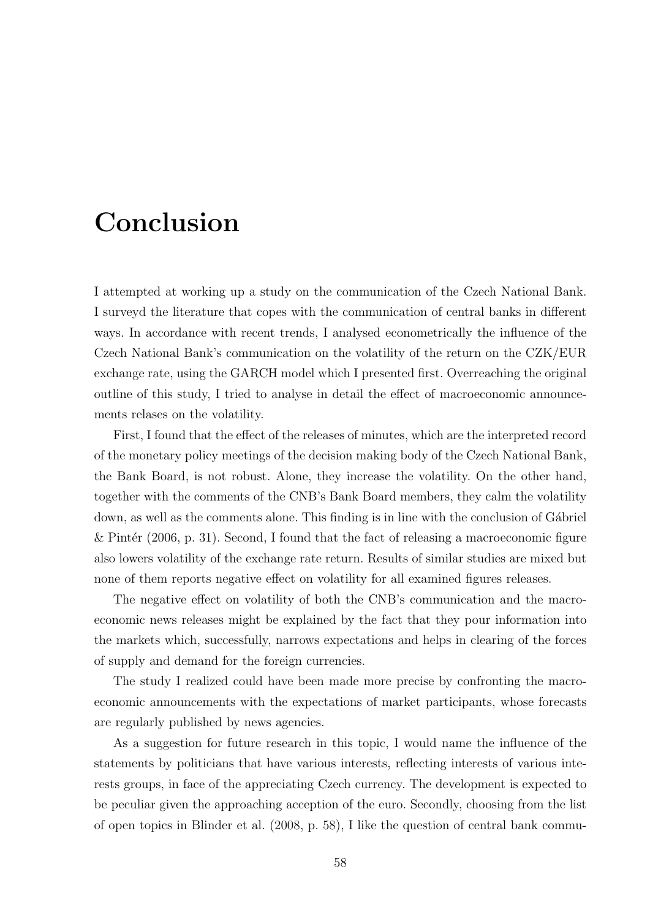# Conclusion

I attempted at working up a study on the communication of the Czech National Bank. I surveyd the literature that copes with the communication of central banks in different ways. In accordance with recent trends, I analysed econometrically the influence of the Czech National Bank's communication on the volatility of the return on the CZK/EUR exchange rate, using the GARCH model which I presented first. Overreaching the original outline of this study, I tried to analyse in detail the effect of macroeconomic announcements relases on the volatility.

First, I found that the effect of the releases of minutes, which are the interpreted record of the monetary policy meetings of the decision making body of the Czech National Bank, the Bank Board, is not robust. Alone, they increase the volatility. On the other hand, together with the comments of the CNB's Bank Board members, they calm the volatility down, as well as the comments alone. This finding is in line with the conclusion of Gábriel & Pintér (2006, p. 31). Second, I found that the fact of releasing a macroeconomic figure also lowers volatility of the exchange rate return. Results of similar studies are mixed but none of them reports negative effect on volatility for all examined figures releases.

The negative effect on volatility of both the CNB's communication and the macroeconomic news releases might be explained by the fact that they pour information into the markets which, successfully, narrows expectations and helps in clearing of the forces of supply and demand for the foreign currencies.

The study I realized could have been made more precise by confronting the macroeconomic announcements with the expectations of market participants, whose forecasts are regularly published by news agencies.

As a suggestion for future research in this topic, I would name the influence of the statements by politicians that have various interests, reflecting interests of various interests groups, in face of the appreciating Czech currency. The development is expected to be peculiar given the approaching acception of the euro. Secondly, choosing from the list of open topics in Blinder et al. (2008, p. 58), I like the question of central bank commu-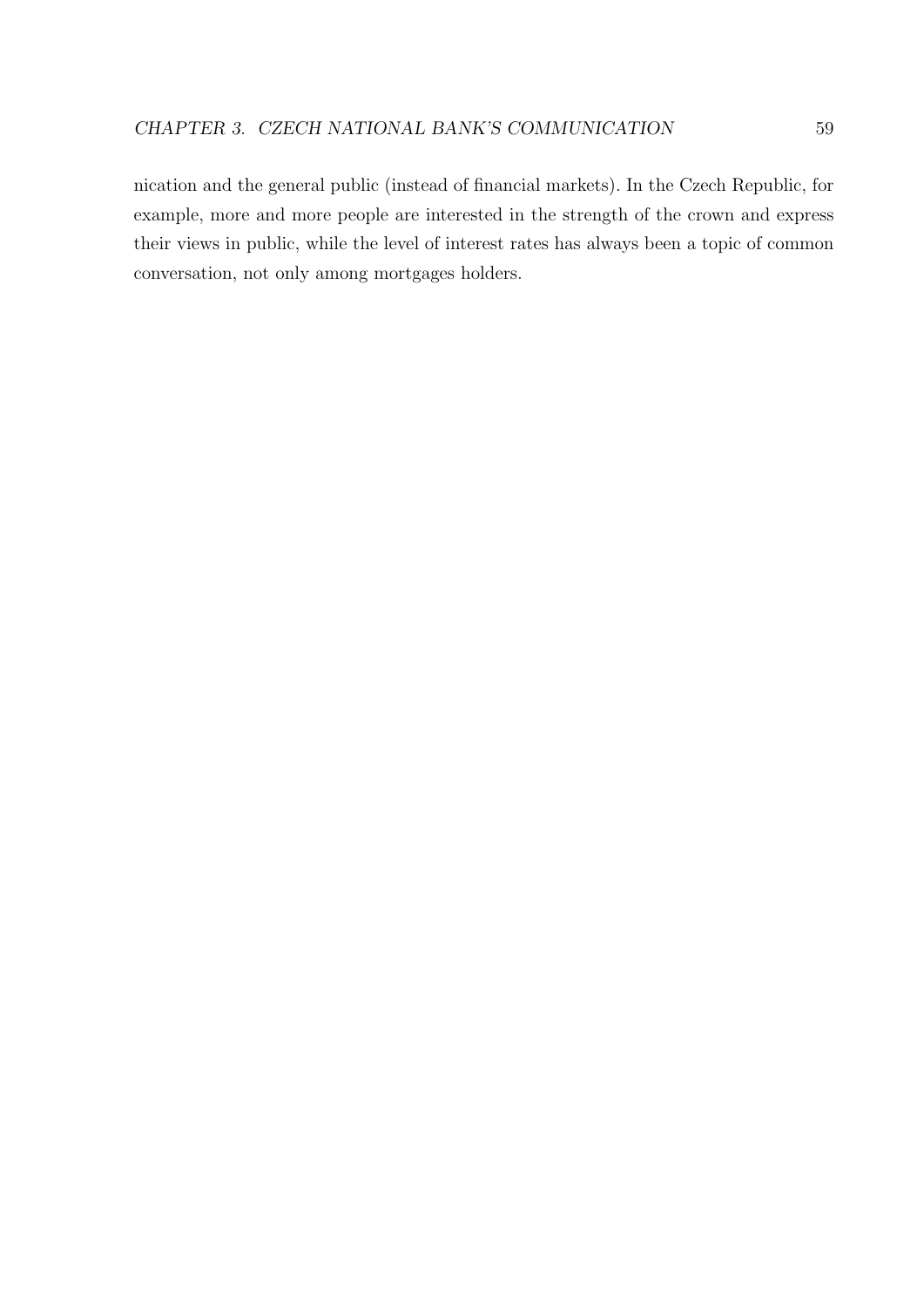nication and the general public (instead of financial markets). In the Czech Republic, for example, more and more people are interested in the strength of the crown and express their views in public, while the level of interest rates has always been a topic of common conversation, not only among mortgages holders.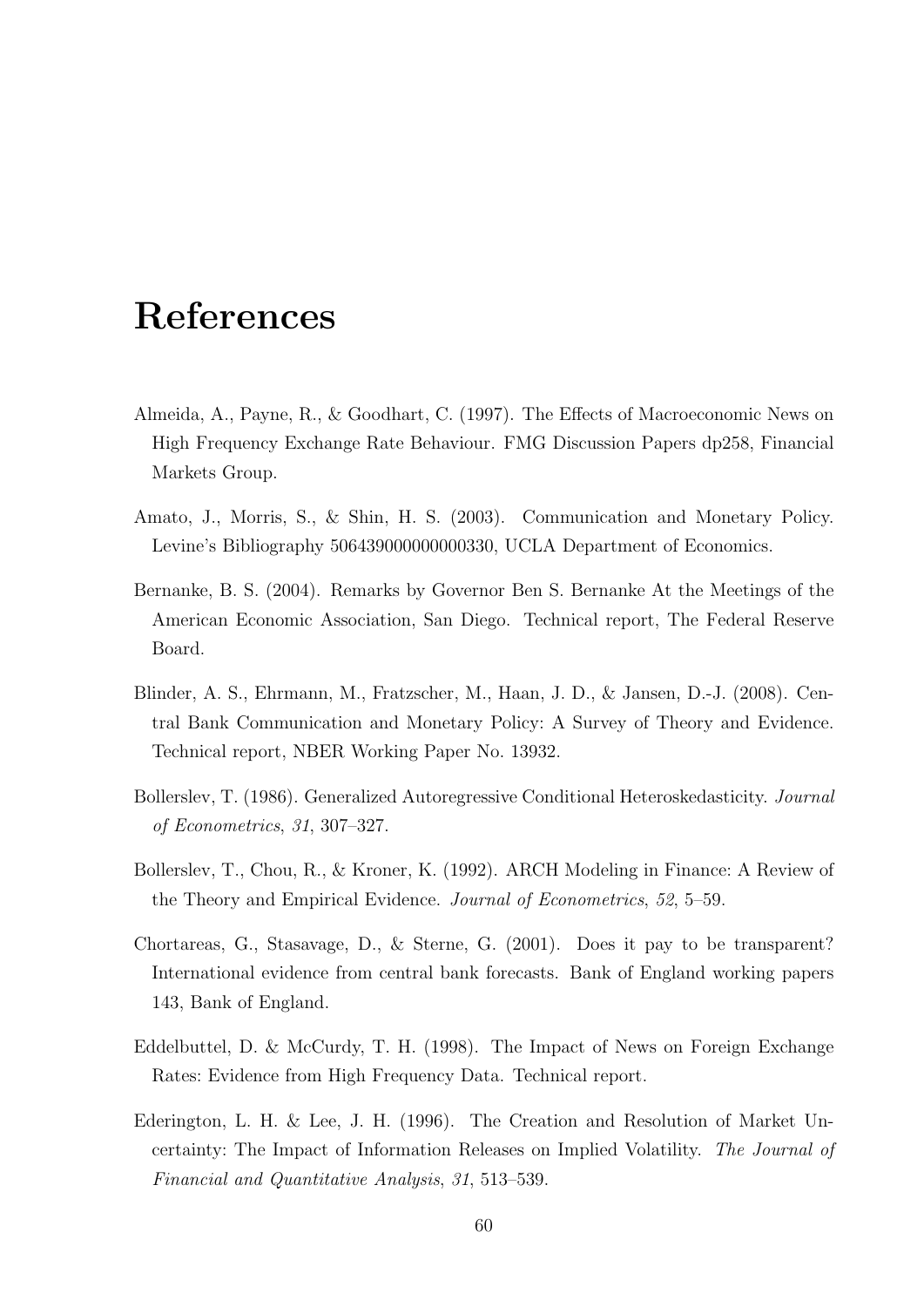# References

Almeida, A., Payne, R., & Goodhart, C. (1997). The Effects of Macroeconomic News on High Frequency Exchange Rate Behaviour. FMG Discussion Papers dp258, Financial Markets Group.

Amato, J., Morris, S., & Shin, H. S. (2003). Communication and Monetary Policy. Levine's Bibliography 506439000000000330, UCLA Department of Economics.

Bernanke, B. S. (2004). Remarks by Governor Ben S. Bernanke At the Meetings of the American Economic Association, San Diego. Technical report, The Federal Reserve Board.

Blinder, A. S., Ehrmann, M., Fratzscher, M., Haan, J. D., & Jansen, D.-J. (2008). Central Bank Communication and Monetary Policy: A Survey of Theory and Evidence. Technical report, NBER Working Paper No. 13932.

Bollerslev, T. (1986). Generalized Autoregressive Conditional Heteroskedasticity. *Journal of Econometrics*, *31*, 307–327.

Bollerslev, T., Chou, R., & Kroner, K. (1992). ARCH Modeling in Finance: A Review of the Theory and Empirical Evidence. *Journal of Econometrics*, *52*, 5–59.

Chortareas, G., Stasavage, D., & Sterne, G. (2001). Does it pay to be transparent? International evidence from central bank forecasts. Bank of England working papers 143, Bank of England.

Eddelbuttel, D. & McCurdy, T. H. (1998). The Impact of News on Foreign Exchange Rates: Evidence from High Frequency Data. Technical report.

Ederington, L. H. & Lee, J. H. (1996). The Creation and Resolution of Market Uncertainty: The Impact of Information Releases on Implied Volatility. *The Journal of Financial and Quantitative Analysis*, *31*, 513–539.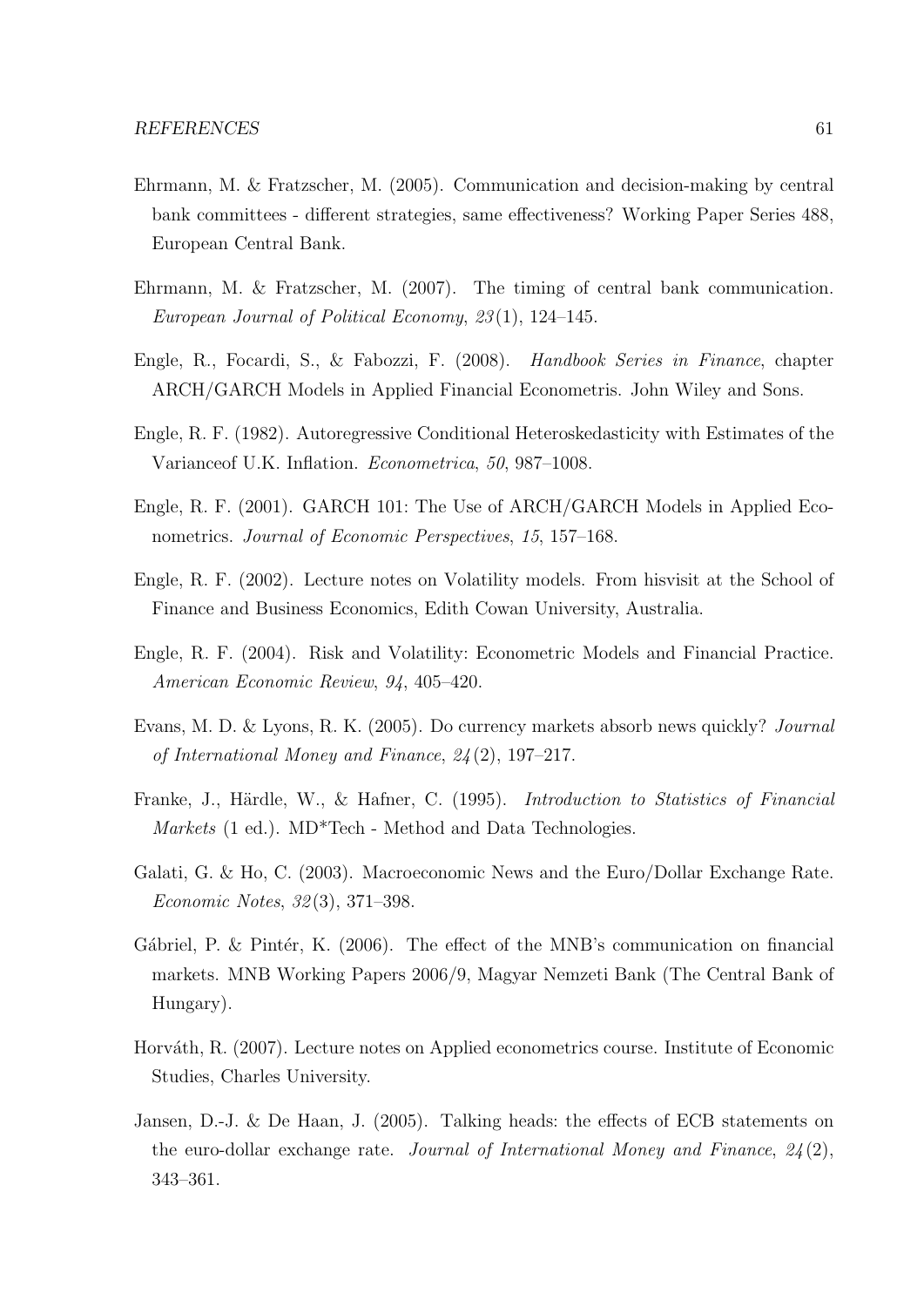Ehrmann, M. & Fratzscher, M. (2005). Communication and decision-making by central bank committees - different strategies, same effectiveness? Working Paper Series 488, European Central Bank.

Ehrmann, M. & Fratzscher, M. (2007). The timing of central bank communication. *European Journal of Political Economy*, *23*(1), 124–145.

Engle, R., Focardi, S., & Fabozzi, F. (2008). *Handbook Series in Finance*, chapter ARCH/GARCH Models in Applied Financial Econometris. John Wiley and Sons.

Engle, R. F. (1982). Autoregressive Conditional Heteroskedasticity with Estimates of the Varianceof U.K. Inflation. *Econometrica*, *50*, 987–1008.

Engle, R. F. (2001). GARCH 101: The Use of ARCH/GARCH Models in Applied Econometrics. *Journal of Economic Perspectives*, *15*, 157–168.

Engle, R. F. (2002). Lecture notes on Volatility models. From hisvisit at the School of Finance and Business Economics, Edith Cowan University, Australia.

Engle, R. F. (2004). Risk and Volatility: Econometric Models and Financial Practice. *American Economic Review*, *94*, 405–420.

Evans, M. D. & Lyons, R. K. (2005). Do currency markets absorb news quickly? *Journal of International Money and Finance*, *24*(2), 197–217.

Franke, J., Härdle, W., & Hafner, C. (1995). *Introduction to Statistics of Financial Markets* (1 ed.). MD*Tech - Method and Data Technologies.

Galati, G. & Ho, C. (2003). Macroeconomic News and the Euro/Dollar Exchange Rate. *Economic Notes*, *32*(3), 371–398.

Gábriel, P. & Pintér, K. (2006). The effect of the MNB's communication on financial markets. MNB Working Papers 2006/9, Magyar Nemzeti Bank (The Central Bank of Hungary).

Horváth, R. (2007). Lecture notes on Applied econometrics course. Institute of Economic Studies, Charles University.

Jansen, D.-J. & De Haan, J. (2005). Talking heads: the effects of ECB statements on the euro-dollar exchange rate. *Journal of International Money and Finance*, *24*(2), 343–361.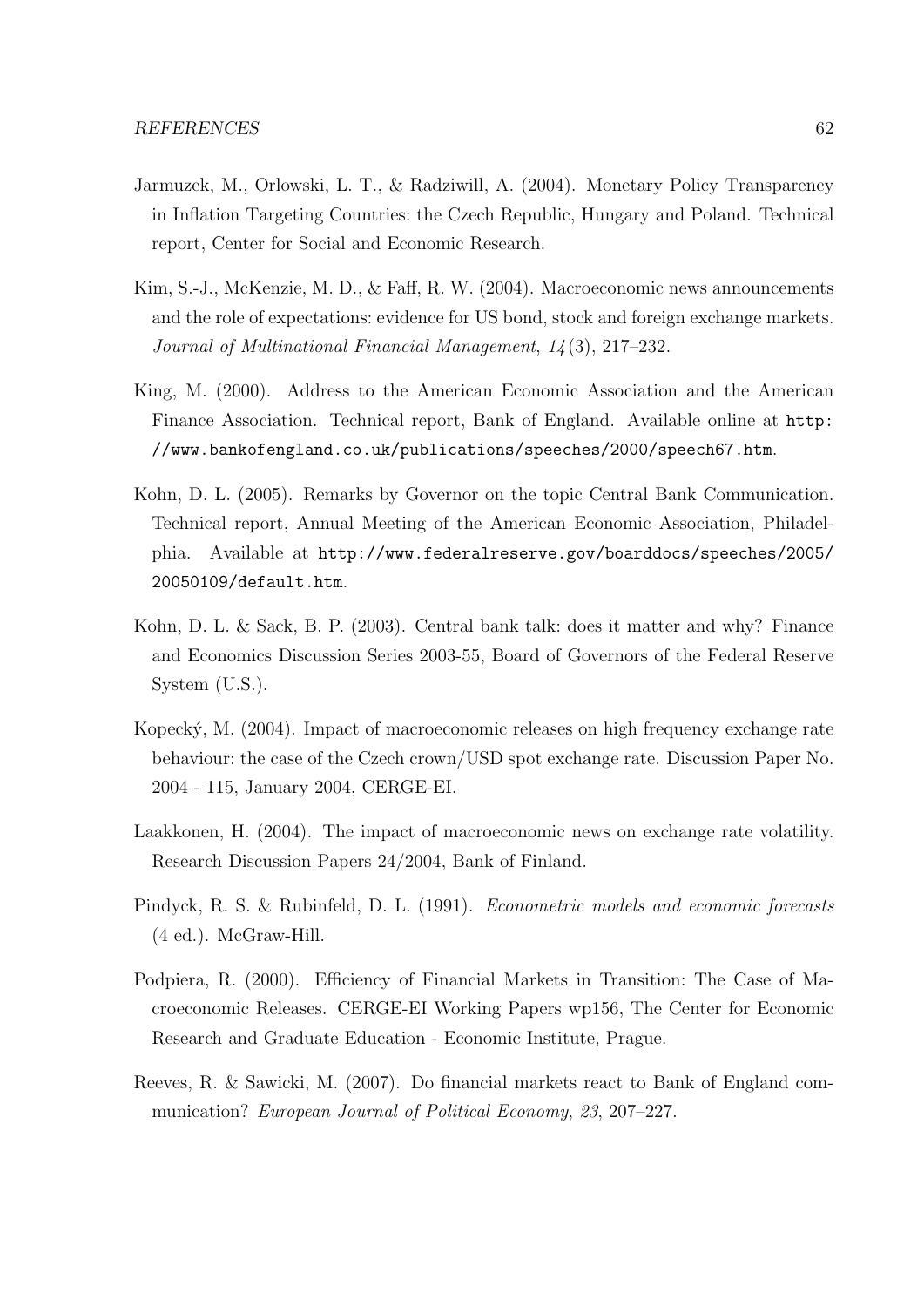Jarmuzek, M., Orlowski, L. T., & Radziwill, A. (2004). Monetary Policy Transparency in Inflation Targeting Countries: the Czech Republic, Hungary and Poland. Technical report, Center for Social and Economic Research.

Kim, S.-J., McKenzie, M. D., & Faff, R. W. (2004). Macroeconomic news announcements and the role of expectations: evidence for US bond, stock and foreign exchange markets. *Journal of Multinational Financial Management*, *14*(3), 217–232.

King, M. (2000). Address to the American Economic Association and the American Finance Association. Technical report, Bank of England. Available online at `http://www.bankofengland.co.uk/publications/speeches/2000/speech67.htm`.

Kohn, D. L. (2005). Remarks by Governor on the topic Central Bank Communication. Technical report, Annual Meeting of the American Economic Association, Philadelphia. Available at `http://www.federalreserve.gov/boarddocs/speeches/2005/20050109/default.htm`.

Kohn, D. L. & Sack, B. P. (2003). Central bank talk: does it matter and why? Finance and Economics Discussion Series 2003-55, Board of Governors of the Federal Reserve System (U.S.).

Kopecký, M. (2004). Impact of macroeconomic releases on high frequency exchange rate behaviour: the case of the Czech crown/USD spot exchange rate. Discussion Paper No. 2004 - 115, January 2004, CERGE-EI.

Laakkonen, H. (2004). The impact of macroeconomic news on exchange rate volatility. Research Discussion Papers 24/2004, Bank of Finland.

Pindyck, R. S. & Rubinfeld, D. L. (1991). *Econometric models and economic forecasts* (4 ed.). McGraw-Hill.

Podpiera, R. (2000). Efficiency of Financial Markets in Transition: The Case of Macroeconomic Releases. CERGE-EI Working Papers wp156, The Center for Economic Research and Graduate Education - Economic Institute, Prague.

Reeves, R. & Sawicki, M. (2007). Do financial markets react to Bank of England communication? *European Journal of Political Economy*, *23*, 207–227.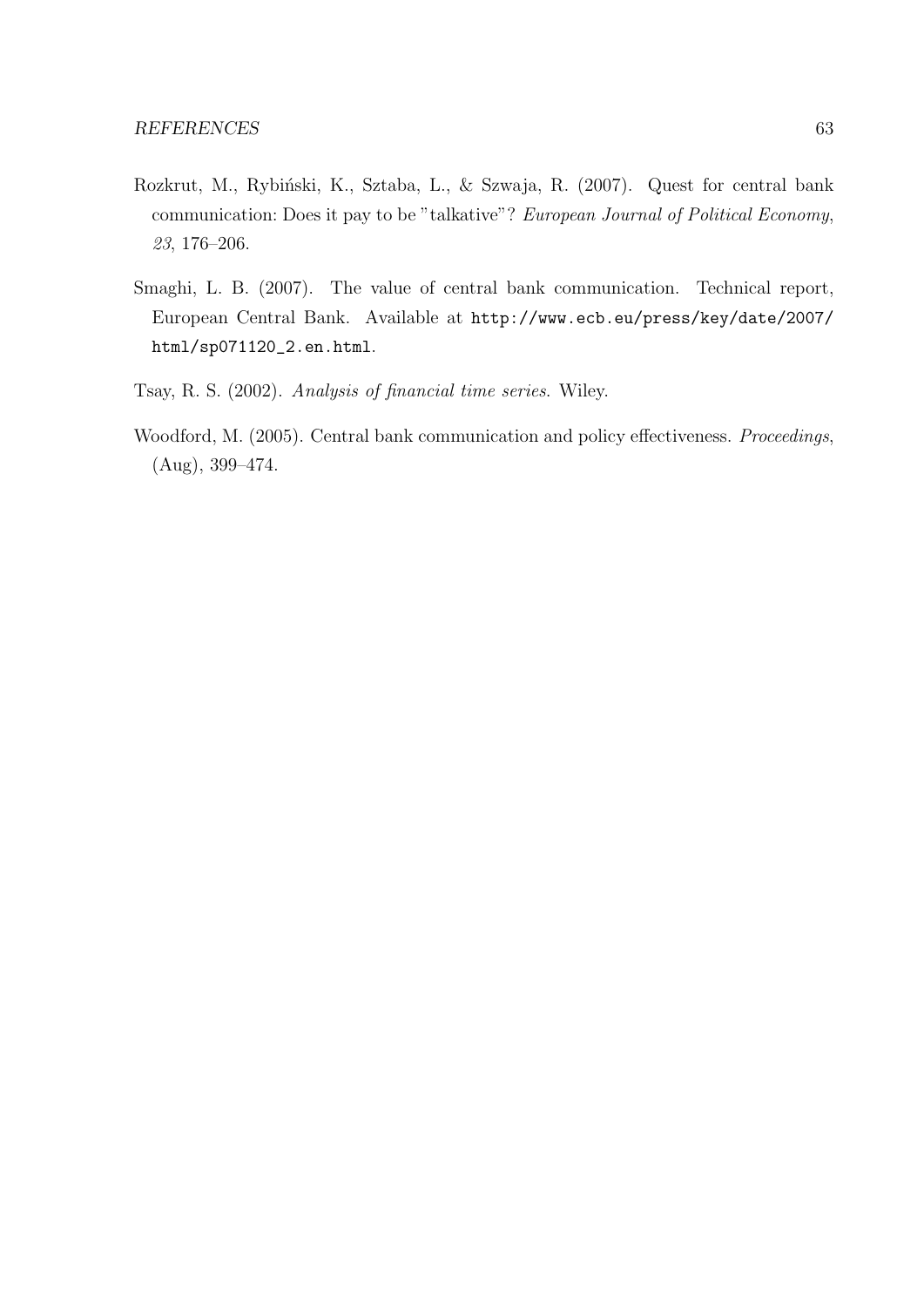Rozkrut, M., Rybiński, K., Sztaba, L., & Szwaja, R. (2007). Quest for central bank communication: Does it pay to be "talkative"? *European Journal of Political Economy*, *23*, 176–206.

Smaghi, L. B. (2007). The value of central bank communication. Technical report, European Central Bank. Available at `http://www.ecb.eu/press/key/date/2007/html/sp071120_2.en.html`.

Tsay, R. S. (2002). *Analysis of financial time series.* Wiley.

Woodford, M. (2005). Central bank communication and policy effectiveness. *Proceedings*, (Aug), 399–474.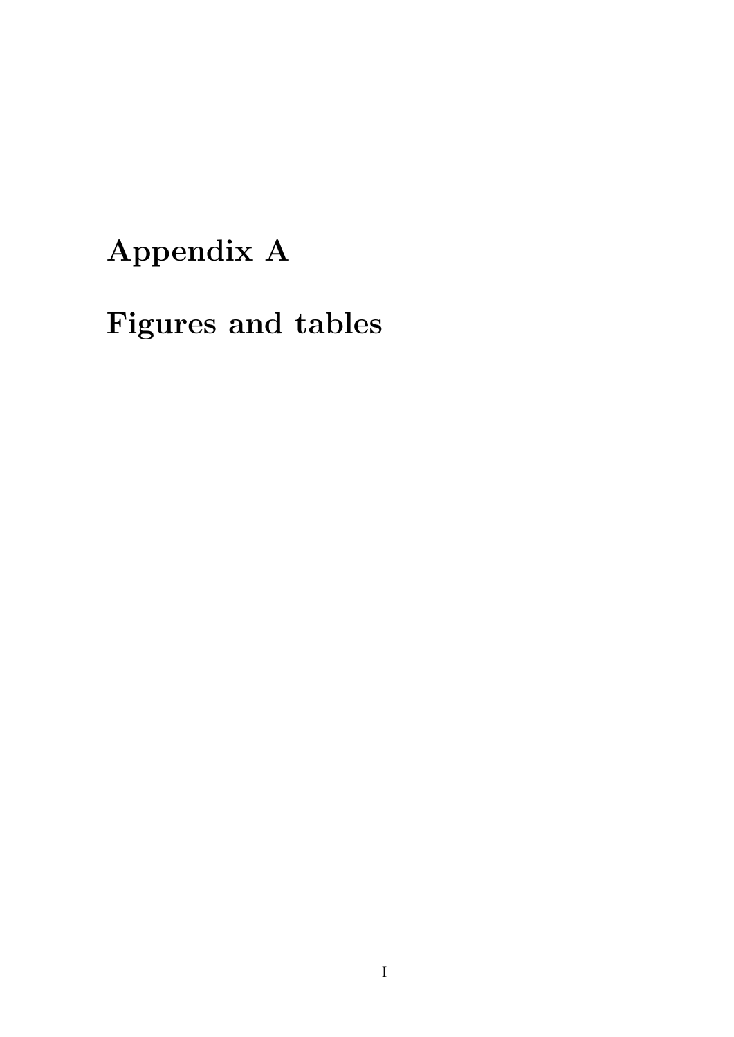# Appendix A

# Figures and tables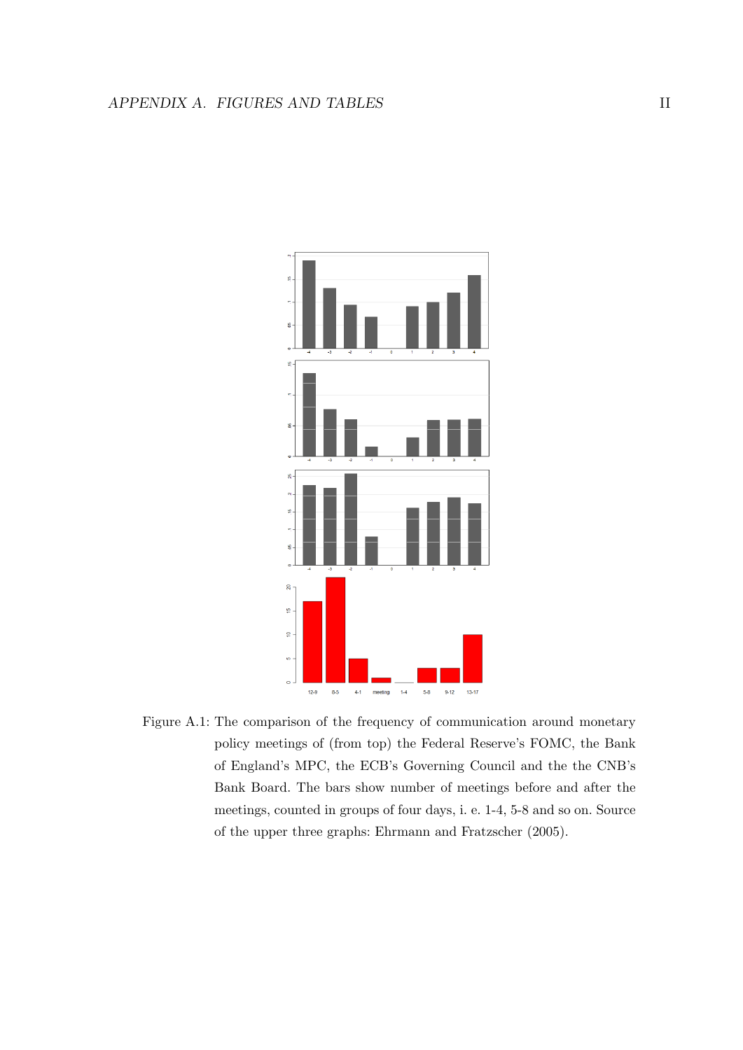Figure A.1: The comparison of the frequency of communication around monetary policy meetings of (from top) the Federal Reserve's FOMC, the Bank of England's MPC, the ECB's Governing Council and the the CNB's Bank Board. The bars show number of meetings before and after the meetings, counted in groups of four days, i. e. 1-4, 5-8 and so on. Source of the upper three graphs: Ehrmann and Fratzscher (2005).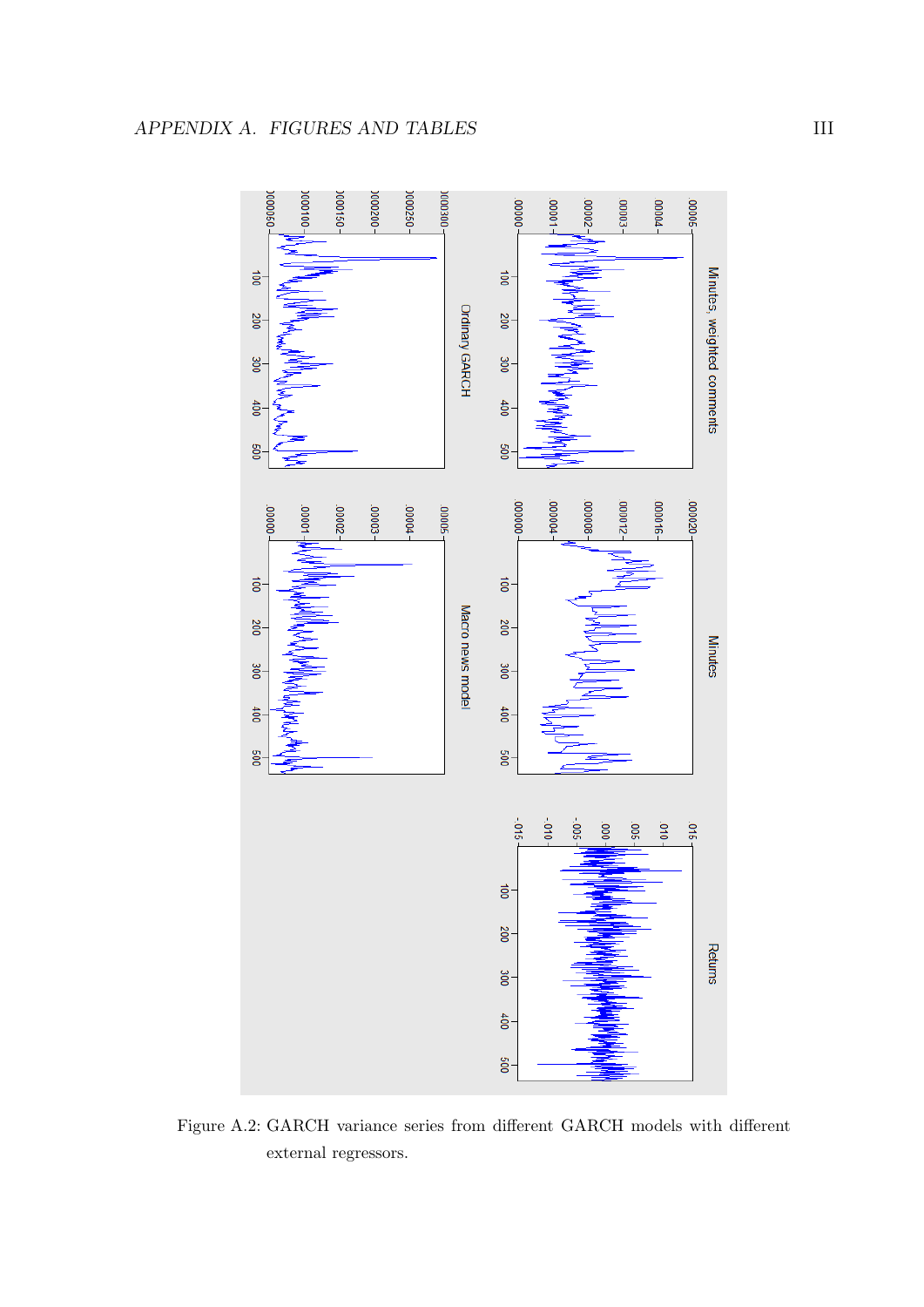Figure A.2: GARCH variance series from different GARCH models with different external regressors.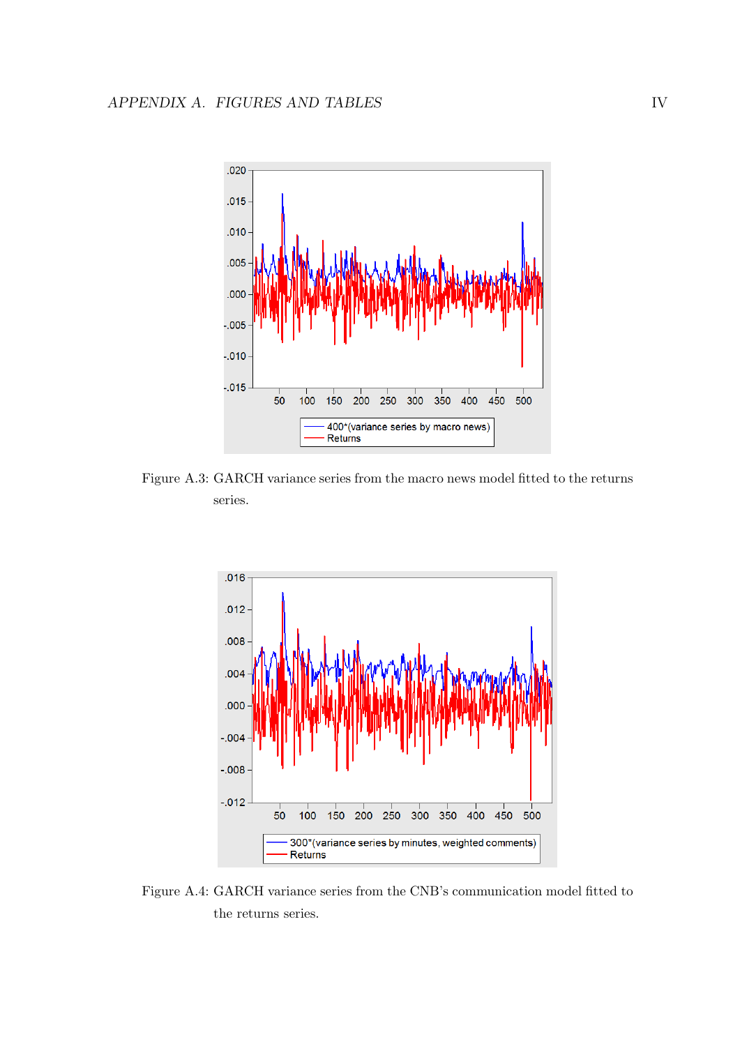Figure A.3: GARCH variance series from the macro news model fitted to the returns series.

Figure A.4: GARCH variance series from the CNB's communication model fitted to the returns series.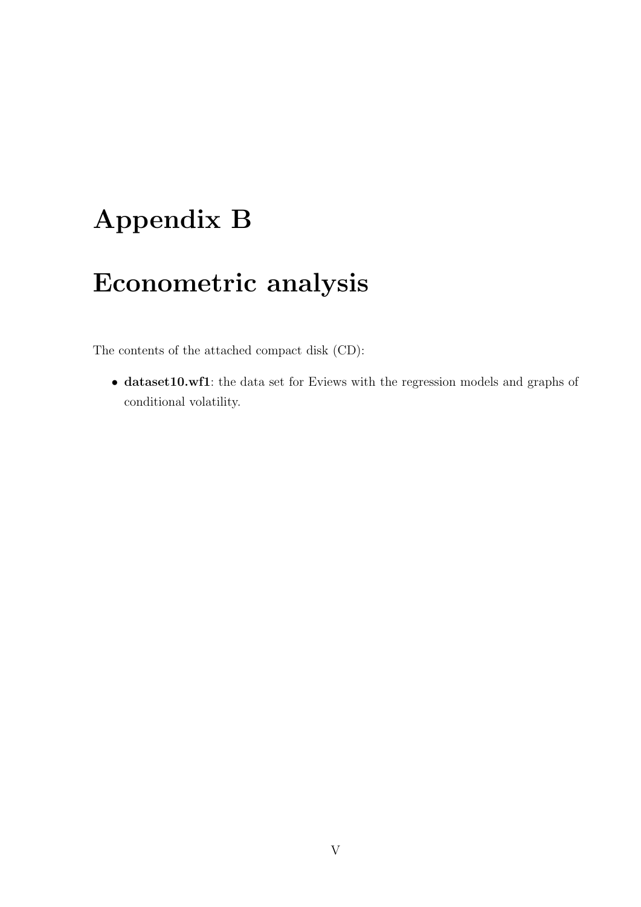# Appendix B

# Econometric analysis

The contents of the attached compact disk (CD):

- **dataset10.wf1**: the data set for Eviews with the regression models and graphs of conditional volatility.